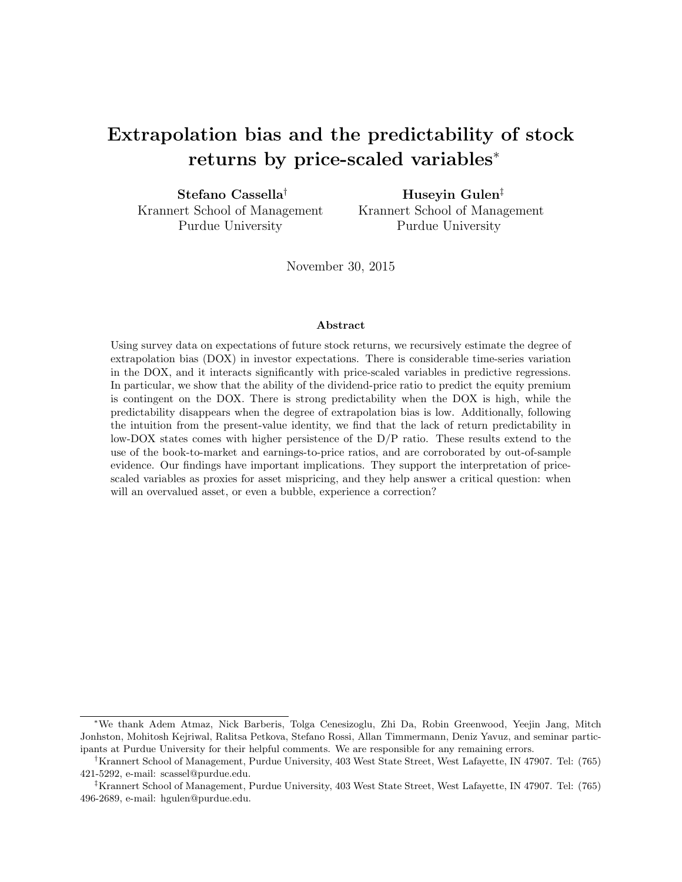# Extrapolation bias and the predictability of stock returns by price-scaled variables[*]

**Stefano Cassella**[†]
Krannert School of Management
Purdue University

**Huseyin Gulen**[‡]
Krannert School of Management
Purdue University

November 30, 2015

### Abstract

Using survey data on expectations of future stock returns, we recursively estimate the degree of extrapolation bias (DOX) in investor expectations. There is considerable time-series variation in the DOX, and it interacts significantly with price-scaled variables in predictive regressions. In particular, we show that the ability of the dividend-price ratio to predict the equity premium is contingent on the DOX. There is strong predictability when the DOX is high, while the predictability disappears when the degree of extrapolation bias is low. Additionally, following the intuition from the present-value identity, we find that the lack of return predictability in low-DOX states comes with higher persistence of the D/P ratio. These results extend to the use of the book-to-market and earnings-to-price ratios, and are corroborated by out-of-sample evidence. Our findings have important implications. They support the interpretation of price-scaled variables as proxies for asset mispricing, and they help answer a critical question: when will an overvalued asset, or even a bubble, experience a correction?

---

[*] We thank Adem Atmaz, Nick Barberis, Tolga Cenesizoglu, Zhi Da, Robin Greenwood, Yeejin Jang, Mitch Jonhston, Mohitosh Kejriwal, Ralitsa Petkova, Stefano Rossi, Allan Timmermann, Deniz Yavuz, and seminar participants at Purdue University for their helpful comments. We are responsible for any remaining errors.

[†] Krannert School of Management, Purdue University, 403 West State Street, West Lafayette, IN 47907. Tel: (765) 421-5292, e-mail: scassel@purdue.edu.

[‡] Krannert School of Management, Purdue University, 403 West State Street, West Lafayette, IN 47907. Tel: (765) 496-2689, e-mail: hgulen@purdue.edu.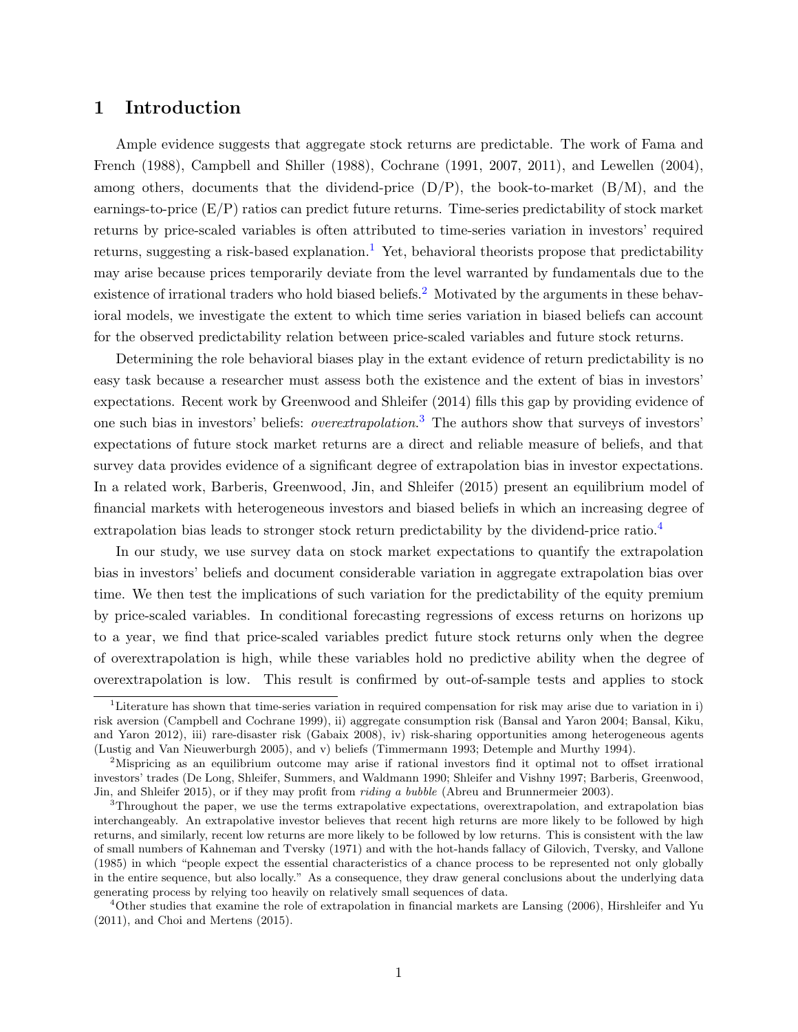# 1 Introduction

Ample evidence suggests that aggregate stock returns are predictable. The work of Fama and French (1988), Campbell and Shiller (1988), Cochrane (1991, 2007, 2011), and Lewellen (2004), among others, documents that the dividend-price (D/P), the book-to-market (B/M), and the earnings-to-price (E/P) ratios can predict future returns. Time-series predictability of stock market returns by price-scaled variables is often attributed to time-series variation in investors' required returns, suggesting a risk-based explanation.[1] Yet, behavioral theorists propose that predictability may arise because prices temporarily deviate from the level warranted by fundamentals due to the existence of irrational traders who hold biased beliefs.[2] Motivated by the arguments in these behavioral models, we investigate the extent to which time series variation in biased beliefs can account for the observed predictability relation between price-scaled variables and future stock returns.

Determining the role behavioral biases play in the extant evidence of return predictability is no easy task because a researcher must assess both the existence and the extent of bias in investors' expectations. Recent work by Greenwood and Shleifer (2014) fills this gap by providing evidence of one such bias in investors' beliefs: *overextrapolation*.[3] The authors show that surveys of investors' expectations of future stock market returns are a direct and reliable measure of beliefs, and that survey data provides evidence of a significant degree of extrapolation bias in investor expectations. In a related work, Barberis, Greenwood, Jin, and Shleifer (2015) present an equilibrium model of financial markets with heterogeneous investors and biased beliefs in which an increasing degree of extrapolation bias leads to stronger stock return predictability by the dividend-price ratio.[4]

In our study, we use survey data on stock market expectations to quantify the extrapolation bias in investors' beliefs and document considerable variation in aggregate extrapolation bias over time. We then test the implications of such variation for the predictability of the equity premium by price-scaled variables. In conditional forecasting regressions of excess returns on horizons up to a year, we find that price-scaled variables predict future stock returns only when the degree of overextrapolation is high, while these variables hold no predictive ability when the degree of overextrapolation is low. This result is confirmed by out-of-sample tests and applies to stock

[1] Literature has shown that time-series variation in required compensation for risk may arise due to variation in i) risk aversion (Campbell and Cochrane 1999), ii) aggregate consumption risk (Bansal and Yaron 2004; Bansal, Kiku, and Yaron 2012), iii) rare-disaster risk (Gabaix 2008), iv) risk-sharing opportunities among heterogeneous agents (Lustig and Van Nieuwerburgh 2005), and v) beliefs (Timmermann 1993; Detemple and Murthy 1994).

[2] Mispricing as an equilibrium outcome may arise if rational investors find it optimal not to offset irrational investors' trades (De Long, Shleifer, Summers, and Waldmann 1990; Shleifer and Vishny 1997; Barberis, Greenwood, Jin, and Shleifer 2015), or if they may profit from *riding a bubble* (Abreu and Brunnermeier 2003).

[3] Throughout the paper, we use the terms extrapolative expectations, overextrapolation, and extrapolation bias interchangeably. An extrapolative investor believes that recent high returns are more likely to be followed by high returns, and similarly, recent low returns are more likely to be followed by low returns. This is consistent with the law of small numbers of Kahneman and Tversky (1971) and with the hot-hands fallacy of Gilovich, Tversky, and Vallone (1985) in which "people expect the essential characteristics of a chance process to be represented not only globally in the entire sequence, but also locally." As a consequence, they draw general conclusions about the underlying data generating process by relying too heavily on relatively small sequences of data.

[4] Other studies that examine the role of extrapolation in financial markets are Lansing (2006), Hirshleifer and Yu (2011), and Choi and Mertens (2015).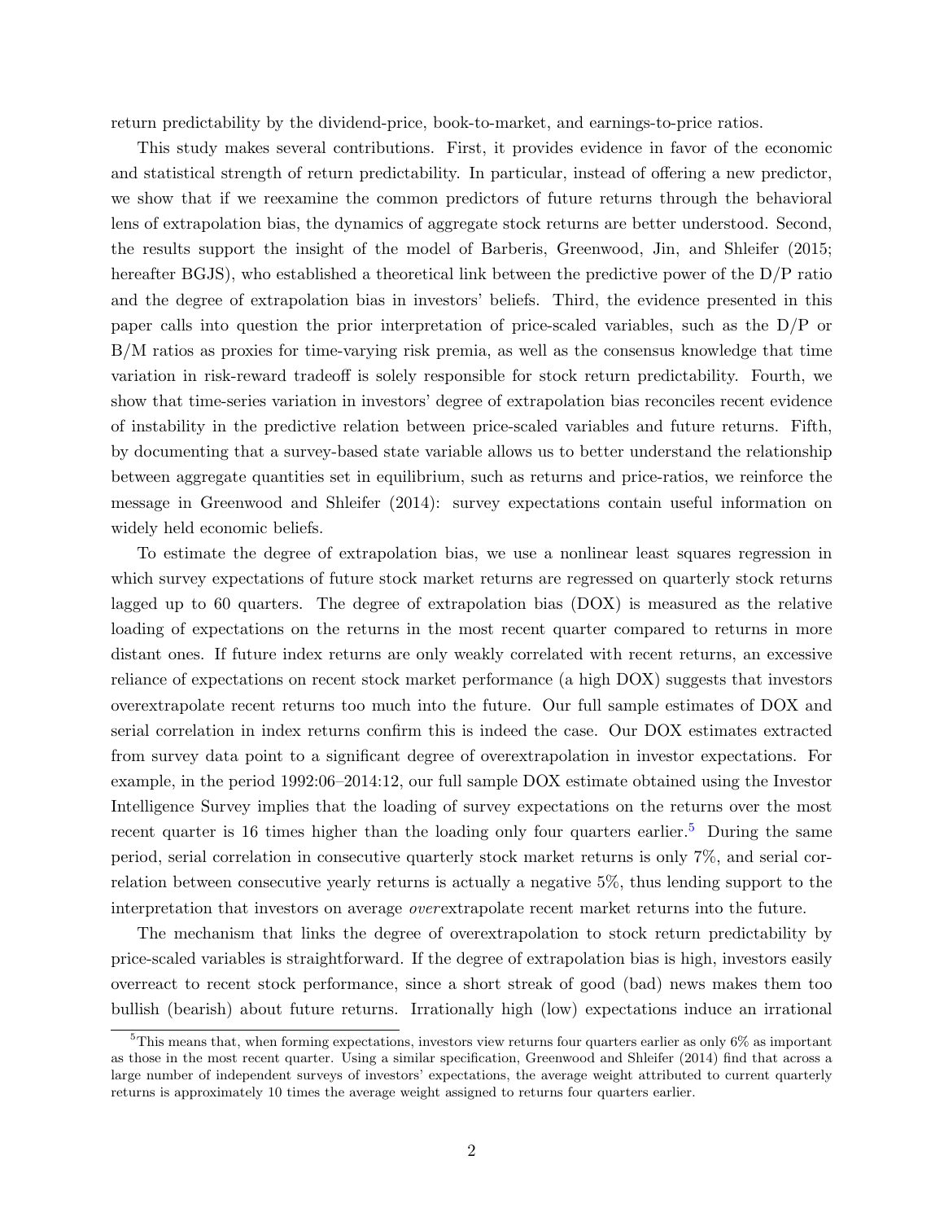return predictability by the dividend-price, book-to-market, and earnings-to-price ratios.

This study makes several contributions. First, it provides evidence in favor of the economic and statistical strength of return predictability. In particular, instead of offering a new predictor, we show that if we reexamine the common predictors of future returns through the behavioral lens of extrapolation bias, the dynamics of aggregate stock returns are better understood. Second, the results support the insight of the model of Barberis, Greenwood, Jin, and Shleifer (2015; hereafter BGJS), who established a theoretical link between the predictive power of the D/P ratio and the degree of extrapolation bias in investors' beliefs. Third, the evidence presented in this paper calls into question the prior interpretation of price-scaled variables, such as the D/P or B/M ratios as proxies for time-varying risk premia, as well as the consensus knowledge that time variation in risk-reward tradeoff is solely responsible for stock return predictability. Fourth, we show that time-series variation in investors' degree of extrapolation bias reconciles recent evidence of instability in the predictive relation between price-scaled variables and future returns. Fifth, by documenting that a survey-based state variable allows us to better understand the relationship between aggregate quantities set in equilibrium, such as returns and price-ratios, we reinforce the message in Greenwood and Shleifer (2014): survey expectations contain useful information on widely held economic beliefs.

To estimate the degree of extrapolation bias, we use a nonlinear least squares regression in which survey expectations of future stock market returns are regressed on quarterly stock returns lagged up to 60 quarters. The degree of extrapolation bias (DOX) is measured as the relative loading of expectations on the returns in the most recent quarter compared to returns in more distant ones. If future index returns are only weakly correlated with recent returns, an excessive reliance of expectations on recent stock market performance (a high DOX) suggests that investors overextrapolate recent returns too much into the future. Our full sample estimates of DOX and serial correlation in index returns confirm this is indeed the case. Our DOX estimates extracted from survey data point to a significant degree of overextrapolation in investor expectations. For example, in the period 1992:06–2014:12, our full sample DOX estimate obtained using the Investor Intelligence Survey implies that the loading of survey expectations on the returns over the most recent quarter is 16 times higher than the loading only four quarters earlier.[5] During the same period, serial correlation in consecutive quarterly stock market returns is only 7%, and serial correlation between consecutive yearly returns is actually a negative 5%, thus lending support to the interpretation that investors on average *over*extrapolate recent market returns into the future.

The mechanism that links the degree of overextrapolation to stock return predictability by price-scaled variables is straightforward. If the degree of extrapolation bias is high, investors easily overreact to recent stock performance, since a short streak of good (bad) news makes them too bullish (bearish) about future returns. Irrationally high (low) expectations induce an irrational

[5] This means that, when forming expectations, investors view returns four quarters earlier as only 6% as important as those in the most recent quarter. Using a similar specification, Greenwood and Shleifer (2014) find that across a large number of independent surveys of investors' expectations, the average weight attributed to current quarterly returns is approximately 10 times the average weight assigned to returns four quarters earlier.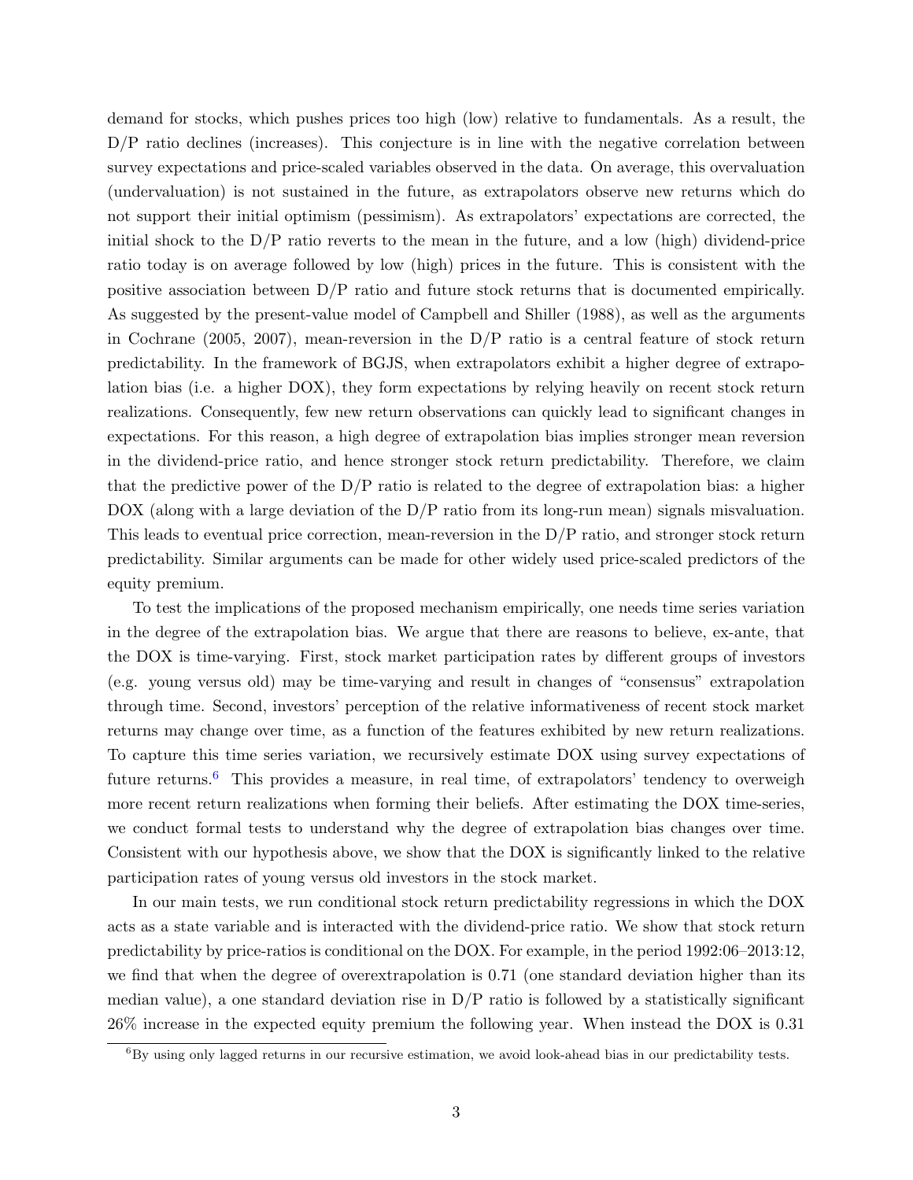demand for stocks, which pushes prices too high (low) relative to fundamentals. As a result, the D/P ratio declines (increases). This conjecture is in line with the negative correlation between survey expectations and price-scaled variables observed in the data. On average, this overvaluation (undervaluation) is not sustained in the future, as extrapolators observe new returns which do not support their initial optimism (pessimism). As extrapolators' expectations are corrected, the initial shock to the D/P ratio reverts to the mean in the future, and a low (high) dividend-price ratio today is on average followed by low (high) prices in the future. This is consistent with the positive association between D/P ratio and future stock returns that is documented empirically. As suggested by the present-value model of Campbell and Shiller (1988), as well as the arguments in Cochrane (2005, 2007), mean-reversion in the D/P ratio is a central feature of stock return predictability. In the framework of BGJS, when extrapolators exhibit a higher degree of extrapolation bias (i.e. a higher DOX), they form expectations by relying heavily on recent stock return realizations. Consequently, few new return observations can quickly lead to significant changes in expectations. For this reason, a high degree of extrapolation bias implies stronger mean reversion in the dividend-price ratio, and hence stronger stock return predictability. Therefore, we claim that the predictive power of the D/P ratio is related to the degree of extrapolation bias: a higher DOX (along with a large deviation of the D/P ratio from its long-run mean) signals misvaluation. This leads to eventual price correction, mean-reversion in the D/P ratio, and stronger stock return predictability. Similar arguments can be made for other widely used price-scaled predictors of the equity premium.

To test the implications of the proposed mechanism empirically, one needs time series variation in the degree of the extrapolation bias. We argue that there are reasons to believe, ex-ante, that the DOX is time-varying. First, stock market participation rates by different groups of investors (e.g. young versus old) may be time-varying and result in changes of "consensus" extrapolation through time. Second, investors' perception of the relative informativeness of recent stock market returns may change over time, as a function of the features exhibited by new return realizations. To capture this time series variation, we recursively estimate DOX using survey expectations of future returns.[6] This provides a measure, in real time, of extrapolators' tendency to overweigh more recent return realizations when forming their beliefs. After estimating the DOX time-series, we conduct formal tests to understand why the degree of extrapolation bias changes over time. Consistent with our hypothesis above, we show that the DOX is significantly linked to the relative participation rates of young versus old investors in the stock market.

In our main tests, we run conditional stock return predictability regressions in which the DOX acts as a state variable and is interacted with the dividend-price ratio. We show that stock return predictability by price-ratios is conditional on the DOX. For example, in the period 1992:06–2013:12, we find that when the degree of overextrapolation is 0.71 (one standard deviation higher than its median value), a one standard deviation rise in D/P ratio is followed by a statistically significant 26% increase in the expected equity premium the following year. When instead the DOX is 0.31

[6] By using only lagged returns in our recursive estimation, we avoid look-ahead bias in our predictability tests.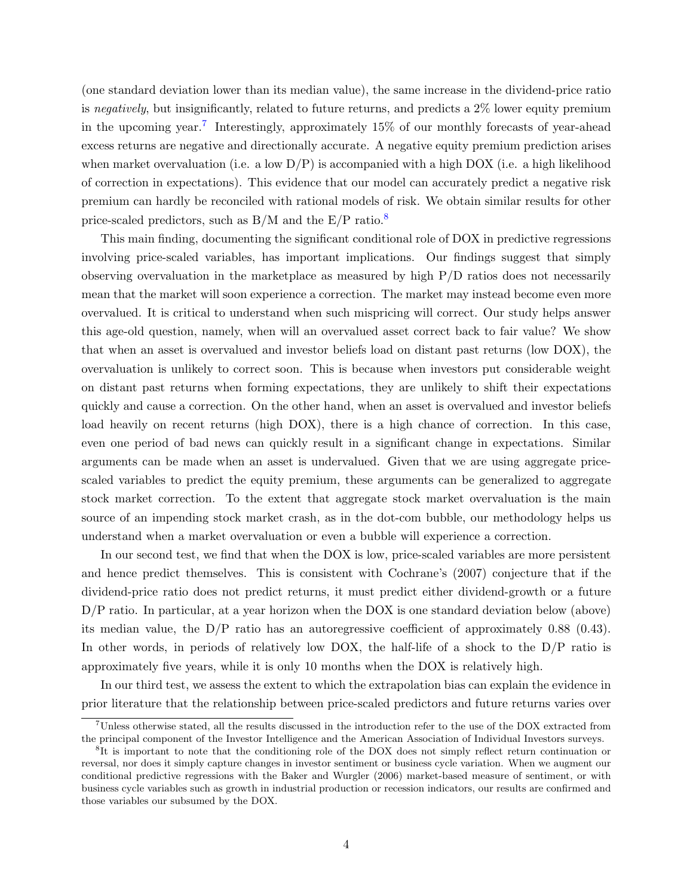(one standard deviation lower than its median value), the same increase in the dividend-price ratio is *negatively*, but insignificantly, related to future returns, and predicts a 2% lower equity premium in the upcoming year.[7] Interestingly, approximately 15% of our monthly forecasts of year-ahead excess returns are negative and directionally accurate. A negative equity premium prediction arises when market overvaluation (i.e. a low D/P) is accompanied with a high DOX (i.e. a high likelihood of correction in expectations). This evidence that our model can accurately predict a negative risk premium can hardly be reconciled with rational models of risk. We obtain similar results for other price-scaled predictors, such as B/M and the E/P ratio.[8]

This main finding, documenting the significant conditional role of DOX in predictive regressions involving price-scaled variables, has important implications. Our findings suggest that simply observing overvaluation in the marketplace as measured by high P/D ratios does not necessarily mean that the market will soon experience a correction. The market may instead become even more overvalued. It is critical to understand when such mispricing will correct. Our study helps answer this age-old question, namely, when will an overvalued asset correct back to fair value? We show that when an asset is overvalued and investor beliefs load on distant past returns (low DOX), the overvaluation is unlikely to correct soon. This is because when investors put considerable weight on distant past returns when forming expectations, they are unlikely to shift their expectations quickly and cause a correction. On the other hand, when an asset is overvalued and investor beliefs load heavily on recent returns (high DOX), there is a high chance of correction. In this case, even one period of bad news can quickly result in a significant change in expectations. Similar arguments can be made when an asset is undervalued. Given that we are using aggregate price-scaled variables to predict the equity premium, these arguments can be generalized to aggregate stock market correction. To the extent that aggregate stock market overvaluation is the main source of an impending stock market crash, as in the dot-com bubble, our methodology helps us understand when a market overvaluation or even a bubble will experience a correction.

In our second test, we find that when the DOX is low, price-scaled variables are more persistent and hence predict themselves. This is consistent with Cochrane's (2007) conjecture that if the dividend-price ratio does not predict returns, it must predict either dividend-growth or a future D/P ratio. In particular, at a year horizon when the DOX is one standard deviation below (above) its median value, the D/P ratio has an autoregressive coefficient of approximately 0.88 (0.43). In other words, in periods of relatively low DOX, the half-life of a shock to the D/P ratio is approximately five years, while it is only 10 months when the DOX is relatively high.

In our third test, we assess the extent to which the extrapolation bias can explain the evidence in prior literature that the relationship between price-scaled predictors and future returns varies over

[7] Unless otherwise stated, all the results discussed in the introduction refer to the use of the DOX extracted from the principal component of the Investor Intelligence and the American Association of Individual Investors surveys.

[8] It is important to note that the conditioning role of the DOX does not simply reflect return continuation or reversal, nor does it simply capture changes in investor sentiment or business cycle variation. When we augment our conditional predictive regressions with the Baker and Wurgler (2006) market-based measure of sentiment, or with business cycle variables such as growth in industrial production or recession indicators, our results are confirmed and those variables our subsumed by the DOX.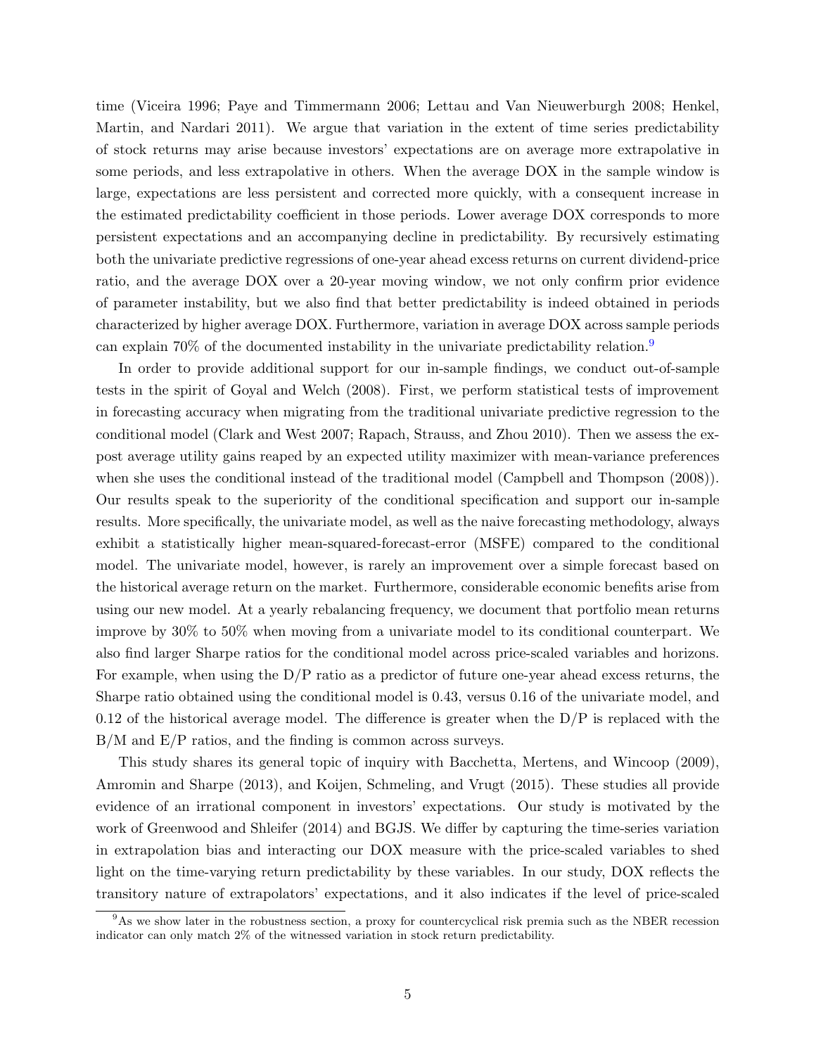time (Viceira 1996; Paye and Timmermann 2006; Lettau and Van Nieuwerburgh 2008; Henkel, Martin, and Nardari 2011). We argue that variation in the extent of time series predictability of stock returns may arise because investors' expectations are on average more extrapolative in some periods, and less extrapolative in others. When the average DOX in the sample window is large, expectations are less persistent and corrected more quickly, with a consequent increase in the estimated predictability coefficient in those periods. Lower average DOX corresponds to more persistent expectations and an accompanying decline in predictability. By recursively estimating both the univariate predictive regressions of one-year ahead excess returns on current dividend-price ratio, and the average DOX over a 20-year moving window, we not only confirm prior evidence of parameter instability, but we also find that better predictability is indeed obtained in periods characterized by higher average DOX. Furthermore, variation in average DOX across sample periods can explain 70% of the documented instability in the univariate predictability relation.[9]

In order to provide additional support for our in-sample findings, we conduct out-of-sample tests in the spirit of Goyal and Welch (2008). First, we perform statistical tests of improvement in forecasting accuracy when migrating from the traditional univariate predictive regression to the conditional model (Clark and West 2007; Rapach, Strauss, and Zhou 2010). Then we assess the ex-post average utility gains reaped by an expected utility maximizer with mean-variance preferences when she uses the conditional instead of the traditional model (Campbell and Thompson (2008)). Our results speak to the superiority of the conditional specification and support our in-sample results. More specifically, the univariate model, as well as the naive forecasting methodology, always exhibit a statistically higher mean-squared-forecast-error (MSFE) compared to the conditional model. The univariate model, however, is rarely an improvement over a simple forecast based on the historical average return on the market. Furthermore, considerable economic benefits arise from using our new model. At a yearly rebalancing frequency, we document that portfolio mean returns improve by 30% to 50% when moving from a univariate model to its conditional counterpart. We also find larger Sharpe ratios for the conditional model across price-scaled variables and horizons. For example, when using the D/P ratio as a predictor of future one-year ahead excess returns, the Sharpe ratio obtained using the conditional model is 0.43, versus 0.16 of the univariate model, and 0.12 of the historical average model. The difference is greater when the D/P is replaced with the B/M and E/P ratios, and the finding is common across surveys.

This study shares its general topic of inquiry with Bacchetta, Mertens, and Wincoop (2009), Amromin and Sharpe (2013), and Koijen, Schmeling, and Vrugt (2015). These studies all provide evidence of an irrational component in investors' expectations. Our study is motivated by the work of Greenwood and Shleifer (2014) and BGJS. We differ by capturing the time-series variation in extrapolation bias and interacting our DOX measure with the price-scaled variables to shed light on the time-varying return predictability by these variables. In our study, DOX reflects the transitory nature of extrapolators' expectations, and it also indicates if the level of price-scaled

[9] As we show later in the robustness section, a proxy for countercyclical risk premia such as the NBER recession indicator can only match 2% of the witnessed variation in stock return predictability.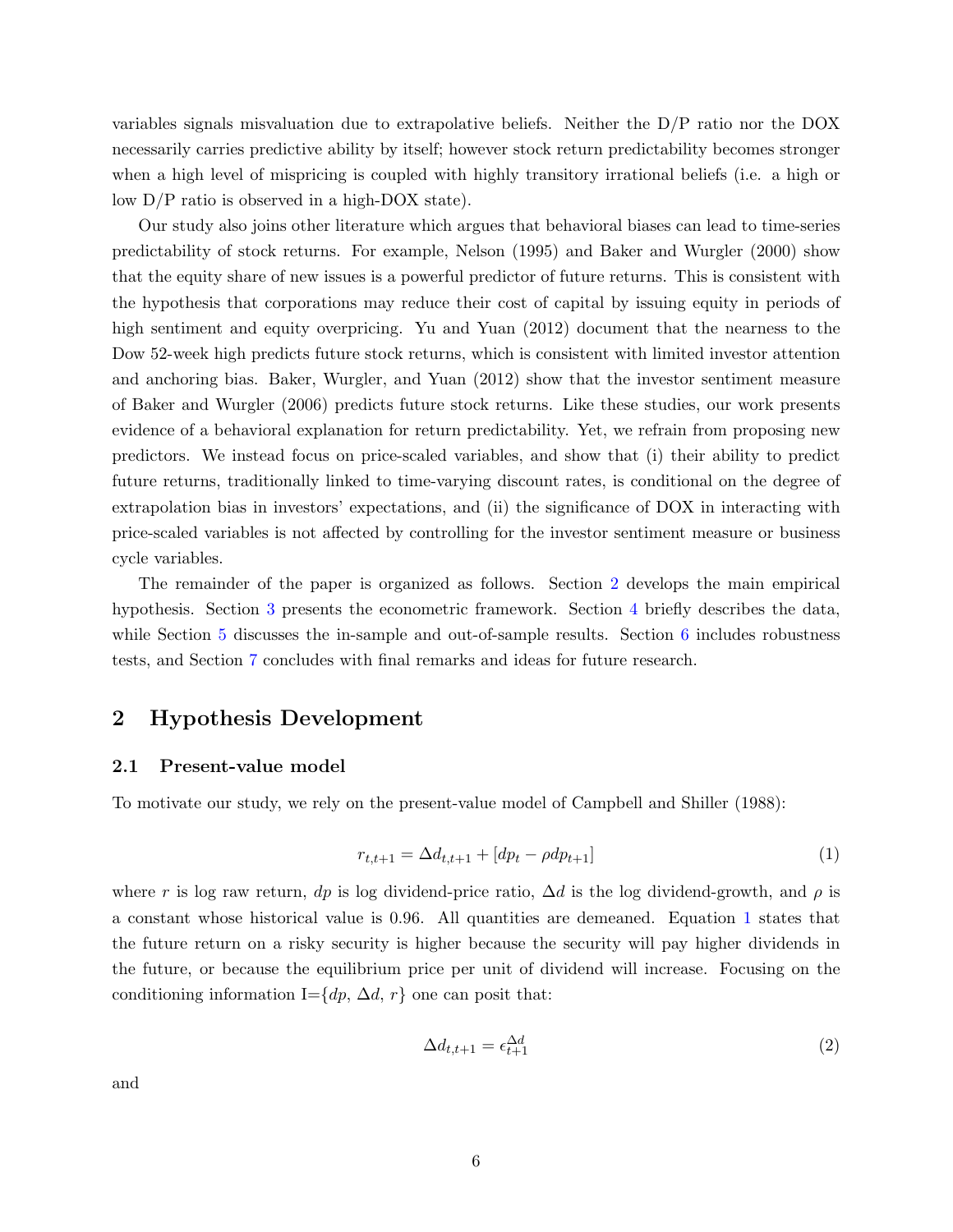variables signals misvaluation due to extrapolative beliefs. Neither the D/P ratio nor the DOX necessarily carries predictive ability by itself; however stock return predictability becomes stronger when a high level of mispricing is coupled with highly transitory irrational beliefs (i.e. a high or low D/P ratio is observed in a high-DOX state).

Our study also joins other literature which argues that behavioral biases can lead to time-series predictability of stock returns. For example, Nelson (1995) and Baker and Wurgler (2000) show that the equity share of new issues is a powerful predictor of future returns. This is consistent with the hypothesis that corporations may reduce their cost of capital by issuing equity in periods of high sentiment and equity overpricing. Yu and Yuan (2012) document that the nearness to the Dow 52-week high predicts future stock returns, which is consistent with limited investor attention and anchoring bias. Baker, Wurgler, and Yuan (2012) show that the investor sentiment measure of Baker and Wurgler (2006) predicts future stock returns. Like these studies, our work presents evidence of a behavioral explanation for return predictability. Yet, we refrain from proposing new predictors. We instead focus on price-scaled variables, and show that (i) their ability to predict future returns, traditionally linked to time-varying discount rates, is conditional on the degree of extrapolation bias in investors' expectations, and (ii) the significance of DOX in interacting with price-scaled variables is not affected by controlling for the investor sentiment measure or business cycle variables.

The remainder of the paper is organized as follows. Section 2 develops the main empirical hypothesis. Section 3 presents the econometric framework. Section 4 briefly describes the data, while Section 5 discusses the in-sample and out-of-sample results. Section 6 includes robustness tests, and Section 7 concludes with final remarks and ideas for future research.

## 2 Hypothesis Development

### 2.1 Present-value model

To motivate our study, we rely on the present-value model of Campbell and Shiller (1988):

$$r_{t,t+1} = \Delta d_{t,t+1} + [dp_t - \rho dp_{t+1}] \tag{1}$$

where $r$ is log raw return, $dp$ is log dividend-price ratio, $\Delta d$ is the log dividend-growth, and $\rho$ is a constant whose historical value is 0.96. All quantities are demeaned. Equation 1 states that the future return on a risky security is higher because the security will pay higher dividends in the future, or because the equilibrium price per unit of dividend will increase. Focusing on the conditioning information I=$\{dp, \Delta d, r\}$ one can posit that:

$$\Delta d_{t,t+1} = \epsilon^{\Delta d}_{t+1} \tag{2}$$

and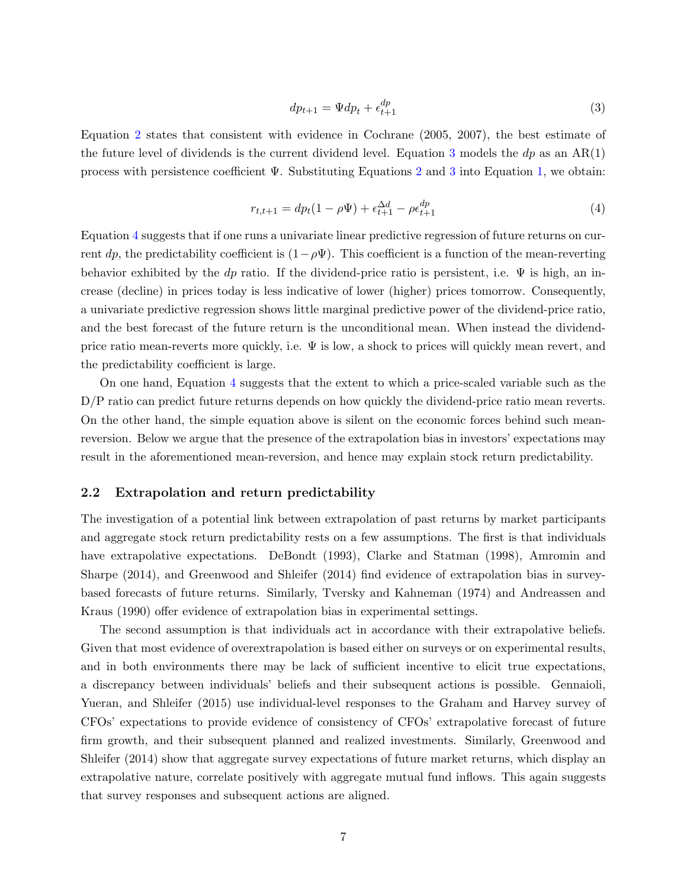$$dp_{t+1} = \Psi dp_t + \epsilon_{t+1}^{dp} \tag{3}$$

Equation 2 states that consistent with evidence in Cochrane (2005, 2007), the best estimate of the future level of dividends is the current dividend level. Equation 3 models the $dp$ as an AR(1) process with persistence coefficient $\Psi$. Substituting Equations 2 and 3 into Equation 1, we obtain:

$$r_{t,t+1} = dp_t(1 - \rho\Psi) + \epsilon_{t+1}^{\Delta d} - \rho\epsilon_{t+1}^{dp} \tag{4}$$

Equation 4 suggests that if one runs a univariate linear predictive regression of future returns on current $dp$, the predictability coefficient is $(1-\rho\Psi)$. This coefficient is a function of the mean-reverting behavior exhibited by the $dp$ ratio. If the dividend-price ratio is persistent, i.e. $\Psi$ is high, an increase (decline) in prices today is less indicative of lower (higher) prices tomorrow. Consequently, a univariate predictive regression shows little marginal predictive power of the dividend-price ratio, and the best forecast of the future return is the unconditional mean. When instead the dividend-price ratio mean-reverts more quickly, i.e. $\Psi$ is low, a shock to prices will quickly mean revert, and the predictability coefficient is large.

On one hand, Equation 4 suggests that the extent to which a price-scaled variable such as the D/P ratio can predict future returns depends on how quickly the dividend-price ratio mean reverts. On the other hand, the simple equation above is silent on the economic forces behind such mean-reversion. Below we argue that the presence of the extrapolation bias in investors' expectations may result in the aforementioned mean-reversion, and hence may explain stock return predictability.

### 2.2 Extrapolation and return predictability

The investigation of a potential link between extrapolation of past returns by market participants and aggregate stock return predictability rests on a few assumptions. The first is that individuals have extrapolative expectations. DeBondt (1993), Clarke and Statman (1998), Amromin and Sharpe (2014), and Greenwood and Shleifer (2014) find evidence of extrapolation bias in survey-based forecasts of future returns. Similarly, Tversky and Kahneman (1974) and Andreassen and Kraus (1990) offer evidence of extrapolation bias in experimental settings.

The second assumption is that individuals act in accordance with their extrapolative beliefs. Given that most evidence of overextrapolation is based either on surveys or on experimental results, and in both environments there may be lack of sufficient incentive to elicit true expectations, a discrepancy between individuals' beliefs and their subsequent actions is possible. Gennaioli, Yueran, and Shleifer (2015) use individual-level responses to the Graham and Harvey survey of CFOs' expectations to provide evidence of consistency of CFOs' extrapolative forecast of future firm growth, and their subsequent planned and realized investments. Similarly, Greenwood and Shleifer (2014) show that aggregate survey expectations of future market returns, which display an extrapolative nature, correlate positively with aggregate mutual fund inflows. This again suggests that survey responses and subsequent actions are aligned.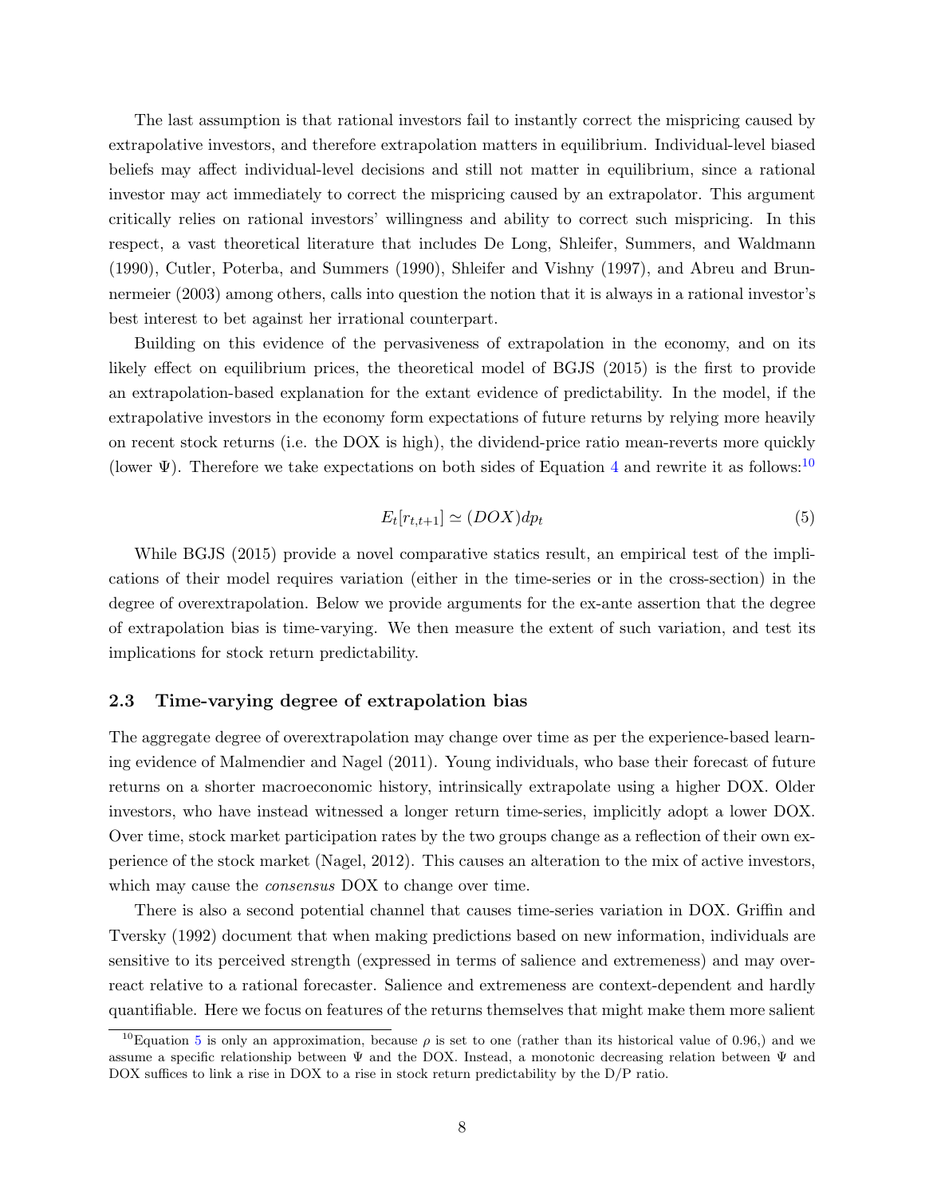The last assumption is that rational investors fail to instantly correct the mispricing caused by extrapolative investors, and therefore extrapolation matters in equilibrium. Individual-level biased beliefs may affect individual-level decisions and still not matter in equilibrium, since a rational investor may act immediately to correct the mispricing caused by an extrapolator. This argument critically relies on rational investors' willingness and ability to correct such mispricing. In this respect, a vast theoretical literature that includes De Long, Shleifer, Summers, and Waldmann (1990), Cutler, Poterba, and Summers (1990), Shleifer and Vishny (1997), and Abreu and Brunnermeier (2003) among others, calls into question the notion that it is always in a rational investor's best interest to bet against her irrational counterpart.

Building on this evidence of the pervasiveness of extrapolation in the economy, and on its likely effect on equilibrium prices, the theoretical model of BGJS (2015) is the first to provide an extrapolation-based explanation for the extant evidence of predictability. In the model, if the extrapolative investors in the economy form expectations of future returns by relying more heavily on recent stock returns (i.e. the DOX is high), the dividend-price ratio mean-reverts more quickly (lower $\Psi$). Therefore we take expectations on both sides of Equation 4 and rewrite it as follows:[10]

$$E_t[r_{t,t+1}] \simeq (DOX)dp_t \tag{5}$$

While BGJS (2015) provide a novel comparative statics result, an empirical test of the implications of their model requires variation (either in the time-series or in the cross-section) in the degree of overextrapolation. Below we provide arguments for the ex-ante assertion that the degree of extrapolation bias is time-varying. We then measure the extent of such variation, and test its implications for stock return predictability.

### 2.3 Time-varying degree of extrapolation bias

The aggregate degree of overextrapolation may change over time as per the experience-based learning evidence of Malmendier and Nagel (2011). Young individuals, who base their forecast of future returns on a shorter macroeconomic history, intrinsically extrapolate using a higher DOX. Older investors, who have instead witnessed a longer return time-series, implicitly adopt a lower DOX. Over time, stock market participation rates by the two groups change as a reflection of their own experience of the stock market (Nagel, 2012). This causes an alteration to the mix of active investors, which may cause the *consensus* DOX to change over time.

There is also a second potential channel that causes time-series variation in DOX. Griffin and Tversky (1992) document that when making predictions based on new information, individuals are sensitive to its perceived strength (expressed in terms of salience and extremeness) and may overreact relative to a rational forecaster. Salience and extremeness are context-dependent and hardly quantifiable. Here we focus on features of the returns themselves that might make them more salient

[10] Equation 5 is only an approximation, because $\rho$ is set to one (rather than its historical value of 0.96,) and we assume a specific relationship between $\Psi$ and the DOX. Instead, a monotonic decreasing relation between $\Psi$ and DOX suffices to link a rise in DOX to a rise in stock return predictability by the D/P ratio.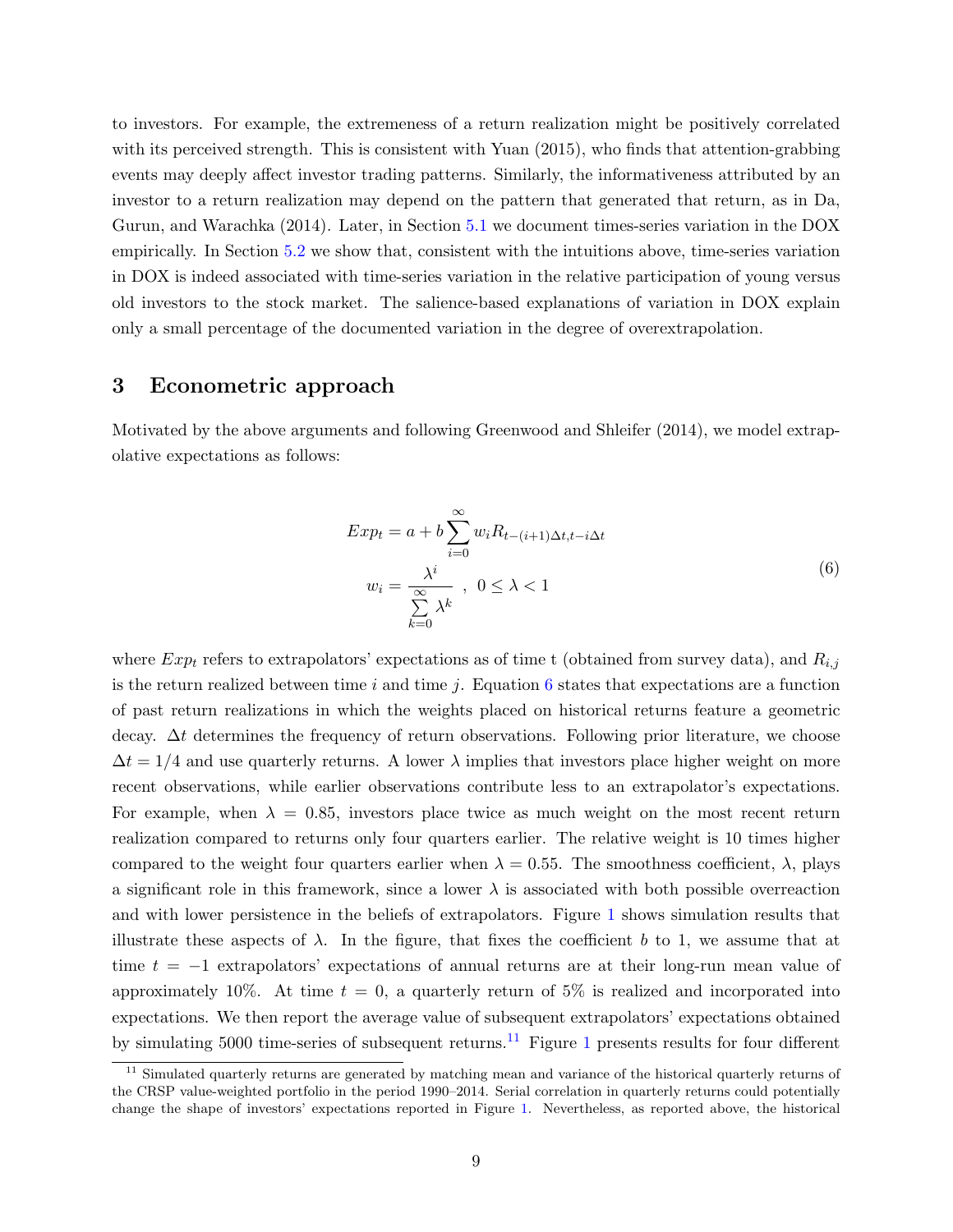to investors. For example, the extremeness of a return realization might be positively correlated with its perceived strength. This is consistent with Yuan (2015), who finds that attention-grabbing events may deeply affect investor trading patterns. Similarly, the informativeness attributed by an investor to a return realization may depend on the pattern that generated that return, as in Da, Gurun, and Warachka (2014). Later, in Section 5.1 we document times-series variation in the DOX empirically. In Section 5.2 we show that, consistent with the intuitions above, time-series variation in DOX is indeed associated with time-series variation in the relative participation of young versus old investors to the stock market. The salience-based explanations of variation in DOX explain only a small percentage of the documented variation in the degree of overextrapolation.

## 3 Econometric approach

Motivated by the above arguments and following Greenwood and Shleifer (2014), we model extrapolative expectations as follows:

$$
\begin{aligned}
Exp_t &= a + b\sum_{i=0}^{\infty} w_i R_{t-(i+1)\Delta t, t-i\Delta t} \\
w_i &= \frac{\lambda^i}{\sum\limits_{k=0}^{\infty}\lambda^k}\ ,\ \ 0 \leq \lambda < 1
\end{aligned}
\tag{6}
$$

where $Exp_t$ refers to extrapolators' expectations as of time t (obtained from survey data), and $R_{i,j}$ is the return realized between time $i$ and time $j$. Equation 6 states that expectations are a function of past return realizations in which the weights placed on historical returns feature a geometric decay. $\Delta t$ determines the frequency of return observations. Following prior literature, we choose $\Delta t = 1/4$ and use quarterly returns. A lower $\lambda$ implies that investors place higher weight on more recent observations, while earlier observations contribute less to an extrapolator's expectations. For example, when $\lambda = 0.85$, investors place twice as much weight on the most recent return realization compared to returns only four quarters earlier. The relative weight is 10 times higher compared to the weight four quarters earlier when $\lambda = 0.55$. The smoothness coefficient, $\lambda$, plays a significant role in this framework, since a lower $\lambda$ is associated with both possible overreaction and with lower persistence in the beliefs of extrapolators. Figure 1 shows simulation results that illustrate these aspects of $\lambda$. In the figure, that fixes the coefficient $b$ to 1, we assume that at time $t = -1$ extrapolators' expectations of annual returns are at their long-run mean value of approximately 10%. At time $t = 0$, a quarterly return of 5% is realized and incorporated into expectations. We then report the average value of subsequent extrapolators' expectations obtained by simulating 5000 time-series of subsequent returns.[11] Figure 1 presents results for four different

[11] Simulated quarterly returns are generated by matching mean and variance of the historical quarterly returns of the CRSP value-weighted portfolio in the period 1990–2014. Serial correlation in quarterly returns could potentially change the shape of investors' expectations reported in Figure 1. Nevertheless, as reported above, the historical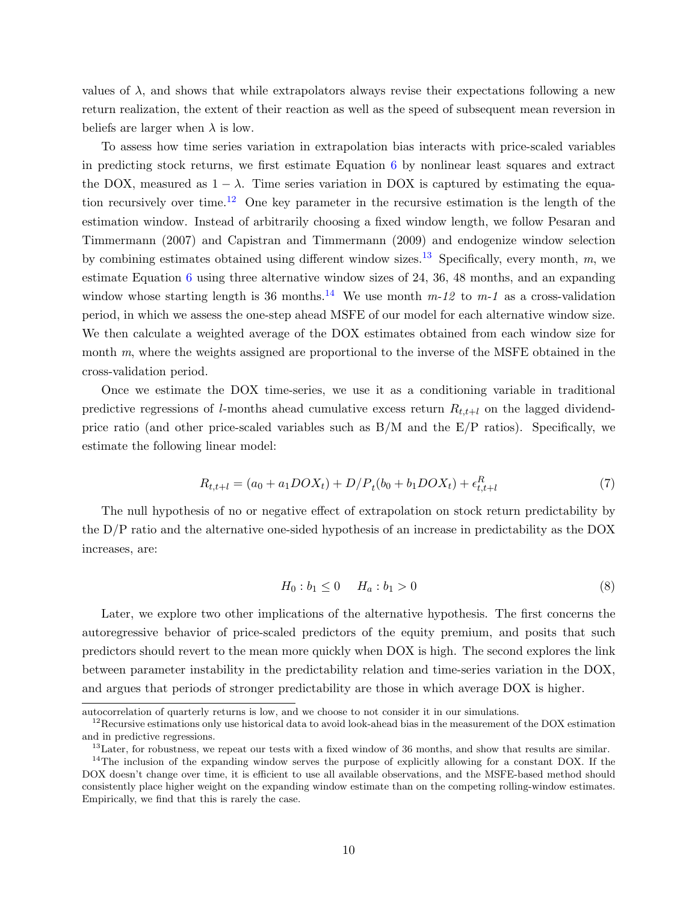values of $\lambda$, and shows that while extrapolators always revise their expectations following a new return realization, the extent of their reaction as well as the speed of subsequent mean reversion in beliefs are larger when $\lambda$ is low.

To assess how time series variation in extrapolation bias interacts with price-scaled variables in predicting stock returns, we first estimate Equation 6 by nonlinear least squares and extract the DOX, measured as $1 - \lambda$. Time series variation in DOX is captured by estimating the equation recursively over time.[12] One key parameter in the recursive estimation is the length of the estimation window. Instead of arbitrarily choosing a fixed window length, we follow Pesaran and Timmermann (2007) and Capistran and Timmermann (2009) and endogenize window selection by combining estimates obtained using different window sizes.[13] Specifically, every month, $m$, we estimate Equation 6 using three alternative window sizes of 24, 36, 48 months, and an expanding window whose starting length is 36 months.[14] We use month *m-12* to *m-1* as a cross-validation period, in which we assess the one-step ahead MSFE of our model for each alternative window size. We then calculate a weighted average of the DOX estimates obtained from each window size for month $m$, where the weights assigned are proportional to the inverse of the MSFE obtained in the cross-validation period.

Once we estimate the DOX time-series, we use it as a conditioning variable in traditional predictive regressions of $l$-months ahead cumulative excess return $R_{t,t+l}$ on the lagged dividend-price ratio (and other price-scaled variables such as B/M and the E/P ratios). Specifically, we estimate the following linear model:

$$R_{t,t+l} = (a_0 + a_1 DOX_t) + D/P_t(b_0 + b_1 DOX_t) + \epsilon^R_{t,t+l} \tag{7}$$

The null hypothesis of no or negative effect of extrapolation on stock return predictability by the D/P ratio and the alternative one-sided hypothesis of an increase in predictability as the DOX increases, are:

$$H_0 : b_1 \leq 0 \quad\quad H_a : b_1 > 0 \tag{8}$$

Later, we explore two other implications of the alternative hypothesis. The first concerns the autoregressive behavior of price-scaled predictors of the equity premium, and posits that such predictors should revert to the mean more quickly when DOX is high. The second explores the link between parameter instability in the predictability relation and time-series variation in the DOX, and argues that periods of stronger predictability are those in which average DOX is higher.

---

autocorrelation of quarterly returns is low, and we choose to not consider it in our simulations.

[12] Recursive estimations only use historical data to avoid look-ahead bias in the measurement of the DOX estimation and in predictive regressions.

[13] Later, for robustness, we repeat our tests with a fixed window of 36 months, and show that results are similar.

[14] The inclusion of the expanding window serves the purpose of explicitly allowing for a constant DOX. If the DOX doesn't change over time, it is efficient to use all available observations, and the MSFE-based method should consistently place higher weight on the expanding window estimate than on the competing rolling-window estimates. Empirically, we find that this is rarely the case.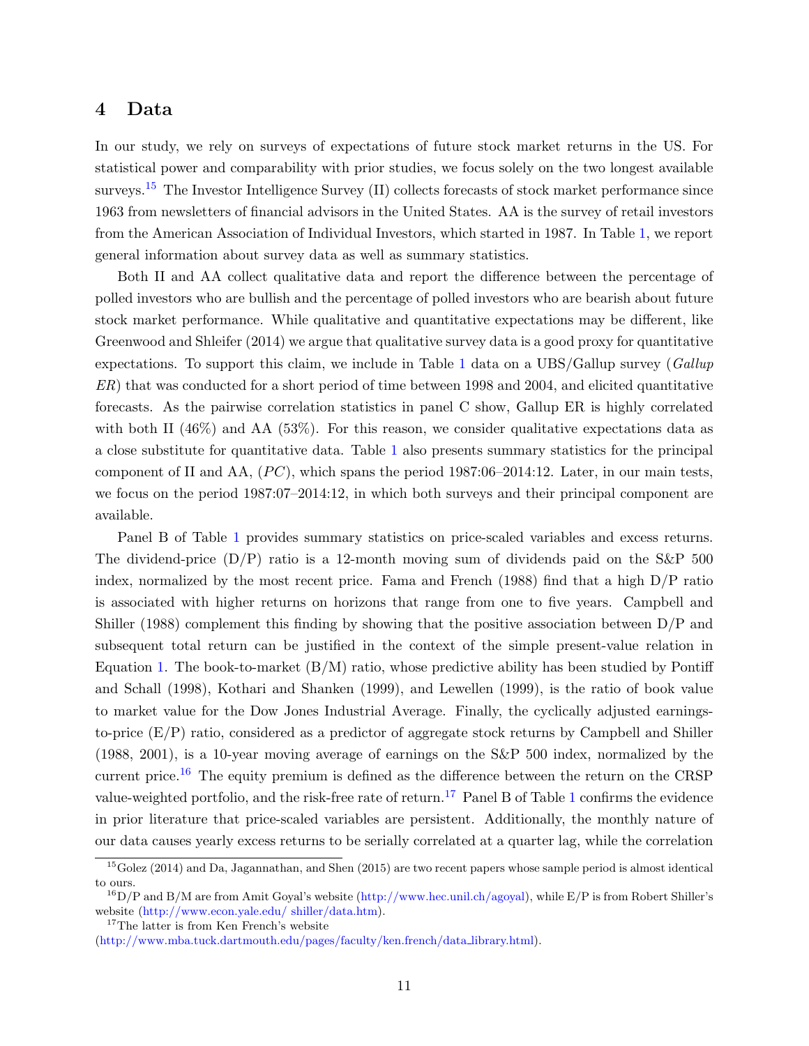## 4 Data

In our study, we rely on surveys of expectations of future stock market returns in the US. For statistical power and comparability with prior studies, we focus solely on the two longest available surveys.[15] The Investor Intelligence Survey (II) collects forecasts of stock market performance since 1963 from newsletters of financial advisors in the United States. AA is the survey of retail investors from the American Association of Individual Investors, which started in 1987. In Table 1, we report general information about survey data as well as summary statistics.

Both II and AA collect qualitative data and report the difference between the percentage of polled investors who are bullish and the percentage of polled investors who are bearish about future stock market performance. While qualitative and quantitative expectations may be different, like Greenwood and Shleifer (2014) we argue that qualitative survey data is a good proxy for quantitative expectations. To support this claim, we include in Table 1 data on a UBS/Gallup survey (*Gallup ER*) that was conducted for a short period of time between 1998 and 2004, and elicited quantitative forecasts. As the pairwise correlation statistics in panel C show, Gallup ER is highly correlated with both II (46%) and AA (53%). For this reason, we consider qualitative expectations data as a close substitute for quantitative data. Table 1 also presents summary statistics for the principal component of II and AA, (*PC*), which spans the period 1987:06–2014:12. Later, in our main tests, we focus on the period 1987:07–2014:12, in which both surveys and their principal component are available.

Panel B of Table 1 provides summary statistics on price-scaled variables and excess returns. The dividend-price (D/P) ratio is a 12-month moving sum of dividends paid on the S&P 500 index, normalized by the most recent price. Fama and French (1988) find that a high D/P ratio is associated with higher returns on horizons that range from one to five years. Campbell and Shiller (1988) complement this finding by showing that the positive association between D/P and subsequent total return can be justified in the context of the simple present-value relation in Equation 1. The book-to-market (B/M) ratio, whose predictive ability has been studied by Pontiff and Schall (1998), Kothari and Shanken (1999), and Lewellen (1999), is the ratio of book value to market value for the Dow Jones Industrial Average. Finally, the cyclically adjusted earnings-to-price (E/P) ratio, considered as a predictor of aggregate stock returns by Campbell and Shiller (1988, 2001), is a 10-year moving average of earnings on the S&P 500 index, normalized by the current price.[16] The equity premium is defined as the difference between the return on the CRSP value-weighted portfolio, and the risk-free rate of return.[17] Panel B of Table 1 confirms the evidence in prior literature that price-scaled variables are persistent. Additionally, the monthly nature of our data causes yearly excess returns to be serially correlated at a quarter lag, while the correlation

---

[15] Golez (2014) and Da, Jagannathan, and Shen (2015) are two recent papers whose sample period is almost identical to ours.

[16] D/P and B/M are from Amit Goyal's website (http://www.hec.unil.ch/agoyal), while E/P is from Robert Shiller's website (http://www.econ.yale.edu/ shiller/data.htm).

[17] The latter is from Ken French's website (http://www.mba.tuck.dartmouth.edu/pages/faculty/ken.french/data_library.html).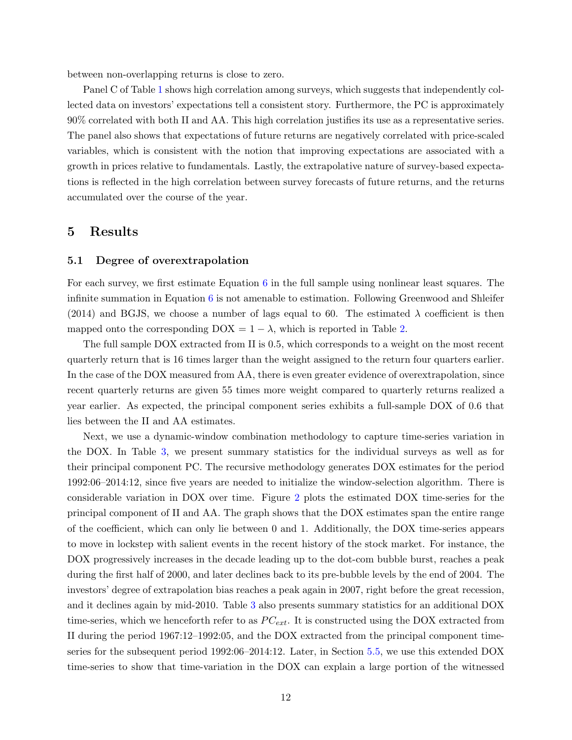between non-overlapping returns is close to zero.

Panel C of Table 1 shows high correlation among surveys, which suggests that independently collected data on investors' expectations tell a consistent story. Furthermore, the PC is approximately 90% correlated with both II and AA. This high correlation justifies its use as a representative series. The panel also shows that expectations of future returns are negatively correlated with price-scaled variables, which is consistent with the notion that improving expectations are associated with a growth in prices relative to fundamentals. Lastly, the extrapolative nature of survey-based expectations is reflected in the high correlation between survey forecasts of future returns, and the returns accumulated over the course of the year.

# 5 Results

## 5.1 Degree of overextrapolation

For each survey, we first estimate Equation 6 in the full sample using nonlinear least squares. The infinite summation in Equation 6 is not amenable to estimation. Following Greenwood and Shleifer (2014) and BGJS, we choose a number of lags equal to 60. The estimated $\lambda$ coefficient is then mapped onto the corresponding DOX $= 1 - \lambda$, which is reported in Table 2.

The full sample DOX extracted from II is 0.5, which corresponds to a weight on the most recent quarterly return that is 16 times larger than the weight assigned to the return four quarters earlier. In the case of the DOX measured from AA, there is even greater evidence of overextrapolation, since recent quarterly returns are given 55 times more weight compared to quarterly returns realized a year earlier. As expected, the principal component series exhibits a full-sample DOX of 0.6 that lies between the II and AA estimates.

Next, we use a dynamic-window combination methodology to capture time-series variation in the DOX. In Table 3, we present summary statistics for the individual surveys as well as for their principal component PC. The recursive methodology generates DOX estimates for the period 1992:06–2014:12, since five years are needed to initialize the window-selection algorithm. There is considerable variation in DOX over time. Figure 2 plots the estimated DOX time-series for the principal component of II and AA. The graph shows that the DOX estimates span the entire range of the coefficient, which can only lie between 0 and 1. Additionally, the DOX time-series appears to move in lockstep with salient events in the recent history of the stock market. For instance, the DOX progressively increases in the decade leading up to the dot-com bubble burst, reaches a peak during the first half of 2000, and later declines back to its pre-bubble levels by the end of 2004. The investors' degree of extrapolation bias reaches a peak again in 2007, right before the great recession, and it declines again by mid-2010. Table 3 also presents summary statistics for an additional DOX time-series, which we henceforth refer to as $PC_{ext}$. It is constructed using the DOX extracted from II during the period 1967:12–1992:05, and the DOX extracted from the principal component time-series for the subsequent period 1992:06–2014:12. Later, in Section 5.5, we use this extended DOX time-series to show that time-variation in the DOX can explain a large portion of the witnessed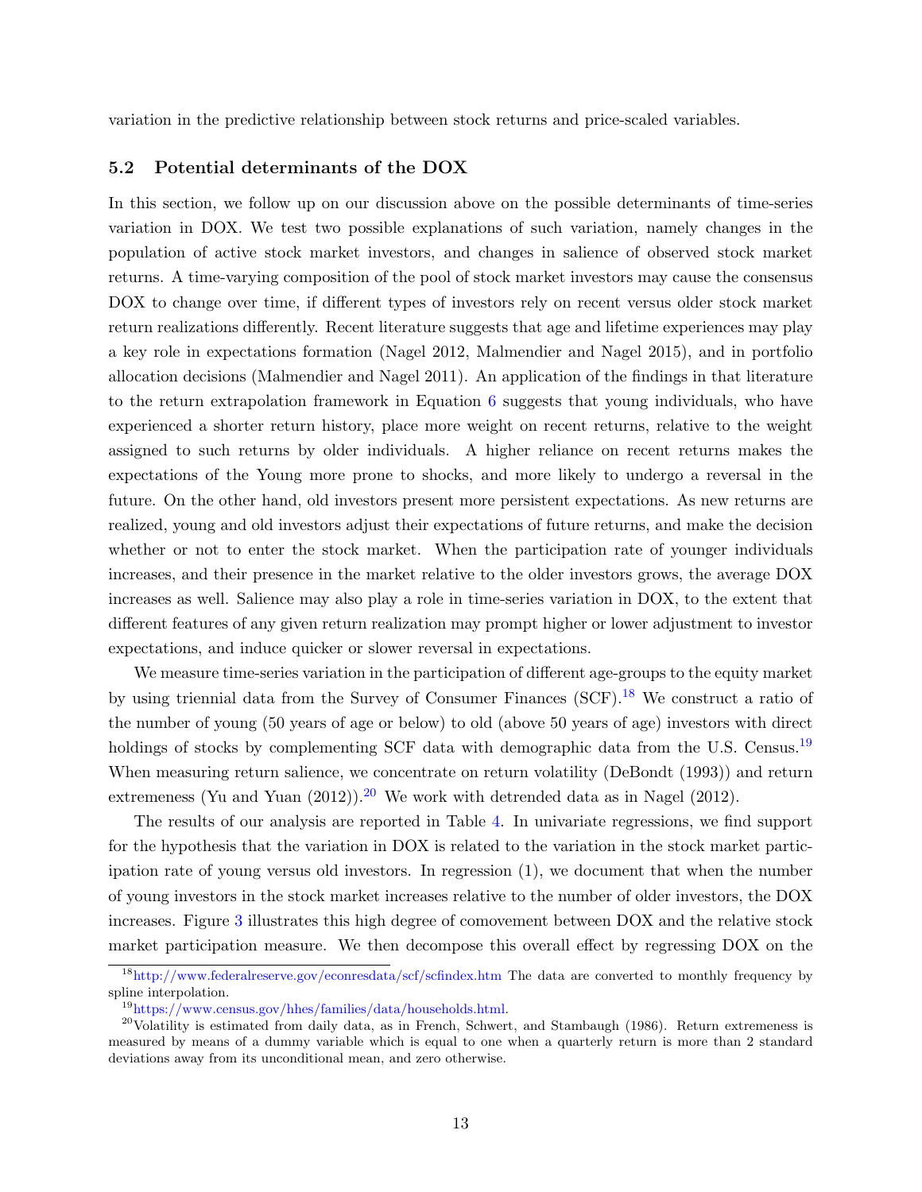variation in the predictive relationship between stock returns and price-scaled variables.

### 5.2 Potential determinants of the DOX

In this section, we follow up on our discussion above on the possible determinants of time-series variation in DOX. We test two possible explanations of such variation, namely changes in the population of active stock market investors, and changes in salience of observed stock market returns. A time-varying composition of the pool of stock market investors may cause the consensus DOX to change over time, if different types of investors rely on recent versus older stock market return realizations differently. Recent literature suggests that age and lifetime experiences may play a key role in expectations formation (Nagel 2012, Malmendier and Nagel 2015), and in portfolio allocation decisions (Malmendier and Nagel 2011). An application of the findings in that literature to the return extrapolation framework in Equation 6 suggests that young individuals, who have experienced a shorter return history, place more weight on recent returns, relative to the weight assigned to such returns by older individuals. A higher reliance on recent returns makes the expectations of the Young more prone to shocks, and more likely to undergo a reversal in the future. On the other hand, old investors present more persistent expectations. As new returns are realized, young and old investors adjust their expectations of future returns, and make the decision whether or not to enter the stock market. When the participation rate of younger individuals increases, and their presence in the market relative to the older investors grows, the average DOX increases as well. Salience may also play a role in time-series variation in DOX, to the extent that different features of any given return realization may prompt higher or lower adjustment to investor expectations, and induce quicker or slower reversal in expectations.

We measure time-series variation in the participation of different age-groups to the equity market by using triennial data from the Survey of Consumer Finances (SCF).[18] We construct a ratio of the number of young (50 years of age or below) to old (above 50 years of age) investors with direct holdings of stocks by complementing SCF data with demographic data from the U.S. Census.[19] When measuring return salience, we concentrate on return volatility (DeBondt (1993)) and return extremeness (Yu and Yuan (2012)).[20] We work with detrended data as in Nagel (2012).

The results of our analysis are reported in Table 4. In univariate regressions, we find support for the hypothesis that the variation in DOX is related to the variation in the stock market participation rate of young versus old investors. In regression (1), we document that when the number of young investors in the stock market increases relative to the number of older investors, the DOX increases. Figure 3 illustrates this high degree of comovement between DOX and the relative stock market participation measure. We then decompose this overall effect by regressing DOX on the

[18] http://www.federalreserve.gov/econresdata/scf/scfindex.htm The data are converted to monthly frequency by spline interpolation.

[19] https://www.census.gov/hhes/families/data/households.html.

[20] Volatility is estimated from daily data, as in French, Schwert, and Stambaugh (1986). Return extremeness is measured by means of a dummy variable which is equal to one when a quarterly return is more than 2 standard deviations away from its unconditional mean, and zero otherwise.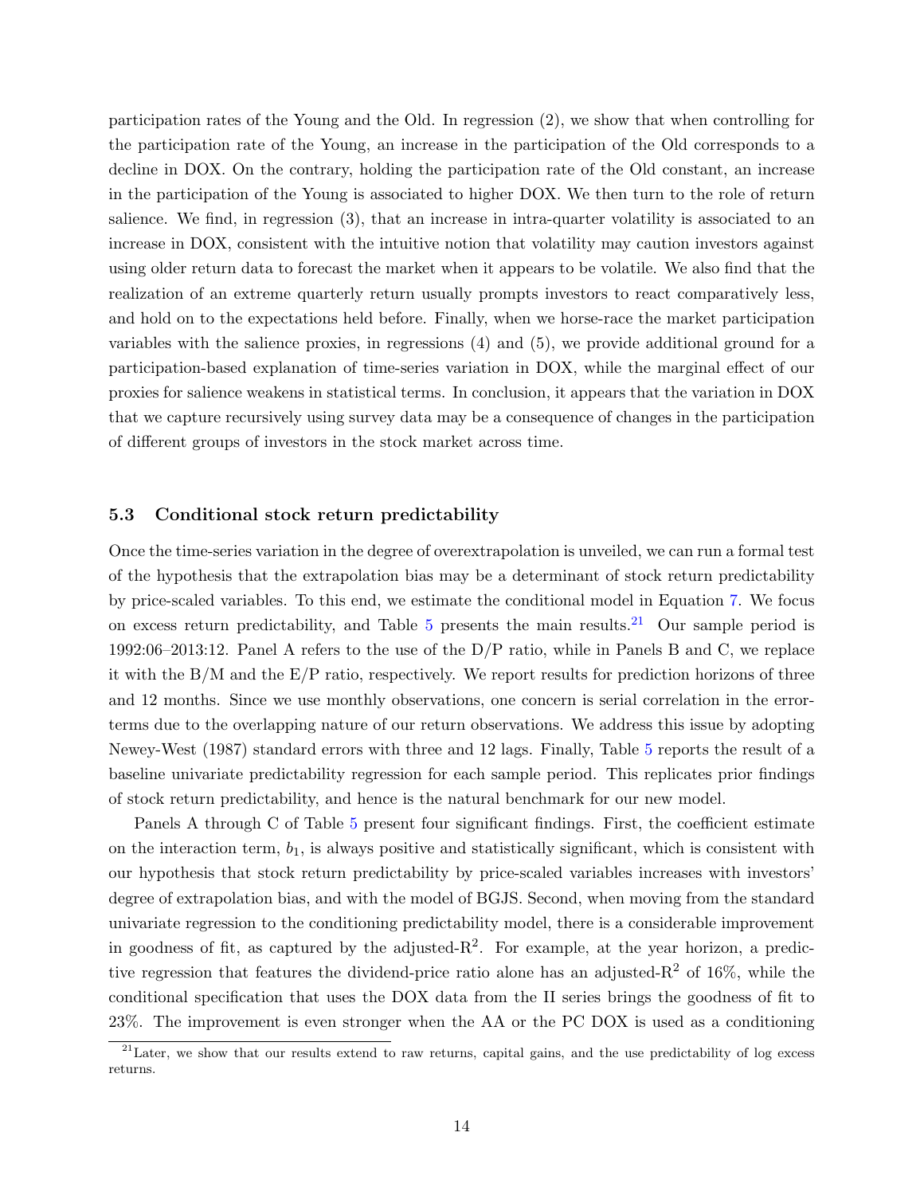participation rates of the Young and the Old. In regression (2), we show that when controlling for the participation rate of the Young, an increase in the participation of the Old corresponds to a decline in DOX. On the contrary, holding the participation rate of the Old constant, an increase in the participation of the Young is associated to higher DOX. We then turn to the role of return salience. We find, in regression (3), that an increase in intra-quarter volatility is associated to an increase in DOX, consistent with the intuitive notion that volatility may caution investors against using older return data to forecast the market when it appears to be volatile. We also find that the realization of an extreme quarterly return usually prompts investors to react comparatively less, and hold on to the expectations held before. Finally, when we horse-race the market participation variables with the salience proxies, in regressions (4) and (5), we provide additional ground for a participation-based explanation of time-series variation in DOX, while the marginal effect of our proxies for salience weakens in statistical terms. In conclusion, it appears that the variation in DOX that we capture recursively using survey data may be a consequence of changes in the participation of different groups of investors in the stock market across time.

### 5.3 Conditional stock return predictability

Once the time-series variation in the degree of overextrapolation is unveiled, we can run a formal test of the hypothesis that the extrapolation bias may be a determinant of stock return predictability by price-scaled variables. To this end, we estimate the conditional model in Equation 7. We focus on excess return predictability, and Table 5 presents the main results.[21] Our sample period is 1992:06–2013:12. Panel A refers to the use of the D/P ratio, while in Panels B and C, we replace it with the B/M and the E/P ratio, respectively. We report results for prediction horizons of three and 12 months. Since we use monthly observations, one concern is serial correlation in the error-terms due to the overlapping nature of our return observations. We address this issue by adopting Newey-West (1987) standard errors with three and 12 lags. Finally, Table 5 reports the result of a baseline univariate predictability regression for each sample period. This replicates prior findings of stock return predictability, and hence is the natural benchmark for our new model.

Panels A through C of Table 5 present four significant findings. First, the coefficient estimate on the interaction term, $b_1$, is always positive and statistically significant, which is consistent with our hypothesis that stock return predictability by price-scaled variables increases with investors' degree of extrapolation bias, and with the model of BGJS. Second, when moving from the standard univariate regression to the conditioning predictability model, there is a considerable improvement in goodness of fit, as captured by the adjusted-$R^2$. For example, at the year horizon, a predictive regression that features the dividend-price ratio alone has an adjusted-$R^2$ of 16%, while the conditional specification that uses the DOX data from the II series brings the goodness of fit to 23%. The improvement is even stronger when the AA or the PC DOX is used as a conditioning

[21] Later, we show that our results extend to raw returns, capital gains, and the use predictability of log excess returns.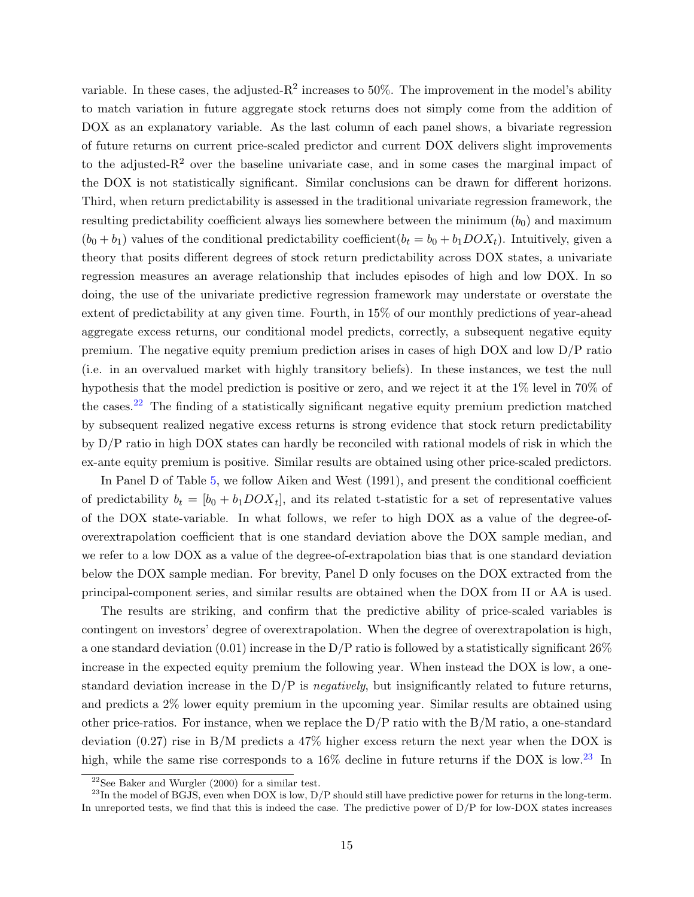variable. In these cases, the adjusted-$R^2$ increases to 50%. The improvement in the model's ability to match variation in future aggregate stock returns does not simply come from the addition of DOX as an explanatory variable. As the last column of each panel shows, a bivariate regression of future returns on current price-scaled predictor and current DOX delivers slight improvements to the adjusted-$R^2$ over the baseline univariate case, and in some cases the marginal impact of the DOX is not statistically significant. Similar conclusions can be drawn for different horizons. Third, when return predictability is assessed in the traditional univariate regression framework, the resulting predictability coefficient always lies somewhere between the minimum ($b_0$) and maximum ($b_0 + b_1$) values of the conditional predictability coefficient($b_t = b_0 + b_1 DOX_t$). Intuitively, given a theory that posits different degrees of stock return predictability across DOX states, a univariate regression measures an average relationship that includes episodes of high and low DOX. In so doing, the use of the univariate predictive regression framework may understate or overstate the extent of predictability at any given time. Fourth, in 15% of our monthly predictions of year-ahead aggregate excess returns, our conditional model predicts, correctly, a subsequent negative equity premium. The negative equity premium prediction arises in cases of high DOX and low D/P ratio (i.e. in an overvalued market with highly transitory beliefs). In these instances, we test the null hypothesis that the model prediction is positive or zero, and we reject it at the 1% level in 70% of the cases.[22] The finding of a statistically significant negative equity premium prediction matched by subsequent realized negative excess returns is strong evidence that stock return predictability by D/P ratio in high DOX states can hardly be reconciled with rational models of risk in which the ex-ante equity premium is positive. Similar results are obtained using other price-scaled predictors.

In Panel D of Table 5, we follow Aiken and West (1991), and present the conditional coefficient of predictability $b_t = [b_0 + b_1 DOX_t]$, and its related t-statistic for a set of representative values of the DOX state-variable. In what follows, we refer to high DOX as a value of the degree-of-overextrapolation coefficient that is one standard deviation above the DOX sample median, and we refer to a low DOX as a value of the degree-of-extrapolation bias that is one standard deviation below the DOX sample median. For brevity, Panel D only focuses on the DOX extracted from the principal-component series, and similar results are obtained when the DOX from II or AA is used.

The results are striking, and confirm that the predictive ability of price-scaled variables is contingent on investors' degree of overextrapolation. When the degree of overextrapolation is high, a one standard deviation (0.01) increase in the D/P ratio is followed by a statistically significant 26% increase in the expected equity premium the following year. When instead the DOX is low, a one-standard deviation increase in the D/P is *negatively*, but insignificantly related to future returns, and predicts a 2% lower equity premium in the upcoming year. Similar results are obtained using other price-ratios. For instance, when we replace the D/P ratio with the B/M ratio, a one-standard deviation (0.27) rise in B/M predicts a 47% higher excess return the next year when the DOX is high, while the same rise corresponds to a 16% decline in future returns if the DOX is low.[23] In

[22] See Baker and Wurgler (2000) for a similar test.

[23] In the model of BGJS, even when DOX is low, D/P should still have predictive power for returns in the long-term. In unreported tests, we find that this is indeed the case. The predictive power of D/P for low-DOX states increases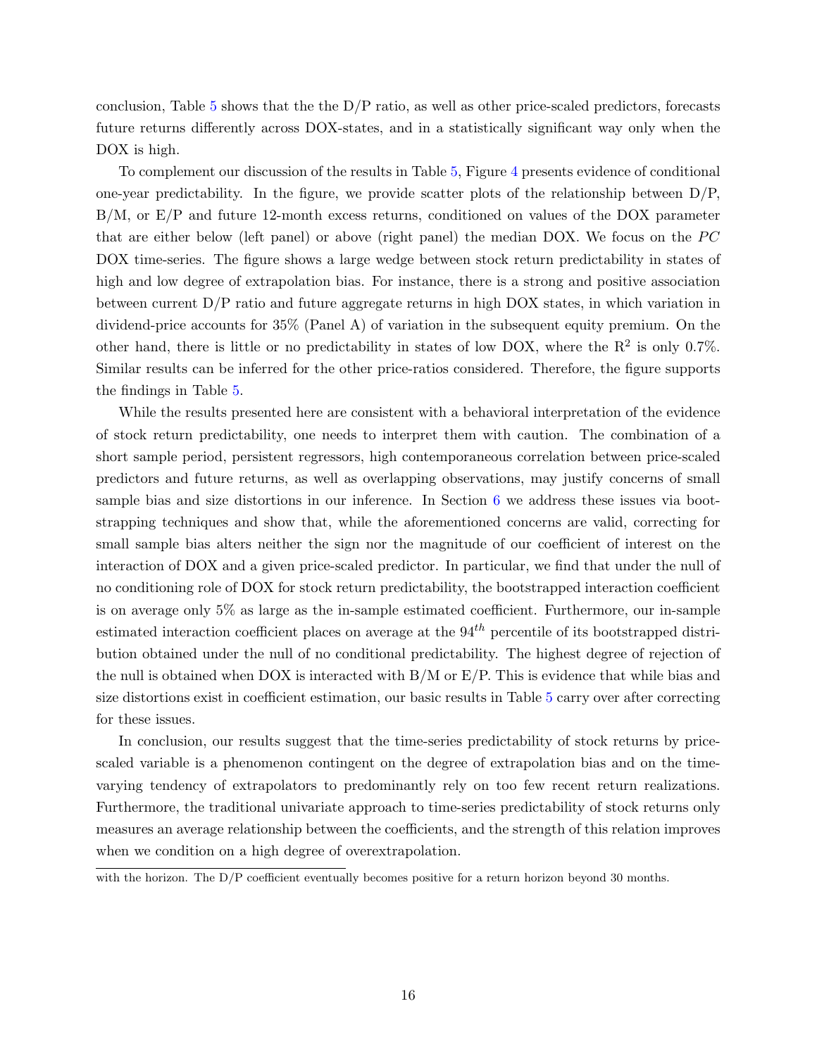conclusion, Table 5 shows that the the D/P ratio, as well as other price-scaled predictors, forecasts future returns differently across DOX-states, and in a statistically significant way only when the DOX is high.

To complement our discussion of the results in Table 5, Figure 4 presents evidence of conditional one-year predictability. In the figure, we provide scatter plots of the relationship between D/P, B/M, or E/P and future 12-month excess returns, conditioned on values of the DOX parameter that are either below (left panel) or above (right panel) the median DOX. We focus on the *PC* DOX time-series. The figure shows a large wedge between stock return predictability in states of high and low degree of extrapolation bias. For instance, there is a strong and positive association between current D/P ratio and future aggregate returns in high DOX states, in which variation in dividend-price accounts for 35% (Panel A) of variation in the subsequent equity premium. On the other hand, there is little or no predictability in states of low DOX, where the $R^2$ is only 0.7%. Similar results can be inferred for the other price-ratios considered. Therefore, the figure supports the findings in Table 5.

While the results presented here are consistent with a behavioral interpretation of the evidence of stock return predictability, one needs to interpret them with caution. The combination of a short sample period, persistent regressors, high contemporaneous correlation between price-scaled predictors and future returns, as well as overlapping observations, may justify concerns of small sample bias and size distortions in our inference. In Section 6 we address these issues via bootstrapping techniques and show that, while the aforementioned concerns are valid, correcting for small sample bias alters neither the sign nor the magnitude of our coefficient of interest on the interaction of DOX and a given price-scaled predictor. In particular, we find that under the null of no conditioning role of DOX for stock return predictability, the bootstrapped interaction coefficient is on average only 5% as large as the in-sample estimated coefficient. Furthermore, our in-sample estimated interaction coefficient places on average at the $94^{th}$ percentile of its bootstrapped distribution obtained under the null of no conditional predictability. The highest degree of rejection of the null is obtained when DOX is interacted with B/M or E/P. This is evidence that while bias and size distortions exist in coefficient estimation, our basic results in Table 5 carry over after correcting for these issues.

In conclusion, our results suggest that the time-series predictability of stock returns by price-scaled variable is a phenomenon contingent on the degree of extrapolation bias and on the time-varying tendency of extrapolators to predominantly rely on too few recent return realizations. Furthermore, the traditional univariate approach to time-series predictability of stock returns only measures an average relationship between the coefficients, and the strength of this relation improves when we condition on a high degree of overextrapolation.

---

with the horizon. The D/P coefficient eventually becomes positive for a return horizon beyond 30 months.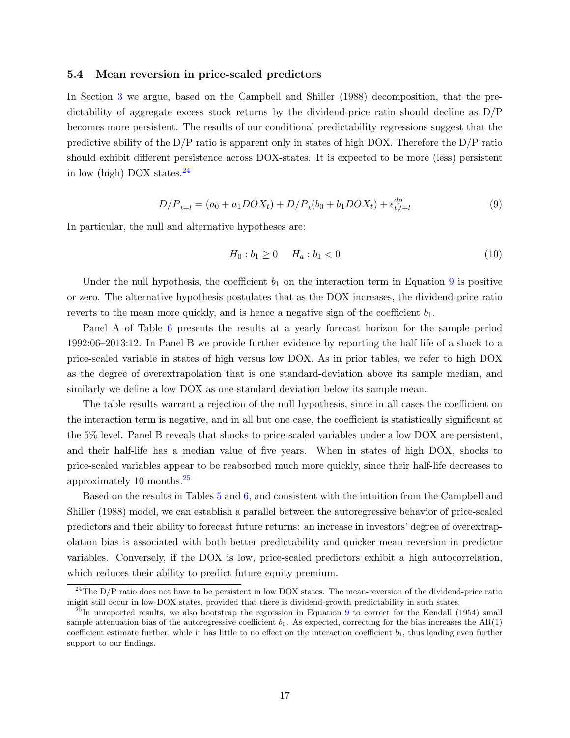### 5.4 Mean reversion in price-scaled predictors

In Section 3 we argue, based on the Campbell and Shiller (1988) decomposition, that the predictability of aggregate excess stock returns by the dividend-price ratio should decline as D/P becomes more persistent. The results of our conditional predictability regressions suggest that the predictive ability of the D/P ratio is apparent only in states of high DOX. Therefore the D/P ratio should exhibit different persistence across DOX-states. It is expected to be more (less) persistent in low (high) DOX states.[24]

$$D/P_{t+l} = (a_0 + a_1 DOX_t) + D/P_t(b_0 + b_1 DOX_t) + \epsilon^{dp}_{t,t+l} \tag{9}$$

In particular, the null and alternative hypotheses are:

$$H_0 : b_1 \geq 0 \quad H_a : b_1 < 0 \tag{10}$$

Under the null hypothesis, the coefficient $b_1$ on the interaction term in Equation 9 is positive or zero. The alternative hypothesis postulates that as the DOX increases, the dividend-price ratio reverts to the mean more quickly, and is hence a negative sign of the coefficient $b_1$.

Panel A of Table 6 presents the results at a yearly forecast horizon for the sample period 1992:06–2013:12. In Panel B we provide further evidence by reporting the half life of a shock to a price-scaled variable in states of high versus low DOX. As in prior tables, we refer to high DOX as the degree of overextrapolation that is one standard-deviation above its sample median, and similarly we define a low DOX as one-standard deviation below its sample mean.

The table results warrant a rejection of the null hypothesis, since in all cases the coefficient on the interaction term is negative, and in all but one case, the coefficient is statistically significant at the 5% level. Panel B reveals that shocks to price-scaled variables under a low DOX are persistent, and their half-life has a median value of five years. When in states of high DOX, shocks to price-scaled variables appear to be reabsorbed much more quickly, since their half-life decreases to approximately 10 months.[25]

Based on the results in Tables 5 and 6, and consistent with the intuition from the Campbell and Shiller (1988) model, we can establish a parallel between the autoregressive behavior of price-scaled predictors and their ability to forecast future returns: an increase in investors' degree of overextrapolation bias is associated with both better predictability and quicker mean reversion in predictor variables. Conversely, if the DOX is low, price-scaled predictors exhibit a high autocorrelation, which reduces their ability to predict future equity premium.

[24] The D/P ratio does not have to be persistent in low DOX states. The mean-reversion of the dividend-price ratio might still occur in low-DOX states, provided that there is dividend-growth predictability in such states.

[25] In unreported results, we also bootstrap the regression in Equation 9 to correct for the Kendall (1954) small sample attenuation bias of the autoregressive coefficient $b_0$. As expected, correcting for the bias increases the AR(1) coefficient estimate further, while it has little to no effect on the interaction coefficient $b_1$, thus lending even further support to our findings.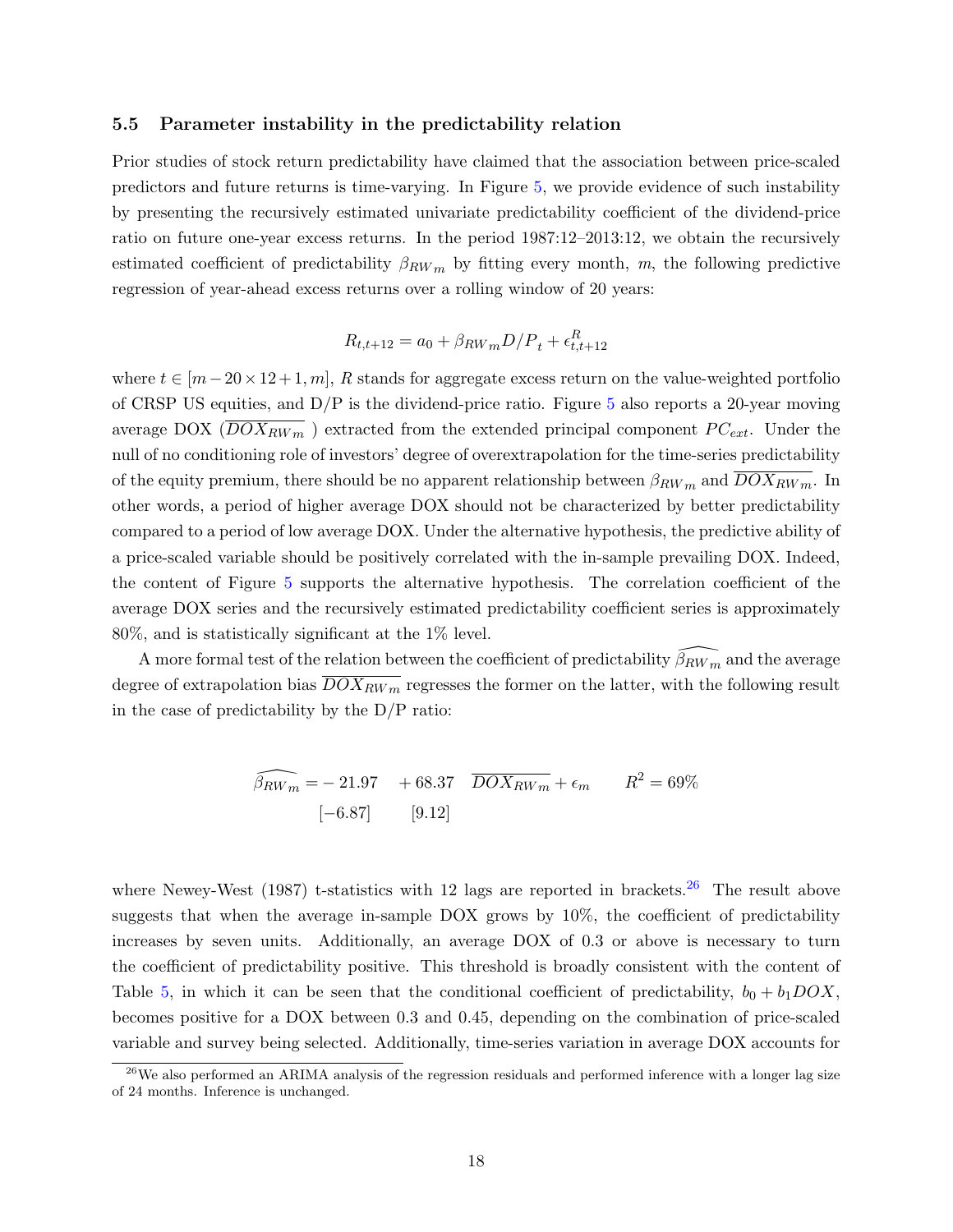### 5.5 Parameter instability in the predictability relation

Prior studies of stock return predictability have claimed that the association between price-scaled predictors and future returns is time-varying. In Figure 5, we provide evidence of such instability by presenting the recursively estimated univariate predictability coefficient of the dividend-price ratio on future one-year excess returns. In the period 1987:12–2013:12, we obtain the recursively estimated coefficient of predictability $\beta_{RW_m}$ by fitting every month, $m$, the following predictive regression of year-ahead excess returns over a rolling window of 20 years:

$$R_{t,t+12} = a_0 + \beta_{RW_m} D/P_t + \epsilon^R_{t,t+12}$$

where $t \in [m - 20 \times 12 + 1, m]$, $R$ stands for aggregate excess return on the value-weighted portfolio of CRSP US equities, and D/P is the dividend-price ratio. Figure 5 also reports a 20-year moving average DOX ($\overline{DOX_{RW_m}}$ ) extracted from the extended principal component $PC_{ext}$. Under the null of no conditioning role of investors' degree of overextrapolation for the time-series predictability of the equity premium, there should be no apparent relationship between $\beta_{RW_m}$ and $\overline{DOX_{RW_m}}$. In other words, a period of higher average DOX should not be characterized by better predictability compared to a period of low average DOX. Under the alternative hypothesis, the predictive ability of a price-scaled variable should be positively correlated with the in-sample prevailing DOX. Indeed, the content of Figure 5 supports the alternative hypothesis. The correlation coefficient of the average DOX series and the recursively estimated predictability coefficient series is approximately 80%, and is statistically significant at the 1% level.

A more formal test of the relation between the coefficient of predictability $\widehat{\beta_{RW_m}}$ and the average degree of extrapolation bias $\overline{DOX_{RW_m}}$ regresses the former on the latter, with the following result in the case of predictability by the D/P ratio:

$$\widehat{\beta_{RW_m}} = \underset{[-6.87]}{-\,21.97} \quad + \underset{[9.12]}{68.37} \quad \overline{DOX_{RW_m}} + \epsilon_m \qquad R^2 = 69\%$$

where Newey-West (1987) t-statistics with 12 lags are reported in brackets.[26] The result above suggests that when the average in-sample DOX grows by 10%, the coefficient of predictability increases by seven units. Additionally, an average DOX of 0.3 or above is necessary to turn the coefficient of predictability positive. This threshold is broadly consistent with the content of Table 5, in which it can be seen that the conditional coefficient of predictability, $b_0 + b_1 DOX$, becomes positive for a DOX between 0.3 and 0.45, depending on the combination of price-scaled variable and survey being selected. Additionally, time-series variation in average DOX accounts for

[26] We also performed an ARIMA analysis of the regression residuals and performed inference with a longer lag size of 24 months. Inference is unchanged.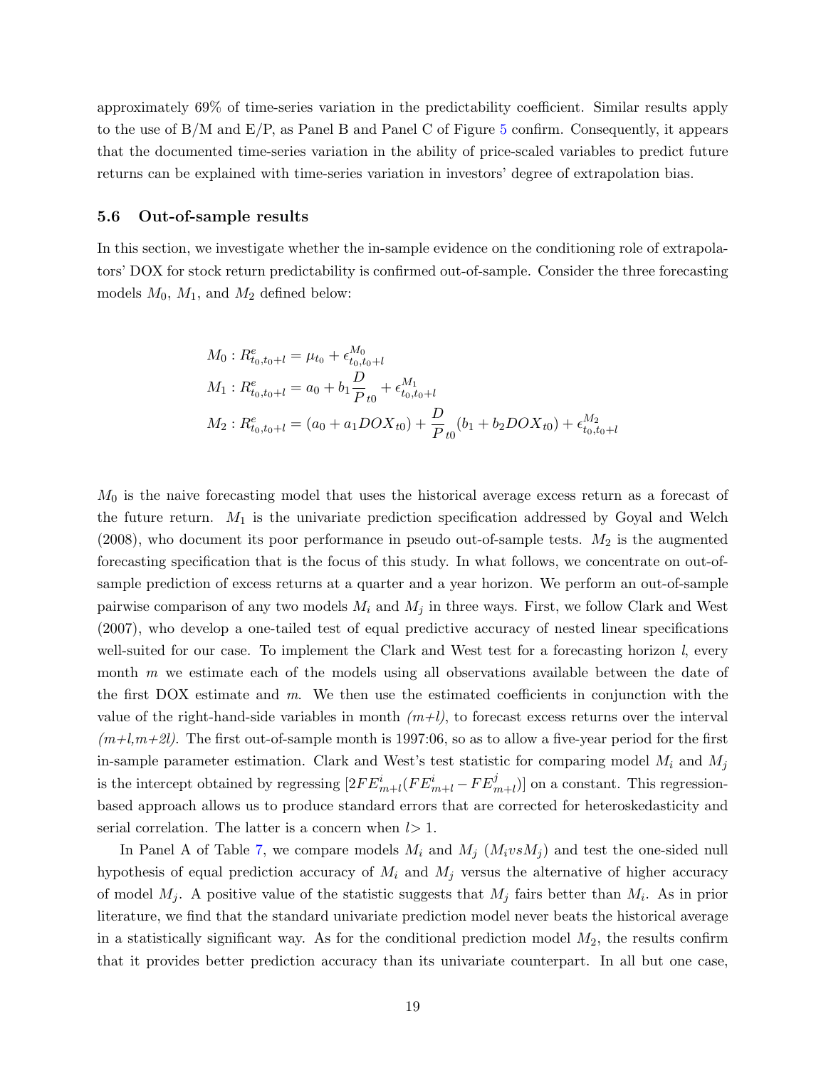approximately 69% of time-series variation in the predictability coefficient. Similar results apply to the use of B/M and E/P, as Panel B and Panel C of Figure 5 confirm. Consequently, it appears that the documented time-series variation in the ability of price-scaled variables to predict future returns can be explained with time-series variation in investors' degree of extrapolation bias.

### 5.6 Out-of-sample results

In this section, we investigate whether the in-sample evidence on the conditioning role of extrapolators' DOX for stock return predictability is confirmed out-of-sample. Consider the three forecasting models $M_0$, $M_1$, and $M_2$ defined below:

$$
\begin{aligned}
&M_0 : R^e_{t_0,t_0+l} = \mu_{t_0} + \epsilon^{M_0}_{t_0,t_0+l} \\
&M_1 : R^e_{t_0,t_0+l} = a_0 + b_1 \frac{D}{P}_{t0} + \epsilon^{M_1}_{t_0,t_0+l} \\
&M_2 : R^e_{t_0,t_0+l} = (a_0 + a_1 DOX_{t0}) + \frac{D}{P}_{t0}(b_1 + b_2 DOX_{t0}) + \epsilon^{M_2}_{t_0,t_0+l}
\end{aligned}
$$

$M_0$ is the naive forecasting model that uses the historical average excess return as a forecast of the future return. $M_1$ is the univariate prediction specification addressed by Goyal and Welch (2008), who document its poor performance in pseudo out-of-sample tests. $M_2$ is the augmented forecasting specification that is the focus of this study. In what follows, we concentrate on out-of-sample prediction of excess returns at a quarter and a year horizon. We perform an out-of-sample pairwise comparison of any two models $M_i$ and $M_j$ in three ways. First, we follow Clark and West (2007), who develop a one-tailed test of equal predictive accuracy of nested linear specifications well-suited for our case. To implement the Clark and West test for a forecasting horizon $l$, every month $m$ we estimate each of the models using all observations available between the date of the first DOX estimate and $m$. We then use the estimated coefficients in conjunction with the value of the right-hand-side variables in month *(m+l)*, to forecast excess returns over the interval *(m+l,m+2l)*. The first out-of-sample month is 1997:06, so as to allow a five-year period for the first in-sample parameter estimation. Clark and West's test statistic for comparing model $M_i$ and $M_j$ is the intercept obtained by regressing $[2FE^i_{m+l}(FE^i_{m+l} - FE^j_{m+l})]$ on a constant. This regression-based approach allows us to produce standard errors that are corrected for heteroskedasticity and serial correlation. The latter is a concern when $l > 1$.

In Panel A of Table 7, we compare models $M_i$ and $M_j$ ($M_i vs M_j$) and test the one-sided null hypothesis of equal prediction accuracy of $M_i$ and $M_j$ versus the alternative of higher accuracy of model $M_j$. A positive value of the statistic suggests that $M_j$ fairs better than $M_i$. As in prior literature, we find that the standard univariate prediction model never beats the historical average in a statistically significant way. As for the conditional prediction model $M_2$, the results confirm that it provides better prediction accuracy than its univariate counterpart. In all but one case,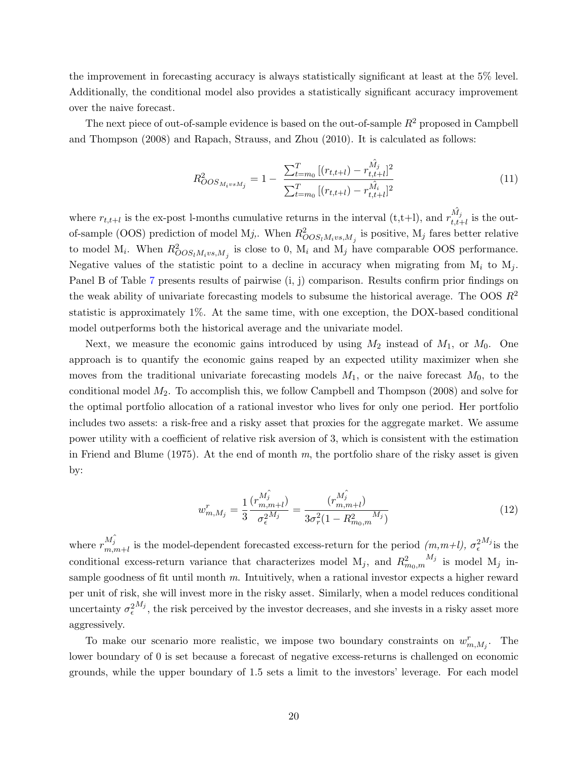the improvement in forecasting accuracy is always statistically significant at least at the 5% level. Additionally, the conditional model also provides a statistically significant accuracy improvement over the naive forecast.

The next piece of out-of-sample evidence is based on the out-of-sample $R^2$ proposed in Campbell and Thompson (2008) and Rapach, Strauss, and Zhou (2010). It is calculated as follows:

$$R^2_{OOS_{M_i vs M_j}} = 1 - \frac{\sum_{t=m_0}^{T} [(r_{t,t+l}) - r_{t,t+l}^{\hat{M_j}}]^2}{\sum_{t=m_0}^{T} [(r_{t,t+l}) - r_{t,t+l}^{\hat{M_i}}]^2} \tag{11}$$

where $r_{t,t+l}$ is the ex-post l-months cumulative returns in the interval (t,t+l), and $r_{t,t+l}^{\hat{M_j}}$ is the out-of-sample (OOS) prediction of model M*j*,. When $R^2_{OOS_l M_i vs, M_j}$ is positive, $M_j$ fares better relative to model $M_i$. When $R^2_{OOS_l M_i vs, M_j}$ is close to 0, $M_i$ and $M_j$ have comparable OOS performance. Negative values of the statistic point to a decline in accuracy when migrating from $M_i$ to $M_j$. Panel B of Table 7 presents results of pairwise (i, j) comparison. Results confirm prior findings on the weak ability of univariate forecasting models to subsume the historical average. The OOS $R^2$ statistic is approximately 1%. At the same time, with one exception, the DOX-based conditional model outperforms both the historical average and the univariate model.

Next, we measure the economic gains introduced by using $M_2$ instead of $M_1$, or $M_0$. One approach is to quantify the economic gains reaped by an expected utility maximizer when she moves from the traditional univariate forecasting models $M_1$, or the naive forecast $M_0$, to the conditional model $M_2$. To accomplish this, we follow Campbell and Thompson (2008) and solve for the optimal portfolio allocation of a rational investor who lives for only one period. Her portfolio includes two assets: a risk-free and a risky asset that proxies for the aggregate market. We assume power utility with a coefficient of relative risk aversion of 3, which is consistent with the estimation in Friend and Blume (1975). At the end of month $m$, the portfolio share of the risky asset is given by:

$$w^r_{m,M_j} = \frac{1}{3} \frac{(r_{m,m+l}^{\hat{M_j}})}{\sigma_\epsilon^{2^{M_j}}} = \frac{(r_{m,m+l}^{\hat{M_j}})}{3\sigma_r^2(1 - R^2_{m_0,m}{}^{M_j})} \tag{12}$$

where $r_{m,m+l}^{\hat{M_j}}$ is the model-dependent forecasted excess-return for the period *(m,m+l)*, $\sigma_\epsilon^{2^{M_j}}$is the conditional excess-return variance that characterizes model $M_j$, and $R^2_{m_0,m}{}^{M_j}$ is model $M_j$ in-sample goodness of fit until month $m$. Intuitively, when a rational investor expects a higher reward per unit of risk, she will invest more in the risky asset. Similarly, when a model reduces conditional uncertainty $\sigma_\epsilon^{2^{M_j}}$, the risk perceived by the investor decreases, and she invests in a risky asset more aggressively.

To make our scenario more realistic, we impose two boundary constraints on $w^r_{m,M_j}$. The lower boundary of 0 is set because a forecast of negative excess-returns is challenged on economic grounds, while the upper boundary of 1.5 sets a limit to the investors' leverage. For each model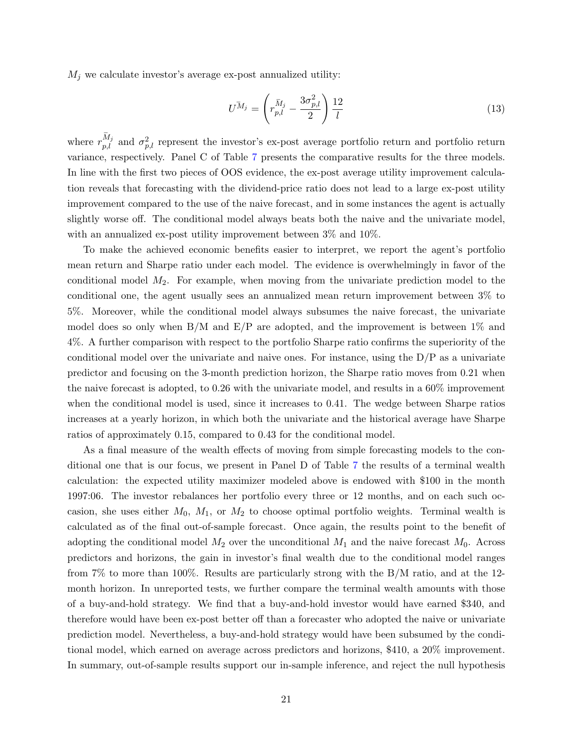$M_j$ we calculate investor's average ex-post annualized utility:

$$U^{\bar{M}_j} = \left( r_{p,l}^{\bar{M}_j} - \frac{3\sigma_{p,l}^2}{2} \right) \frac{12}{l} \tag{13}$$

where $r_{p,l}^{\bar{M}_j}$ and $\sigma_{p,l}^2$ represent the investor's ex-post average portfolio return and portfolio return variance, respectively. Panel C of Table 7 presents the comparative results for the three models. In line with the first two pieces of OOS evidence, the ex-post average utility improvement calculation reveals that forecasting with the dividend-price ratio does not lead to a large ex-post utility improvement compared to the use of the naive forecast, and in some instances the agent is actually slightly worse off. The conditional model always beats both the naive and the univariate model, with an annualized ex-post utility improvement between 3% and 10%.

To make the achieved economic benefits easier to interpret, we report the agent's portfolio mean return and Sharpe ratio under each model. The evidence is overwhelmingly in favor of the conditional model $M_2$. For example, when moving from the univariate prediction model to the conditional one, the agent usually sees an annualized mean return improvement between 3% to 5%. Moreover, while the conditional model always subsumes the naive forecast, the univariate model does so only when B/M and E/P are adopted, and the improvement is between 1% and 4%. A further comparison with respect to the portfolio Sharpe ratio confirms the superiority of the conditional model over the univariate and naive ones. For instance, using the D/P as a univariate predictor and focusing on the 3-month prediction horizon, the Sharpe ratio moves from 0.21 when the naive forecast is adopted, to 0.26 with the univariate model, and results in a 60% improvement when the conditional model is used, since it increases to 0.41. The wedge between Sharpe ratios increases at a yearly horizon, in which both the univariate and the historical average have Sharpe ratios of approximately 0.15, compared to 0.43 for the conditional model.

As a final measure of the wealth effects of moving from simple forecasting models to the conditional one that is our focus, we present in Panel D of Table 7 the results of a terminal wealth calculation: the expected utility maximizer modeled above is endowed with \$100 in the month 1997:06. The investor rebalances her portfolio every three or 12 months, and on each such occasion, she uses either $M_0$, $M_1$, or $M_2$ to choose optimal portfolio weights. Terminal wealth is calculated as of the final out-of-sample forecast. Once again, the results point to the benefit of adopting the conditional model $M_2$ over the unconditional $M_1$ and the naive forecast $M_0$. Across predictors and horizons, the gain in investor's final wealth due to the conditional model ranges from 7% to more than 100%. Results are particularly strong with the B/M ratio, and at the 12-month horizon. In unreported tests, we further compare the terminal wealth amounts with those of a buy-and-hold strategy. We find that a buy-and-hold investor would have earned \$340, and therefore would have been ex-post better off than a forecaster who adopted the naive or univariate prediction model. Nevertheless, a buy-and-hold strategy would have been subsumed by the conditional model, which earned on average across predictors and horizons, \$410, a 20% improvement. In summary, out-of-sample results support our in-sample inference, and reject the null hypothesis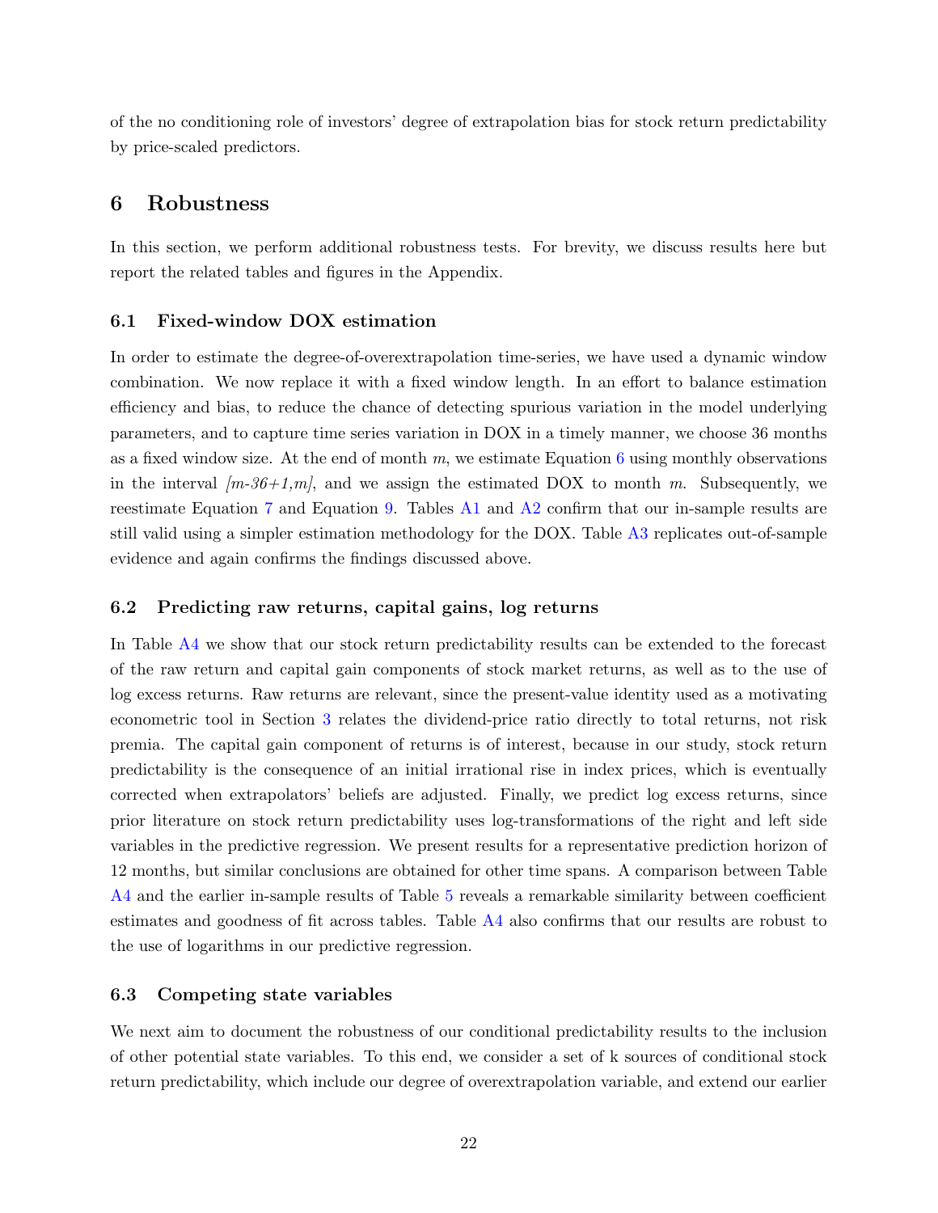of the no conditioning role of investors' degree of extrapolation bias for stock return predictability by price-scaled predictors.

# 6 Robustness

In this section, we perform additional robustness tests. For brevity, we discuss results here but report the related tables and figures in the Appendix.

## 6.1 Fixed-window DOX estimation

In order to estimate the degree-of-overextrapolation time-series, we have used a dynamic window combination. We now replace it with a fixed window length. In an effort to balance estimation efficiency and bias, to reduce the chance of detecting spurious variation in the model underlying parameters, and to capture time series variation in DOX in a timely manner, we choose 36 months as a fixed window size. At the end of month $m$, we estimate Equation 6 using monthly observations in the interval $[m\text{-}36\text{+}1,m]$, and we assign the estimated DOX to month $m$. Subsequently, we reestimate Equation 7 and Equation 9. Tables A1 and A2 confirm that our in-sample results are still valid using a simpler estimation methodology for the DOX. Table A3 replicates out-of-sample evidence and again confirms the findings discussed above.

## 6.2 Predicting raw returns, capital gains, log returns

In Table A4 we show that our stock return predictability results can be extended to the forecast of the raw return and capital gain components of stock market returns, as well as to the use of log excess returns. Raw returns are relevant, since the present-value identity used as a motivating econometric tool in Section 3 relates the dividend-price ratio directly to total returns, not risk premia. The capital gain component of returns is of interest, because in our study, stock return predictability is the consequence of an initial irrational rise in index prices, which is eventually corrected when extrapolators' beliefs are adjusted. Finally, we predict log excess returns, since prior literature on stock return predictability uses log-transformations of the right and left side variables in the predictive regression. We present results for a representative prediction horizon of 12 months, but similar conclusions are obtained for other time spans. A comparison between Table A4 and the earlier in-sample results of Table 5 reveals a remarkable similarity between coefficient estimates and goodness of fit across tables. Table A4 also confirms that our results are robust to the use of logarithms in our predictive regression.

## 6.3 Competing state variables

We next aim to document the robustness of our conditional predictability results to the inclusion of other potential state variables. To this end, we consider a set of k sources of conditional stock return predictability, which include our degree of overextrapolation variable, and extend our earlier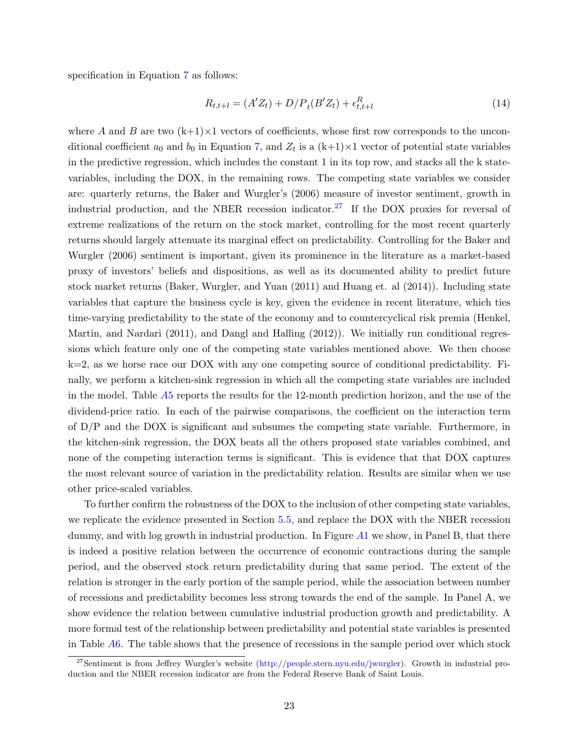specification in Equation 7 as follows:

$$R_{t,t+l} = (A'Z_t) + D/P_t(B'Z_t) + \epsilon^R_{t,t+l} \tag{14}$$

where $A$ and $B$ are two (k+1)×1 vectors of coefficients, whose first row corresponds to the unconditional coefficient $a_0$ and $b_0$ in Equation 7, and $Z_t$ is a (k+1)×1 vector of potential state variables in the predictive regression, which includes the constant 1 in its top row, and stacks all the k state-variables, including the DOX, in the remaining rows. The competing state variables we consider are: quarterly returns, the Baker and Wurgler's (2006) measure of investor sentiment, growth in industrial production, and the NBER recession indicator.[27] If the DOX proxies for reversal of extreme realizations of the return on the stock market, controlling for the most recent quarterly returns should largely attenuate its marginal effect on predictability. Controlling for the Baker and Wurgler (2006) sentiment is important, given its prominence in the literature as a market-based proxy of investors' beliefs and dispositions, as well as its documented ability to predict future stock market returns (Baker, Wurgler, and Yuan (2011) and Huang et. al (2014)). Including state variables that capture the business cycle is key, given the evidence in recent literature, which ties time-varying predictability to the state of the economy and to countercyclical risk premia (Henkel, Martin, and Nardari (2011), and Dangl and Halling (2012)). We initially run conditional regressions which feature only one of the competing state variables mentioned above. We then choose k=2, as we horse race our DOX with any one competing source of conditional predictability. Finally, we perform a kitchen-sink regression in which all the competing state variables are included in the model. Table A5 reports the results for the 12-month prediction horizon, and the use of the dividend-price ratio. In each of the pairwise comparisons, the coefficient on the interaction term of D/P and the DOX is significant and subsumes the competing state variable. Furthermore, in the kitchen-sink regression, the DOX beats all the others proposed state variables combined, and none of the competing interaction terms is significant. This is evidence that that DOX captures the most relevant source of variation in the predictability relation. Results are similar when we use other price-scaled variables.

To further confirm the robustness of the DOX to the inclusion of other competing state variables, we replicate the evidence presented in Section 5.5, and replace the DOX with the NBER recession dummy, and with log growth in industrial production. In Figure A1 we show, in Panel B, that there is indeed a positive relation between the occurrence of economic contractions during the sample period, and the observed stock return predictability during that same period. The extent of the relation is stronger in the early portion of the sample period, while the association between number of recessions and predictability becomes less strong towards the end of the sample. In Panel A, we show evidence the relation between cumulative industrial production growth and predictability. A more formal test of the relationship between predictability and potential state variables is presented in Table A6. The table shows that the presence of recessions in the sample period over which stock

[27] Sentiment is from Jeffrey Wurgler's website (http://people.stern.nyu.edu/jwurgler). Growth in industrial production and the NBER recession indicator are from the Federal Reserve Bank of Saint Louis.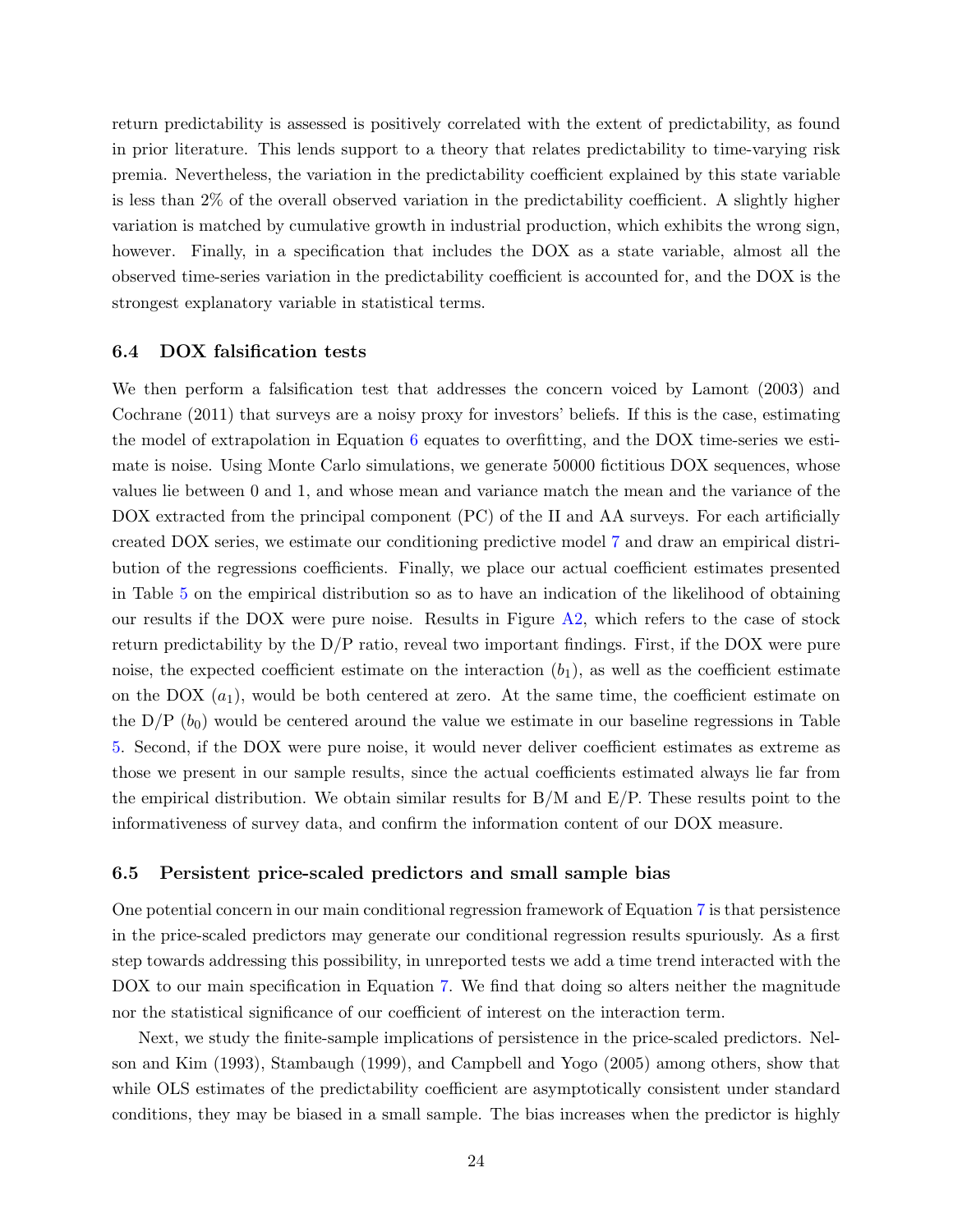return predictability is assessed is positively correlated with the extent of predictability, as found in prior literature. This lends support to a theory that relates predictability to time-varying risk premia. Nevertheless, the variation in the predictability coefficient explained by this state variable is less than 2% of the overall observed variation in the predictability coefficient. A slightly higher variation is matched by cumulative growth in industrial production, which exhibits the wrong sign, however. Finally, in a specification that includes the DOX as a state variable, almost all the observed time-series variation in the predictability coefficient is accounted for, and the DOX is the strongest explanatory variable in statistical terms.

### 6.4 DOX falsification tests

We then perform a falsification test that addresses the concern voiced by Lamont (2003) and Cochrane (2011) that surveys are a noisy proxy for investors' beliefs. If this is the case, estimating the model of extrapolation in Equation 6 equates to overfitting, and the DOX time-series we estimate is noise. Using Monte Carlo simulations, we generate 50000 fictitious DOX sequences, whose values lie between 0 and 1, and whose mean and variance match the mean and the variance of the DOX extracted from the principal component (PC) of the II and AA surveys. For each artificially created DOX series, we estimate our conditioning predictive model 7 and draw an empirical distribution of the regressions coefficients. Finally, we place our actual coefficient estimates presented in Table 5 on the empirical distribution so as to have an indication of the likelihood of obtaining our results if the DOX were pure noise. Results in Figure A2, which refers to the case of stock return predictability by the D/P ratio, reveal two important findings. First, if the DOX were pure noise, the expected coefficient estimate on the interaction ($b_1$), as well as the coefficient estimate on the DOX ($a_1$), would be both centered at zero. At the same time, the coefficient estimate on the D/P ($b_0$) would be centered around the value we estimate in our baseline regressions in Table 5. Second, if the DOX were pure noise, it would never deliver coefficient estimates as extreme as those we present in our sample results, since the actual coefficients estimated always lie far from the empirical distribution. We obtain similar results for B/M and E/P. These results point to the informativeness of survey data, and confirm the information content of our DOX measure.

### 6.5 Persistent price-scaled predictors and small sample bias

One potential concern in our main conditional regression framework of Equation 7 is that persistence in the price-scaled predictors may generate our conditional regression results spuriously. As a first step towards addressing this possibility, in unreported tests we add a time trend interacted with the DOX to our main specification in Equation 7. We find that doing so alters neither the magnitude nor the statistical significance of our coefficient of interest on the interaction term.

Next, we study the finite-sample implications of persistence in the price-scaled predictors. Nelson and Kim (1993), Stambaugh (1999), and Campbell and Yogo (2005) among others, show that while OLS estimates of the predictability coefficient are asymptotically consistent under standard conditions, they may be biased in a small sample. The bias increases when the predictor is highly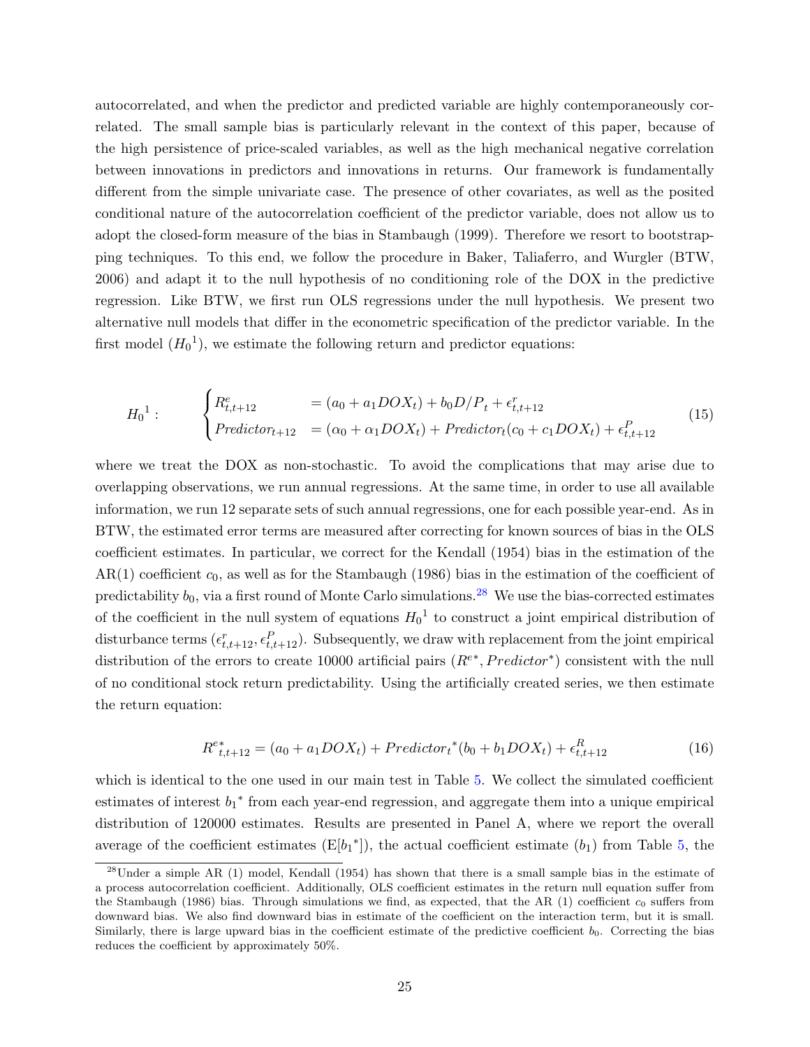autocorrelated, and when the predictor and predicted variable are highly contemporaneously correlated. The small sample bias is particularly relevant in the context of this paper, because of the high persistence of price-scaled variables, as well as the high mechanical negative correlation between innovations in predictors and innovations in returns. Our framework is fundamentally different from the simple univariate case. The presence of other covariates, as well as the posited conditional nature of the autocorrelation coefficient of the predictor variable, does not allow us to adopt the closed-form measure of the bias in Stambaugh (1999). Therefore we resort to bootstrapping techniques. To this end, we follow the procedure in Baker, Taliaferro, and Wurgler (BTW, 2006) and adapt it to the null hypothesis of no conditioning role of the DOX in the predictive regression. Like BTW, we first run OLS regressions under the null hypothesis. We present two alternative null models that differ in the econometric specification of the predictor variable. In the first model (${H_0}^1$), we estimate the following return and predictor equations:

$$
{H_0}^1: \qquad \begin{cases} R^e_{t,t+12} & = (a_0 + a_1 DOX_t) + b_0 D/P_t + \epsilon^r_{t,t+12} \\ Predictor_{t+12} & = (\alpha_0 + \alpha_1 DOX_t) + Predictor_t(c_0 + c_1 DOX_t) + \epsilon^P_{t,t+12} \end{cases} \tag{15}
$$

where we treat the DOX as non-stochastic. To avoid the complications that may arise due to overlapping observations, we run annual regressions. At the same time, in order to use all available information, we run 12 separate sets of such annual regressions, one for each possible year-end. As in BTW, the estimated error terms are measured after correcting for known sources of bias in the OLS coefficient estimates. In particular, we correct for the Kendall (1954) bias in the estimation of the AR(1) coefficient $c_0$, as well as for the Stambaugh (1986) bias in the estimation of the coefficient of predictability $b_0$, via a first round of Monte Carlo simulations.[28] We use the bias-corrected estimates of the coefficient in the null system of equations ${H_0}^1$ to construct a joint empirical distribution of disturbance terms $(\epsilon^r_{t,t+12}, \epsilon^P_{t,t+12})$. Subsequently, we draw with replacement from the joint empirical distribution of the errors to create 10000 artificial pairs $(R^{e*}, Predictor^*)$ consistent with the null of no conditional stock return predictability. Using the artificially created series, we then estimate the return equation:

$$
{R^{e*}}_{t,t+12} = (a_0 + a_1 DOX_t) + {Predictor_t}^*(b_0 + b_1 DOX_t) + \epsilon^R_{t,t+12} \tag{16}
$$

which is identical to the one used in our main test in Table 5. We collect the simulated coefficient estimates of interest ${b_1}^*$ from each year-end regression, and aggregate them into a unique empirical distribution of 120000 estimates. Results are presented in Panel A, where we report the overall average of the coefficient estimates ($\mathrm{E}[{b_1}^*]$), the actual coefficient estimate ($b_1$) from Table 5, the

[28] Under a simple AR (1) model, Kendall (1954) has shown that there is a small sample bias in the estimate of a process autocorrelation coefficient. Additionally, OLS coefficient estimates in the return null equation suffer from the Stambaugh (1986) bias. Through simulations we find, as expected, that the AR (1) coefficient $c_0$ suffers from downward bias. We also find downward bias in estimate of the coefficient on the interaction term, but it is small. Similarly, there is large upward bias in the coefficient estimate of the predictive coefficient $b_0$. Correcting the bias reduces the coefficient by approximately 50%.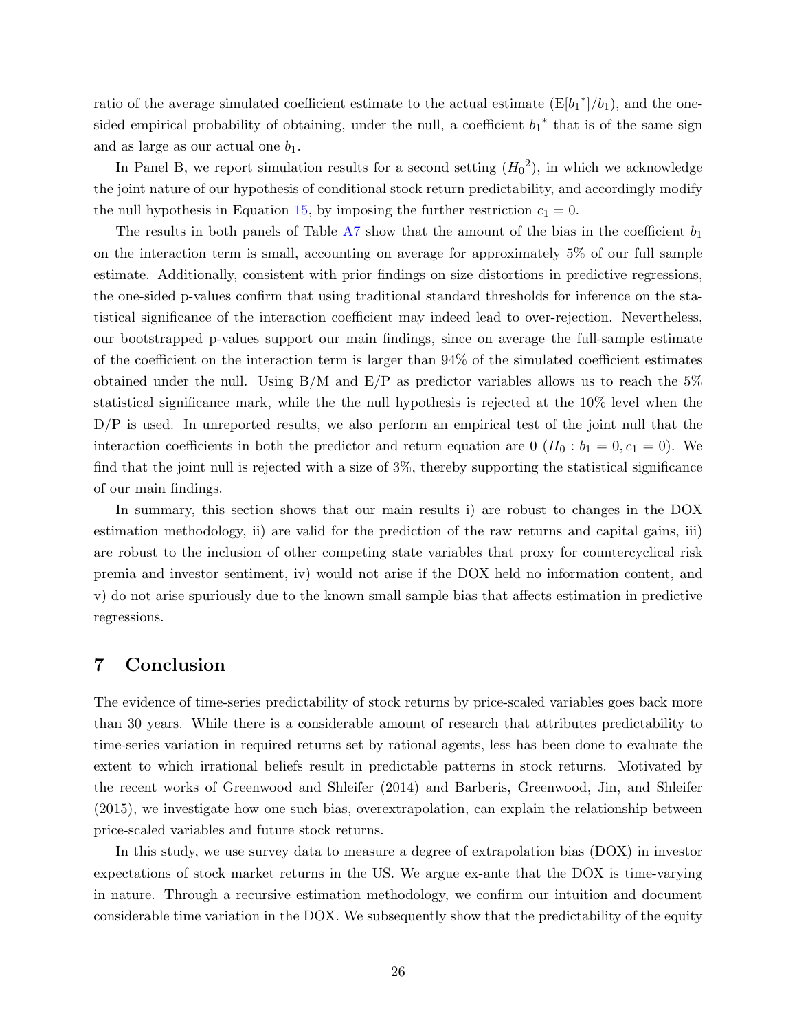ratio of the average simulated coefficient estimate to the actual estimate ($\mathrm{E}[{b_1}^*]/b_1$), and the one-sided empirical probability of obtaining, under the null, a coefficient ${b_1}^*$ that is of the same sign and as large as our actual one $b_1$.

In Panel B, we report simulation results for a second setting (${H_0}^2$), in which we acknowledge the joint nature of our hypothesis of conditional stock return predictability, and accordingly modify the null hypothesis in Equation 15, by imposing the further restriction $c_1 = 0$.

The results in both panels of Table A7 show that the amount of the bias in the coefficient $b_1$ on the interaction term is small, accounting on average for approximately 5% of our full sample estimate. Additionally, consistent with prior findings on size distortions in predictive regressions, the one-sided p-values confirm that using traditional standard thresholds for inference on the statistical significance of the interaction coefficient may indeed lead to over-rejection. Nevertheless, our bootstrapped p-values support our main findings, since on average the full-sample estimate of the coefficient on the interaction term is larger than 94% of the simulated coefficient estimates obtained under the null. Using B/M and E/P as predictor variables allows us to reach the 5% statistical significance mark, while the the null hypothesis is rejected at the 10% level when the D/P is used. In unreported results, we also perform an empirical test of the joint null that the interaction coefficients in both the predictor and return equation are 0 ($H_0 : b_1 = 0, c_1 = 0$). We find that the joint null is rejected with a size of 3%, thereby supporting the statistical significance of our main findings.

In summary, this section shows that our main results i) are robust to changes in the DOX estimation methodology, ii) are valid for the prediction of the raw returns and capital gains, iii) are robust to the inclusion of other competing state variables that proxy for countercyclical risk premia and investor sentiment, iv) would not arise if the DOX held no information content, and v) do not arise spuriously due to the known small sample bias that affects estimation in predictive regressions.

## 7 Conclusion

The evidence of time-series predictability of stock returns by price-scaled variables goes back more than 30 years. While there is a considerable amount of research that attributes predictability to time-series variation in required returns set by rational agents, less has been done to evaluate the extent to which irrational beliefs result in predictable patterns in stock returns. Motivated by the recent works of Greenwood and Shleifer (2014) and Barberis, Greenwood, Jin, and Shleifer (2015), we investigate how one such bias, overextrapolation, can explain the relationship between price-scaled variables and future stock returns.

In this study, we use survey data to measure a degree of extrapolation bias (DOX) in investor expectations of stock market returns in the US. We argue ex-ante that the DOX is time-varying in nature. Through a recursive estimation methodology, we confirm our intuition and document considerable time variation in the DOX. We subsequently show that the predictability of the equity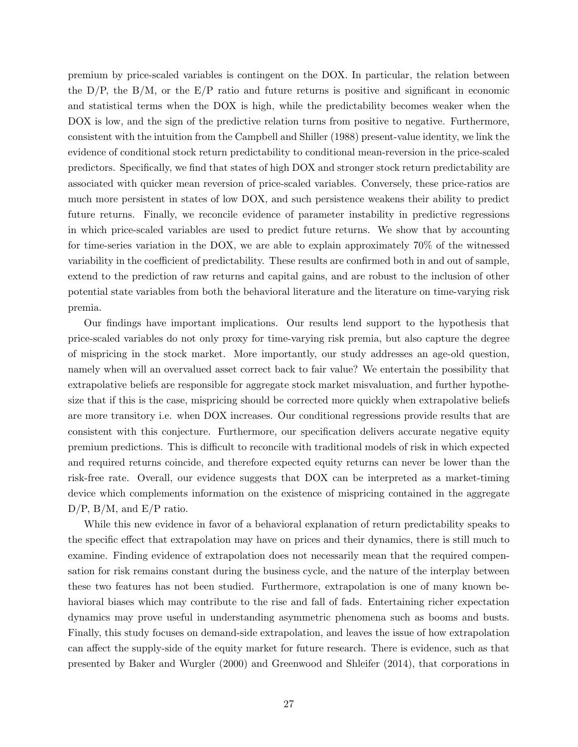premium by price-scaled variables is contingent on the DOX. In particular, the relation between the D/P, the B/M, or the E/P ratio and future returns is positive and significant in economic and statistical terms when the DOX is high, while the predictability becomes weaker when the DOX is low, and the sign of the predictive relation turns from positive to negative. Furthermore, consistent with the intuition from the Campbell and Shiller (1988) present-value identity, we link the evidence of conditional stock return predictability to conditional mean-reversion in the price-scaled predictors. Specifically, we find that states of high DOX and stronger stock return predictability are associated with quicker mean reversion of price-scaled variables. Conversely, these price-ratios are much more persistent in states of low DOX, and such persistence weakens their ability to predict future returns. Finally, we reconcile evidence of parameter instability in predictive regressions in which price-scaled variables are used to predict future returns. We show that by accounting for time-series variation in the DOX, we are able to explain approximately 70% of the witnessed variability in the coefficient of predictability. These results are confirmed both in and out of sample, extend to the prediction of raw returns and capital gains, and are robust to the inclusion of other potential state variables from both the behavioral literature and the literature on time-varying risk premia.

Our findings have important implications. Our results lend support to the hypothesis that price-scaled variables do not only proxy for time-varying risk premia, but also capture the degree of mispricing in the stock market. More importantly, our study addresses an age-old question, namely when will an overvalued asset correct back to fair value? We entertain the possibility that extrapolative beliefs are responsible for aggregate stock market misvaluation, and further hypothesize that if this is the case, mispricing should be corrected more quickly when extrapolative beliefs are more transitory i.e. when DOX increases. Our conditional regressions provide results that are consistent with this conjecture. Furthermore, our specification delivers accurate negative equity premium predictions. This is difficult to reconcile with traditional models of risk in which expected and required returns coincide, and therefore expected equity returns can never be lower than the risk-free rate. Overall, our evidence suggests that DOX can be interpreted as a market-timing device which complements information on the existence of mispricing contained in the aggregate D/P, B/M, and E/P ratio.

While this new evidence in favor of a behavioral explanation of return predictability speaks to the specific effect that extrapolation may have on prices and their dynamics, there is still much to examine. Finding evidence of extrapolation does not necessarily mean that the required compensation for risk remains constant during the business cycle, and the nature of the interplay between these two features has not been studied. Furthermore, extrapolation is one of many known behavioral biases which may contribute to the rise and fall of fads. Entertaining richer expectation dynamics may prove useful in understanding asymmetric phenomena such as booms and busts. Finally, this study focuses on demand-side extrapolation, and leaves the issue of how extrapolation can affect the supply-side of the equity market for future research. There is evidence, such as that presented by Baker and Wurgler (2000) and Greenwood and Shleifer (2014), that corporations in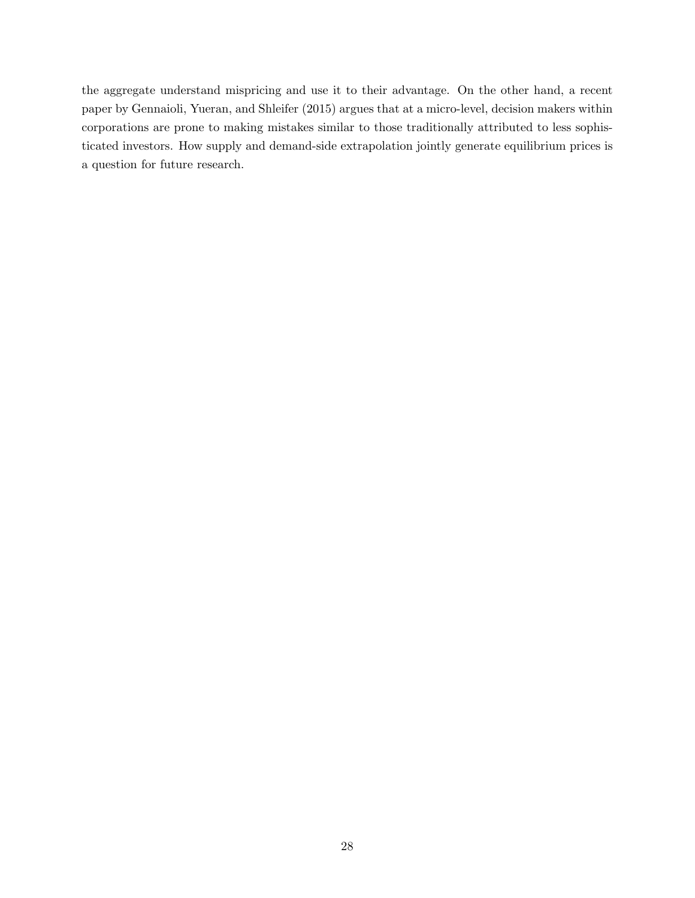the aggregate understand mispricing and use it to their advantage. On the other hand, a recent paper by Gennaioli, Yueran, and Shleifer (2015) argues that at a micro-level, decision makers within corporations are prone to making mistakes similar to those traditionally attributed to less sophisticated investors. How supply and demand-side extrapolation jointly generate equilibrium prices is a question for future research.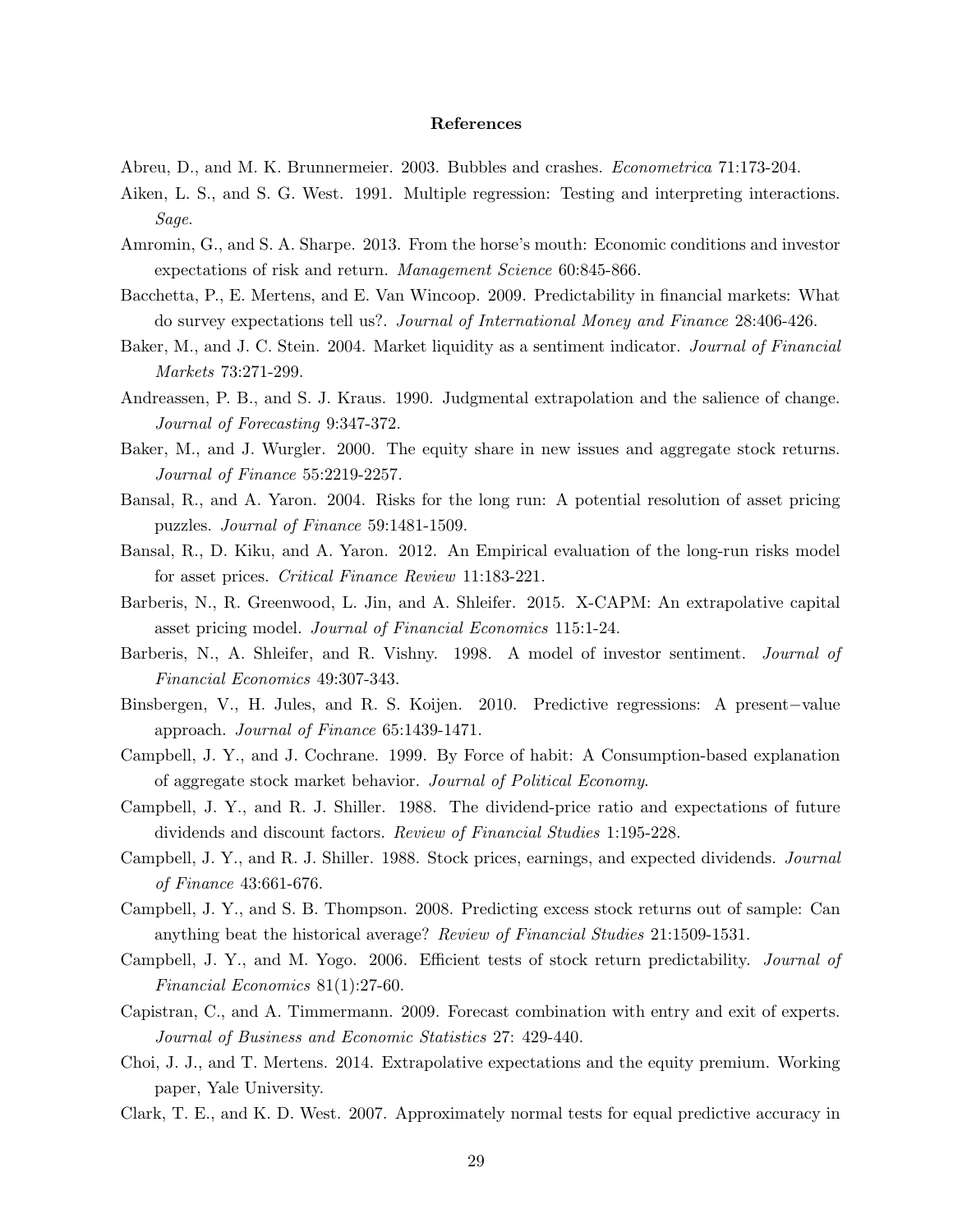## References

Abreu, D., and M. K. Brunnermeier. 2003. Bubbles and crashes. *Econometrica* 71:173-204.

Aiken, L. S., and S. G. West. 1991. Multiple regression: Testing and interpreting interactions. *Sage*.

Amromin, G., and S. A. Sharpe. 2013. From the horse's mouth: Economic conditions and investor expectations of risk and return. *Management Science* 60:845-866.

Bacchetta, P., E. Mertens, and E. Van Wincoop. 2009. Predictability in financial markets: What do survey expectations tell us?. *Journal of International Money and Finance* 28:406-426.

Baker, M., and J. C. Stein. 2004. Market liquidity as a sentiment indicator. *Journal of Financial Markets* 73:271-299.

Andreassen, P. B., and S. J. Kraus. 1990. Judgmental extrapolation and the salience of change. *Journal of Forecasting* 9:347-372.

Baker, M., and J. Wurgler. 2000. The equity share in new issues and aggregate stock returns. *Journal of Finance* 55:2219-2257.

Bansal, R., and A. Yaron. 2004. Risks for the long run: A potential resolution of asset pricing puzzles. *Journal of Finance* 59:1481-1509.

Bansal, R., D. Kiku, and A. Yaron. 2012. An Empirical evaluation of the long-run risks model for asset prices. *Critical Finance Review* 11:183-221.

Barberis, N., R. Greenwood, L. Jin, and A. Shleifer. 2015. X-CAPM: An extrapolative capital asset pricing model. *Journal of Financial Economics* 115:1-24.

Barberis, N., A. Shleifer, and R. Vishny. 1998. A model of investor sentiment. *Journal of Financial Economics* 49:307-343.

Binsbergen, V., H. Jules, and R. S. Koijen. 2010. Predictive regressions: A present−value approach. *Journal of Finance* 65:1439-1471.

Campbell, J. Y., and J. Cochrane. 1999. By Force of habit: A Consumption-based explanation of aggregate stock market behavior. *Journal of Political Economy*.

Campbell, J. Y., and R. J. Shiller. 1988. The dividend-price ratio and expectations of future dividends and discount factors. *Review of Financial Studies* 1:195-228.

Campbell, J. Y., and R. J. Shiller. 1988. Stock prices, earnings, and expected dividends. *Journal of Finance* 43:661-676.

Campbell, J. Y., and S. B. Thompson. 2008. Predicting excess stock returns out of sample: Can anything beat the historical average? *Review of Financial Studies* 21:1509-1531.

Campbell, J. Y., and M. Yogo. 2006. Efficient tests of stock return predictability. *Journal of Financial Economics* 81(1):27-60.

Capistran, C., and A. Timmermann. 2009. Forecast combination with entry and exit of experts. *Journal of Business and Economic Statistics* 27: 429-440.

Choi, J. J., and T. Mertens. 2014. Extrapolative expectations and the equity premium. Working paper, Yale University.

Clark, T. E., and K. D. West. 2007. Approximately normal tests for equal predictive accuracy in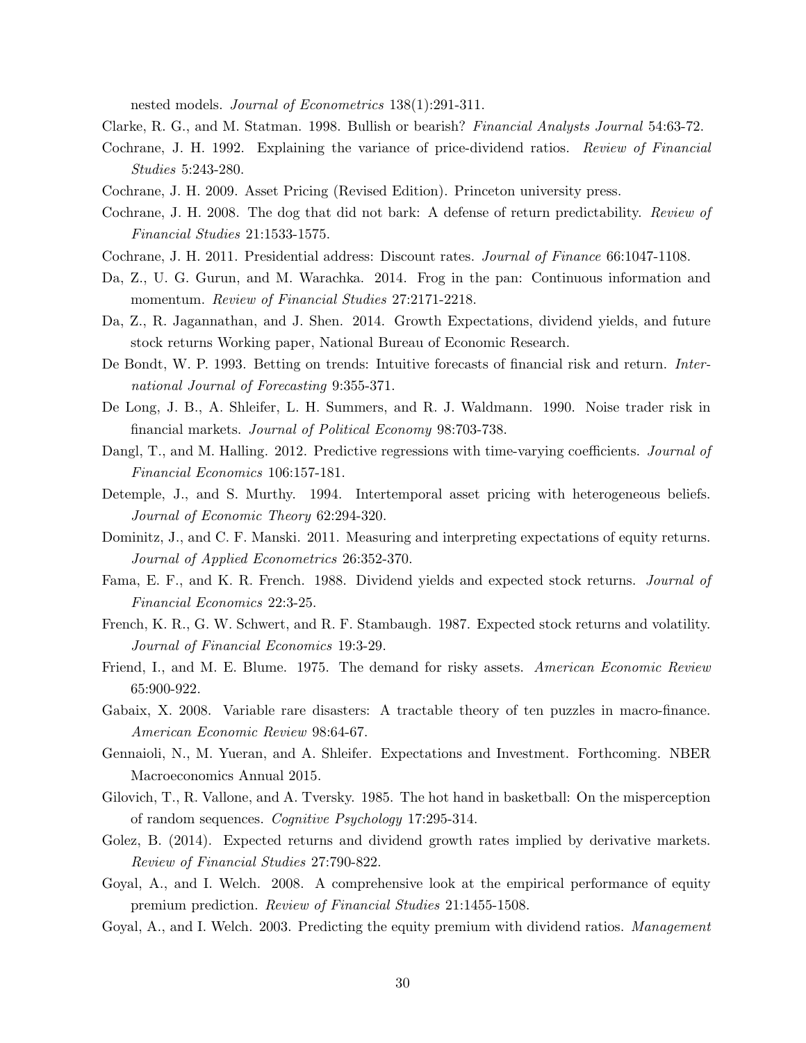nested models. *Journal of Econometrics* 138(1):291-311.

Clarke, R. G., and M. Statman. 1998. Bullish or bearish? *Financial Analysts Journal* 54:63-72.

Cochrane, J. H. 1992. Explaining the variance of price-dividend ratios. *Review of Financial Studies* 5:243-280.

Cochrane, J. H. 2009. Asset Pricing (Revised Edition). Princeton university press.

Cochrane, J. H. 2008. The dog that did not bark: A defense of return predictability. *Review of Financial Studies* 21:1533-1575.

Cochrane, J. H. 2011. Presidential address: Discount rates. *Journal of Finance* 66:1047-1108.

Da, Z., U. G. Gurun, and M. Warachka. 2014. Frog in the pan: Continuous information and momentum. *Review of Financial Studies* 27:2171-2218.

Da, Z., R. Jagannathan, and J. Shen. 2014. Growth Expectations, dividend yields, and future stock returns Working paper, National Bureau of Economic Research.

De Bondt, W. P. 1993. Betting on trends: Intuitive forecasts of financial risk and return. *International Journal of Forecasting* 9:355-371.

De Long, J. B., A. Shleifer, L. H. Summers, and R. J. Waldmann. 1990. Noise trader risk in financial markets. *Journal of Political Economy* 98:703-738.

Dangl, T., and M. Halling. 2012. Predictive regressions with time-varying coefficients. *Journal of Financial Economics* 106:157-181.

Detemple, J., and S. Murthy. 1994. Intertemporal asset pricing with heterogeneous beliefs. *Journal of Economic Theory* 62:294-320.

Dominitz, J., and C. F. Manski. 2011. Measuring and interpreting expectations of equity returns. *Journal of Applied Econometrics* 26:352-370.

Fama, E. F., and K. R. French. 1988. Dividend yields and expected stock returns. *Journal of Financial Economics* 22:3-25.

French, K. R., G. W. Schwert, and R. F. Stambaugh. 1987. Expected stock returns and volatility. *Journal of Financial Economics* 19:3-29.

Friend, I., and M. E. Blume. 1975. The demand for risky assets. *American Economic Review* 65:900-922.

Gabaix, X. 2008. Variable rare disasters: A tractable theory of ten puzzles in macro-finance. *American Economic Review* 98:64-67.

Gennaioli, N., M. Yueran, and A. Shleifer. Expectations and Investment. Forthcoming. NBER Macroeconomics Annual 2015.

Gilovich, T., R. Vallone, and A. Tversky. 1985. The hot hand in basketball: On the misperception of random sequences. *Cognitive Psychology* 17:295-314.

Golez, B. (2014). Expected returns and dividend growth rates implied by derivative markets. *Review of Financial Studies* 27:790-822.

Goyal, A., and I. Welch. 2008. A comprehensive look at the empirical performance of equity premium prediction. *Review of Financial Studies* 21:1455-1508.

Goyal, A., and I. Welch. 2003. Predicting the equity premium with dividend ratios. *Management*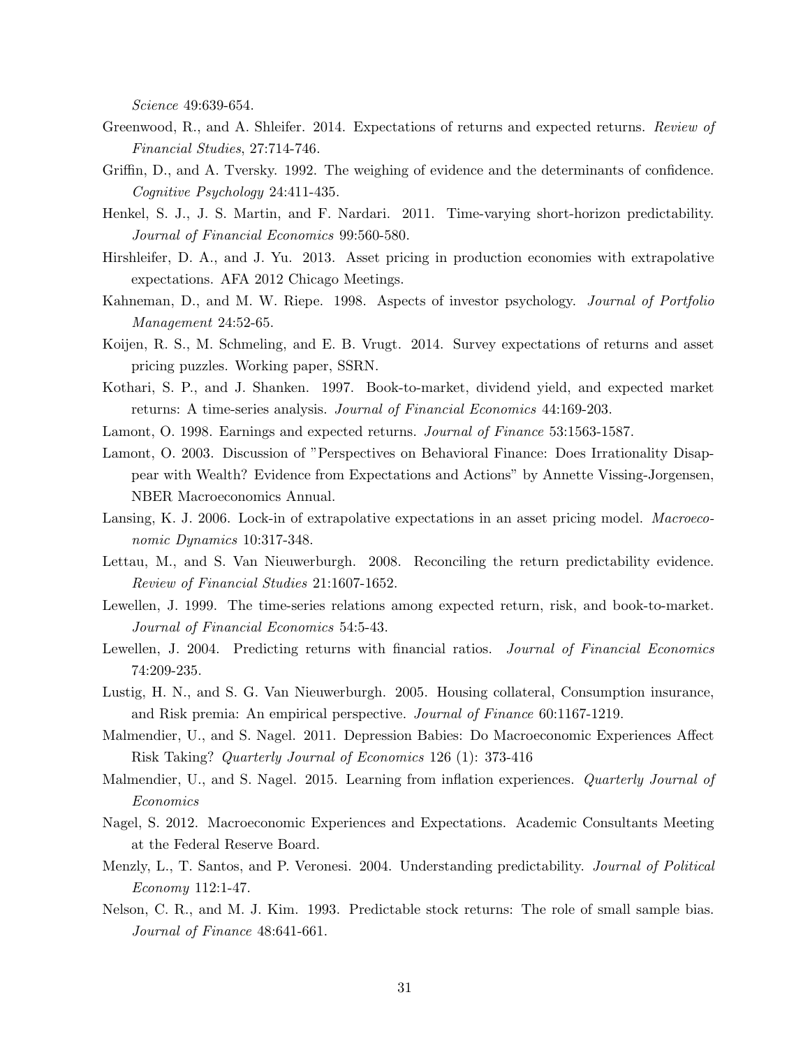*Science* 49:639-654.

Greenwood, R., and A. Shleifer. 2014. Expectations of returns and expected returns. *Review of Financial Studies*, 27:714-746.

Griffin, D., and A. Tversky. 1992. The weighing of evidence and the determinants of confidence. *Cognitive Psychology* 24:411-435.

Henkel, S. J., J. S. Martin, and F. Nardari. 2011. Time-varying short-horizon predictability. *Journal of Financial Economics* 99:560-580.

Hirshleifer, D. A., and J. Yu. 2013. Asset pricing in production economies with extrapolative expectations. AFA 2012 Chicago Meetings.

Kahneman, D., and M. W. Riepe. 1998. Aspects of investor psychology. *Journal of Portfolio Management* 24:52-65.

Koijen, R. S., M. Schmeling, and E. B. Vrugt. 2014. Survey expectations of returns and asset pricing puzzles. Working paper, SSRN.

Kothari, S. P., and J. Shanken. 1997. Book-to-market, dividend yield, and expected market returns: A time-series analysis. *Journal of Financial Economics* 44:169-203.

Lamont, O. 1998. Earnings and expected returns. *Journal of Finance* 53:1563-1587.

Lamont, O. 2003. Discussion of "Perspectives on Behavioral Finance: Does Irrationality Disappear with Wealth? Evidence from Expectations and Actions" by Annette Vissing-Jorgensen, NBER Macroeconomics Annual.

Lansing, K. J. 2006. Lock-in of extrapolative expectations in an asset pricing model. *Macroeconomic Dynamics* 10:317-348.

Lettau, M., and S. Van Nieuwerburgh. 2008. Reconciling the return predictability evidence. *Review of Financial Studies* 21:1607-1652.

Lewellen, J. 1999. The time-series relations among expected return, risk, and book-to-market. *Journal of Financial Economics* 54:5-43.

Lewellen, J. 2004. Predicting returns with financial ratios. *Journal of Financial Economics* 74:209-235.

Lustig, H. N., and S. G. Van Nieuwerburgh. 2005. Housing collateral, Consumption insurance, and Risk premia: An empirical perspective. *Journal of Finance* 60:1167-1219.

Malmendier, U., and S. Nagel. 2011. Depression Babies: Do Macroeconomic Experiences Affect Risk Taking? *Quarterly Journal of Economics* 126 (1): 373-416

Malmendier, U., and S. Nagel. 2015. Learning from inflation experiences. *Quarterly Journal of Economics*

Nagel, S. 2012. Macroeconomic Experiences and Expectations. Academic Consultants Meeting at the Federal Reserve Board.

Menzly, L., T. Santos, and P. Veronesi. 2004. Understanding predictability. *Journal of Political Economy* 112:1-47.

Nelson, C. R., and M. J. Kim. 1993. Predictable stock returns: The role of small sample bias. *Journal of Finance* 48:641-661.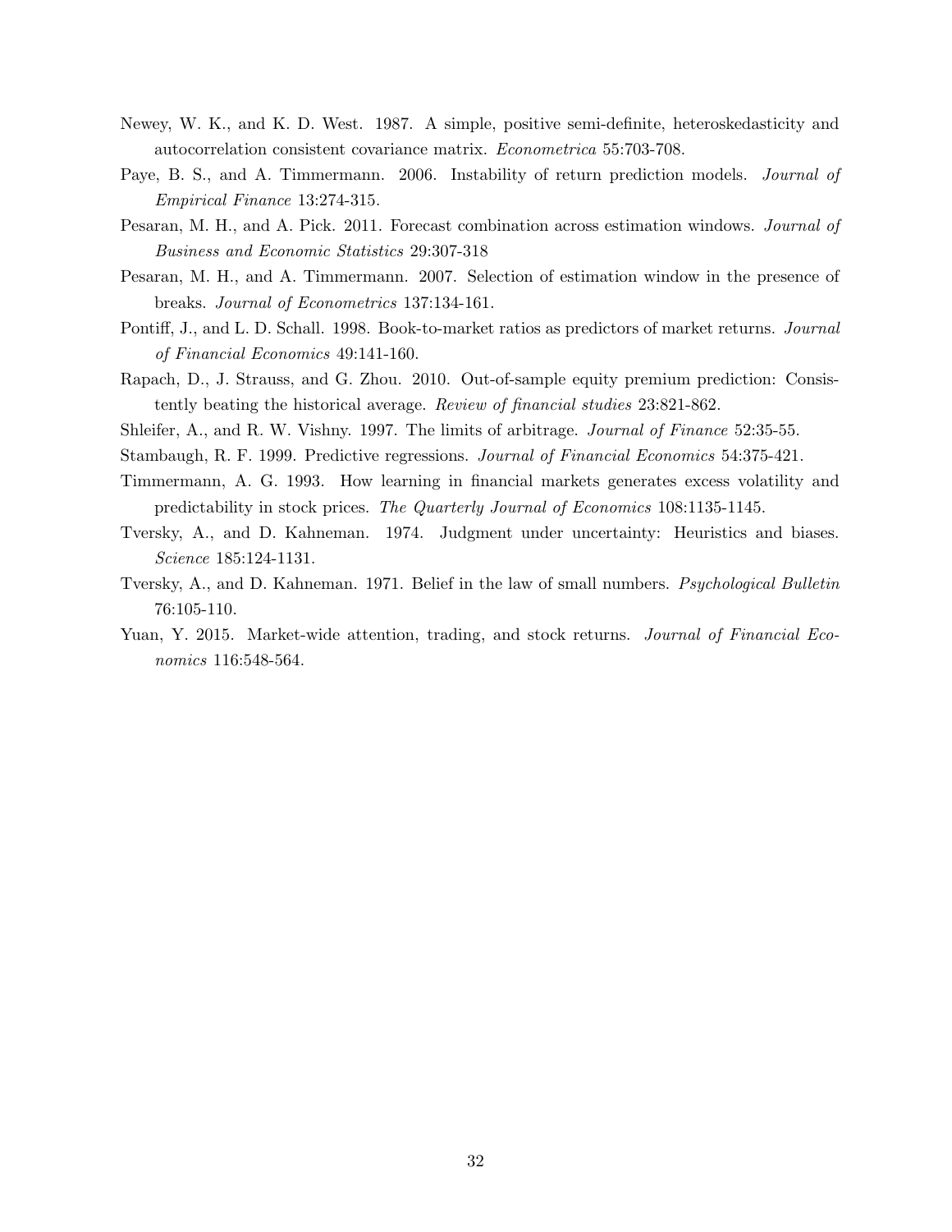Newey, W. K., and K. D. West. 1987. A simple, positive semi-definite, heteroskedasticity and autocorrelation consistent covariance matrix. *Econometrica* 55:703-708.

Paye, B. S., and A. Timmermann. 2006. Instability of return prediction models. *Journal of Empirical Finance* 13:274-315.

Pesaran, M. H., and A. Pick. 2011. Forecast combination across estimation windows. *Journal of Business and Economic Statistics* 29:307-318

Pesaran, M. H., and A. Timmermann. 2007. Selection of estimation window in the presence of breaks. *Journal of Econometrics* 137:134-161.

Pontiff, J., and L. D. Schall. 1998. Book-to-market ratios as predictors of market returns. *Journal of Financial Economics* 49:141-160.

Rapach, D., J. Strauss, and G. Zhou. 2010. Out-of-sample equity premium prediction: Consistently beating the historical average. *Review of financial studies* 23:821-862.

Shleifer, A., and R. W. Vishny. 1997. The limits of arbitrage. *Journal of Finance* 52:35-55.

Stambaugh, R. F. 1999. Predictive regressions. *Journal of Financial Economics* 54:375-421.

Timmermann, A. G. 1993. How learning in financial markets generates excess volatility and predictability in stock prices. *The Quarterly Journal of Economics* 108:1135-1145.

Tversky, A., and D. Kahneman. 1974. Judgment under uncertainty: Heuristics and biases. *Science* 185:124-1131.

Tversky, A., and D. Kahneman. 1971. Belief in the law of small numbers. *Psychological Bulletin* 76:105-110.

Yuan, Y. 2015. Market-wide attention, trading, and stock returns. *Journal of Financial Economics* 116:548-564.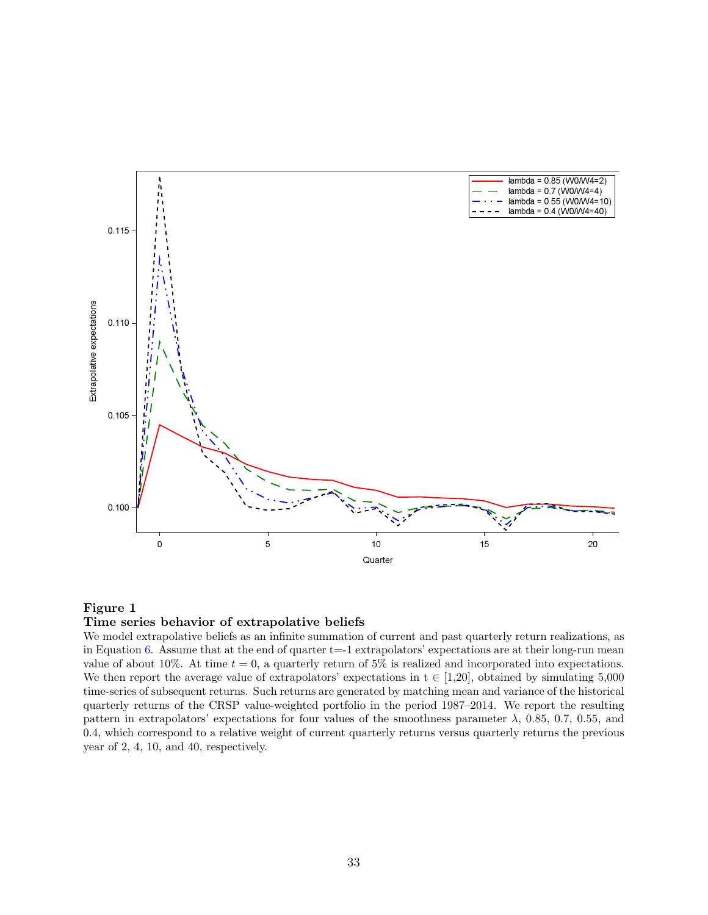lambda = 0.85 (W0/W4=2)
lambda = 0.7 (W0/W4=4)
lambda = 0.55 (W0/W4=10)
lambda = 0.4 (W0/W4=40)

Extrapolative expectations

0.115
0.110
0.105
0.100

0
5
10
15
20

Quarter

**Figure 1**
**Time series behavior of extrapolative beliefs**
We model extrapolative beliefs as an infinite summation of current and past quarterly return realizations, as in Equation 6. Assume that at the end of quarter t=-1 extrapolators' expectations are at their long-run mean value of about 10%. At time $t = 0$, a quarterly return of 5% is realized and incorporated into expectations. We then report the average value of extrapolators' expectations in t $\in$ [1,20], obtained by simulating 5,000 time-series of subsequent returns. Such returns are generated by matching mean and variance of the historical quarterly returns of the CRSP value-weighted portfolio in the period 1987–2014. We report the resulting pattern in extrapolators' expectations for four values of the smoothness parameter $\lambda$, 0.85, 0.7, 0.55, and 0.4, which correspond to a relative weight of current quarterly returns versus quarterly returns the previous year of 2, 4, 10, and 40, respectively.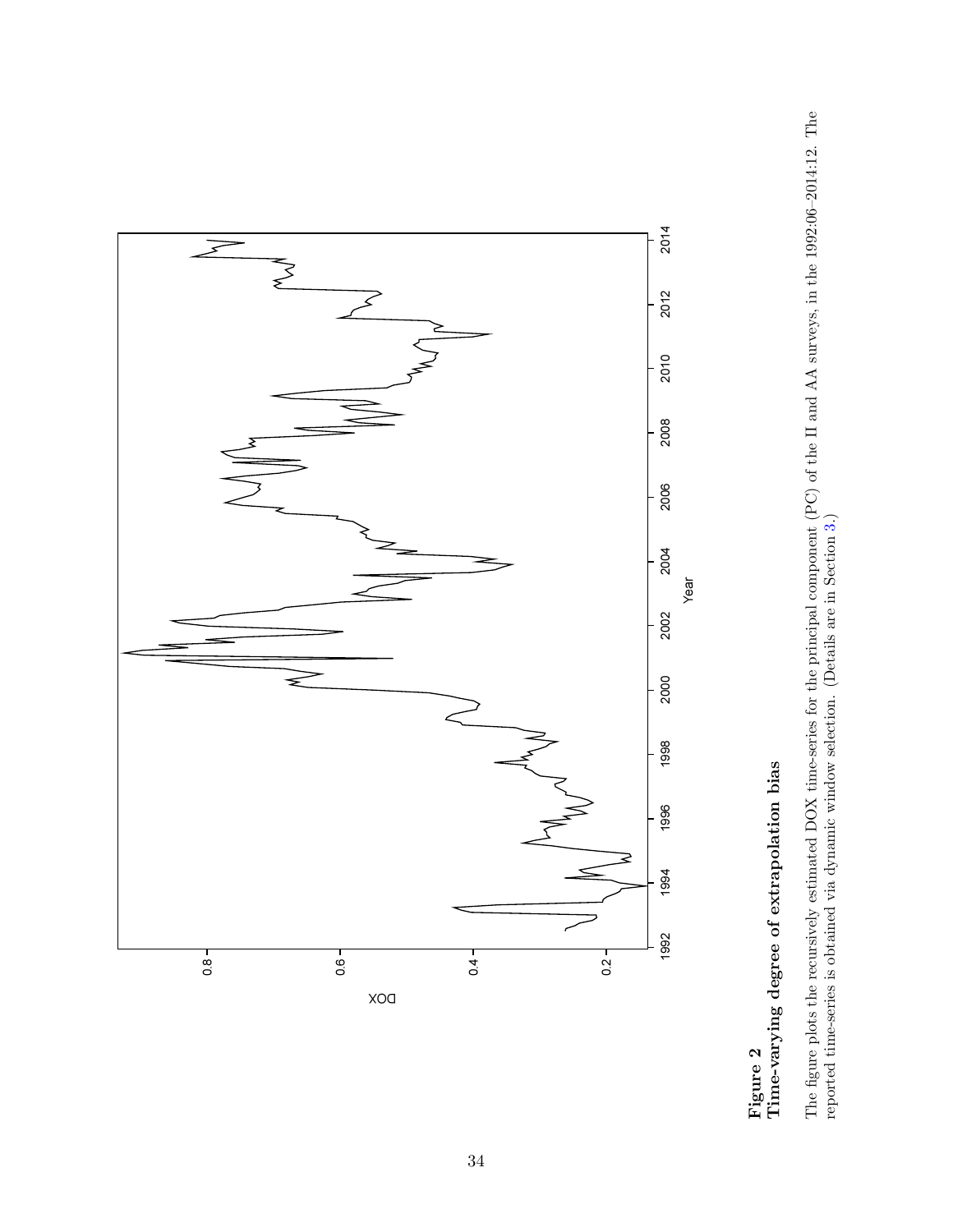DOX

0.8
0.6
0.4
0.2

1992
1994
1996
1998
2000
2002
2004
2006
2008
2010
2012
2014

Year

**Figure 2**
**Time-varying degree of extrapolation bias**

The figure plots the recursively estimated DOX time-series for the principal component (PC) of the II and AA surveys, in the 1992:06–2014:12. The reported time-series is obtained via dynamic window selection. (Details are in Section 3.)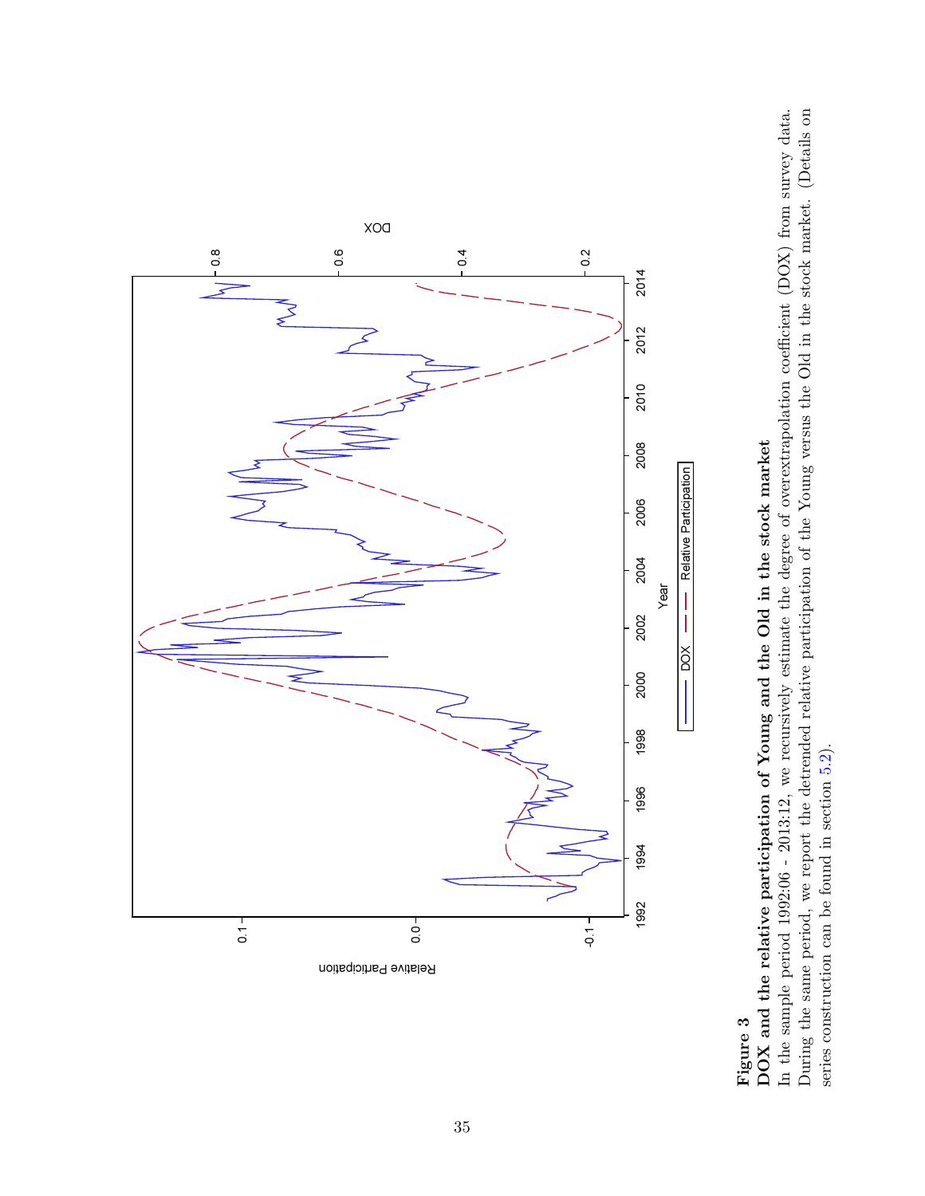Relative Participation

0.1

0.0

-0.1

1992

1994

1996

1998

2000

2002

2004

2006

2008

2010

2012

2014

Year

DOX

0.8

0.6

0.4

0.2

DOX

Relative Participation

**Figure 3**

**DOX and the relative participation of Young and the Old in the stock market**

In the sample period 1992:06 - 2013:12, we recursively estimate the degree of overextrapolation coefficient (DOX) from survey data. During the same period, we report the detrended relative participation of the Young versus the Old in the stock market. (Details on series construction can be found in section 5.2).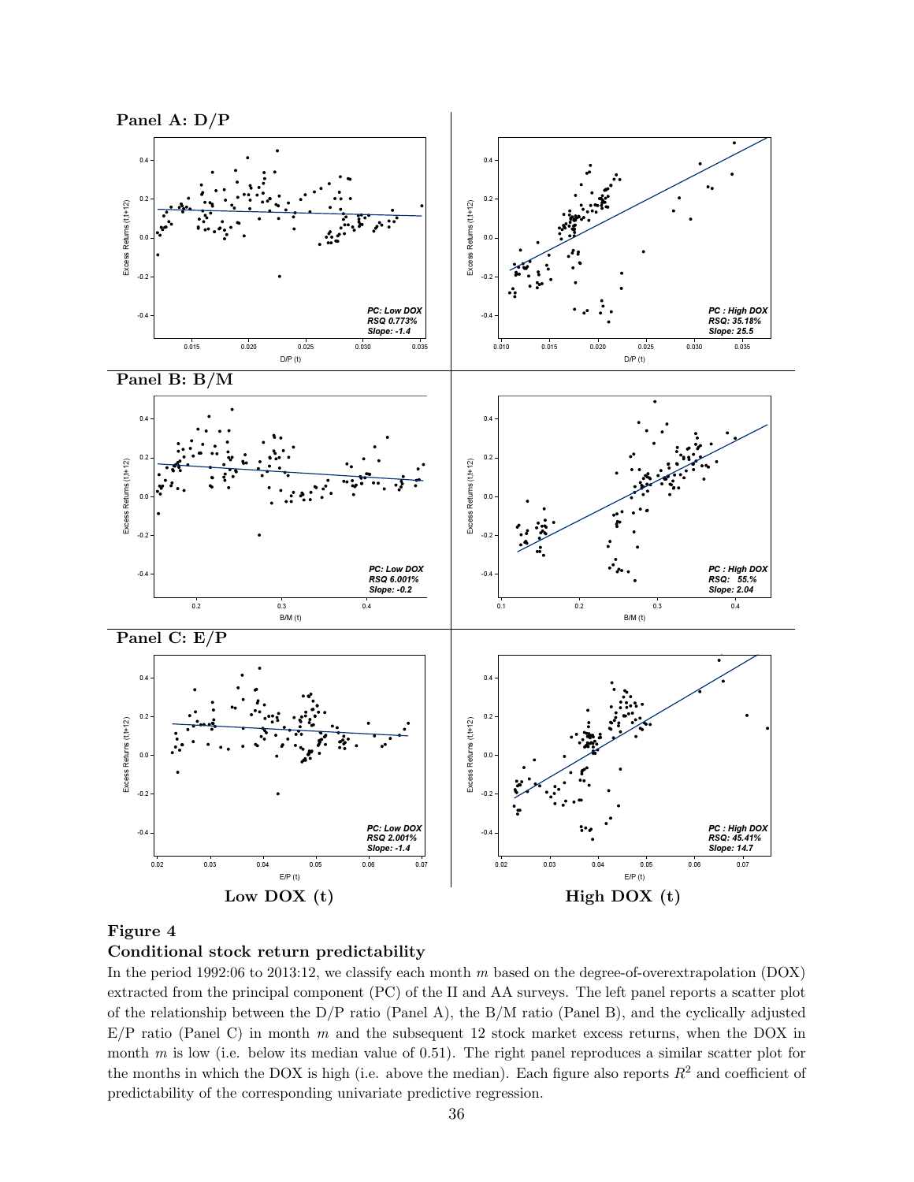**Panel A: D/P**

Excess Returns (t,t+12)

D/P (t)

PC: Low DOX
RSQ 0.773%
Slope: -1.4

PC : High DOX
RSQ: 35.18%
Slope: 25.5

**Panel B: B/M**

Excess Returns (t,t+12)

B/M (t)

PC: Low DOX
RSQ 6.001%
Slope: -0.2

PC : High DOX
RSQ: 55.%
Slope: 2.04

**Panel C: E/P**

Excess Returns (t,t+12)

E/P (t)

PC: Low DOX
RSQ 2.001%
Slope: -1.4

PC : High DOX
RSQ: 45.41%
Slope: 14.7

**Low DOX (t)** **High DOX (t)**

**Figure 4**
**Conditional stock return predictability**
In the period 1992:06 to 2013:12, we classify each month $m$ based on the degree-of-overextrapolation (DOX) extracted from the principal component (PC) of the II and AA surveys. The left panel reports a scatter plot of the relationship between the D/P ratio (Panel A), the B/M ratio (Panel B), and the cyclically adjusted E/P ratio (Panel C) in month $m$ and the subsequent 12 stock market excess returns, when the DOX in month $m$ is low (i.e. below its median value of 0.51). The right panel reproduces a similar scatter plot for the months in which the DOX is high (i.e. above the median). Each figure also reports $R^2$ and coefficient of predictability of the corresponding univariate predictive regression.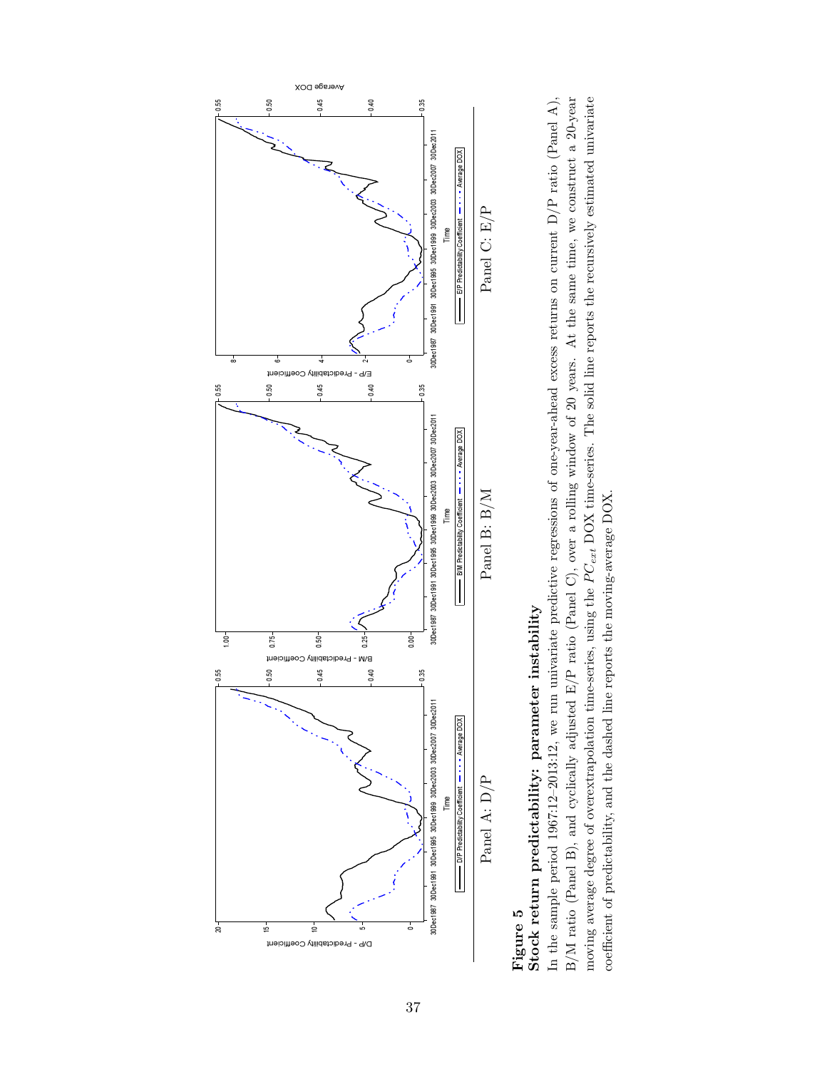**Figure 5**
**Stock return predictability: parameter instability**

Panel A: D/P

Panel B: B/M

Panel C: E/P

In the sample period 1967:12–2013:12, we run univariate predictive regressions of one-year-ahead excess returns on current D/P ratio (Panel A), B/M ratio (Panel B), and cyclically adjusted E/P ratio (Panel C), over a rolling window of 20 years. At the same time, we construct a 20-year moving average degree of overextrapolation time-series, using the $PC_{ext}$ DOX time-series. The solid line reports the recursively estimated univariate coefficient of predictability, and the dashed line reports the moving-average DOX.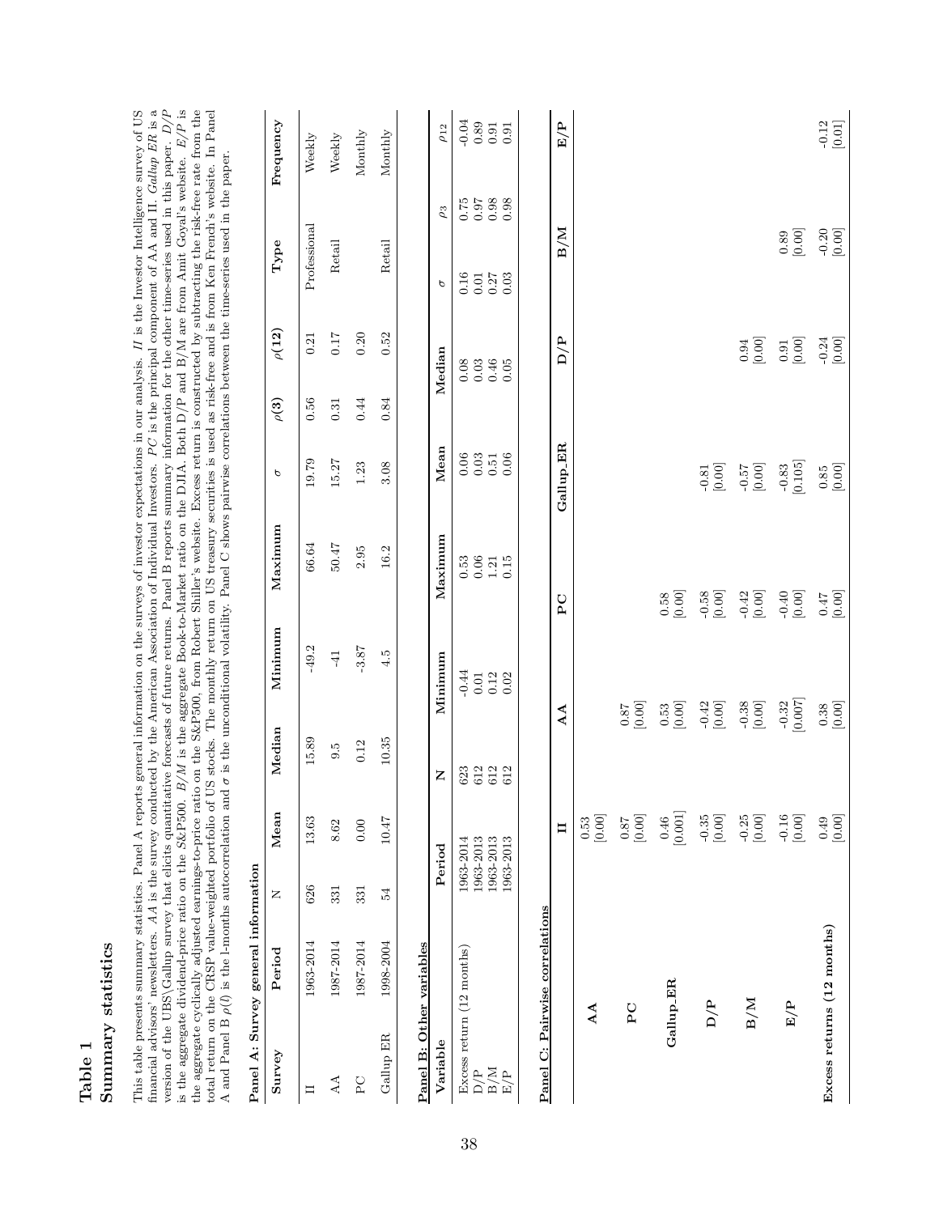# Table 1

## Summary statistics

This table presents summary statistics. Panel A reports general information on the surveys of investor expectations in our analysis. *II* is the Investor Intelligence survey of US financial advisors' newsletters. *AA* is the survey conducted by the American Association of Individual Investors. *PC* is the principal component of AA and II. *Gallup ER* is a version of the UBS\Gallup survey that elicits quantitative forecasts of future returns. Panel B reports summary information for the other time-series used in this paper. *D/P* is the aggregate dividend-price ratio on the S&P500. *B/M* is the aggregate Book-to-Market ratio on the DJIA. Both D/P and B/M are from Amit Goyal's website. *E/P* is the aggregate cyclically adjusted earnings-to-price ratio on the S&P500, from Robert Shiller's website. Excess return is constructed by subtracting the risk-free rate from the total return on the CRSP value-weighted portfolio of US stocks. The monthly return on US treasury securities is used as risk-free and is from Ken French's website. In Panel A and Panel B $\rho(l)$ is the l-months autocorrelation and $\sigma$ is the unconditional volatility. Panel C shows pairwise correlations between the time-series used in the paper.

**Panel A: Survey general information**

| Survey | Period | N | Mean | Median | Minimum | Maximum | $\sigma$ | $\rho$(3) | $\rho$(12) | Type | Frequency |
|---|---|---|---|---|---|---|---|---|---|---|---|
| II | 1963-2014 | 626 | 13.63 | 15.89 | -49.2 | 66.64 | 19.79 | 0.56 | 0.21 | Professional | Weekly |
| AA | 1987-2014 | 331 | 8.62 | 9.5 | -41 | 50.47 | 15.27 | 0.31 | 0.17 | Retail | Weekly |
| PC | 1987-2014 | 331 | 0.00 | 0.12 | -3.87 | 2.95 | 1.23 | 0.44 | 0.20 | | Monthly |
| Gallup ER | 1998-2004 | 54 | 10.47 | 10.35 | 4.5 | 16.2 | 3.08 | 0.84 | 0.52 | Retail | Monthly |

**Panel B: Other variables**

| Variable | Period | N | Minimum | Maximum | Mean | Median | $\sigma$ | $\rho_3$ | $\rho_{12}$ |
|---|---|---|---|---|---|---|---|---|---|
| Excess return (12 months) | 1963-2014 | 623 | -0.44 | 0.53 | 0.06 | 0.08 | 0.16 | 0.75 | -0.04 |
| D/P | 1963-2013 | 612 | 0.01 | 0.06 | 0.03 | 0.03 | 0.01 | 0.97 | 0.89 |
| B/M | 1963-2013 | 612 | 0.12 | 1.21 | 0.51 | 0.46 | 0.27 | 0.98 | 0.91 |
| E/P | 1963-2013 | 612 | 0.02 | 0.15 | 0.06 | 0.05 | 0.03 | 0.98 | 0.91 |

**Panel C: Pairwise correlations**

| | II | AA | PC | Gallup_ER | D/P | B/M | E/P |
|---|---|---|---|---|---|---|---|
| **AA** | 0.53 [0.00] | | | | | | |
| **PC** | 0.87 [0.00] | 0.87 [0.00] | | | | | |
| **Gallup_ER** | 0.46 [0.001] | 0.53 [0.00] | 0.58 [0.00] | | | | |
| **D/P** | -0.35 [0.00] | -0.42 [0.00] | -0.58 [0.00] | -0.81 [0.00] | | | |
| **B/M** | -0.25 [0.00] | -0.38 [0.00] | -0.42 [0.00] | -0.57 [0.00] | 0.94 [0.00] | | |
| **E/P** | -0.16 [0.00] | -0.32 [0.007] | -0.40 [0.00] | -0.83 [0.105] | 0.91 [0.00] | 0.89 [0.00] | |
| **Excess returns (12 months)** | 0.49 [0.00] | 0.38 [0.00] | 0.47 [0.00] | 0.85 [0.00] | -0.24 [0.00] | -0.20 [0.00] | -0.12 [0.01] |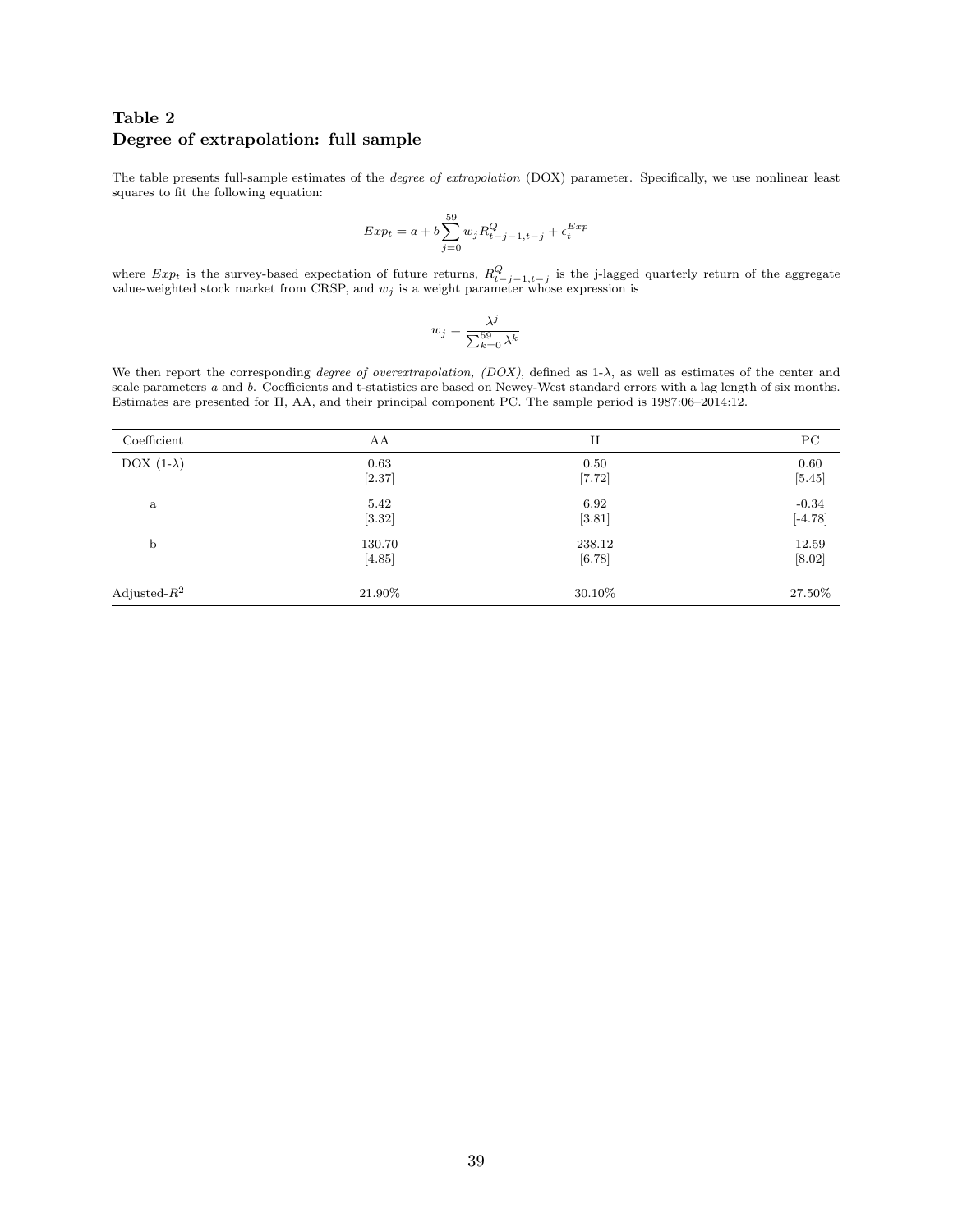## Table 2
## Degree of extrapolation: full sample

The table presents full-sample estimates of the *degree of extrapolation* (DOX) parameter. Specifically, we use nonlinear least squares to fit the following equation:

$$Exp_t = a + b\sum_{j=0}^{59} w_j R^Q_{t-j-1,t-j} + \epsilon^{Exp}_t$$

where $Exp_t$ is the survey-based expectation of future returns, $R^Q_{t-j-1,t-j}$ is the j-lagged quarterly return of the aggregate value-weighted stock market from CRSP, and $w_j$ is a weight parameter whose expression is

$$w_j = \frac{\lambda^j}{\sum_{k=0}^{59} \lambda^k}$$

We then report the corresponding *degree of overextrapolation, (DOX)*, defined as 1-$\lambda$, as well as estimates of the center and scale parameters $a$ and $b$. Coefficients and t-statistics are based on Newey-West standard errors with a lag length of six months. Estimates are presented for II, AA, and their principal component PC. The sample period is 1987:06–2014:12.

| Coefficient | AA | II | PC |
|---|---|---|---|
| DOX (1-$\lambda$) | 0.63 | 0.50 | 0.60 |
| | [2.37] | [7.72] | [5.45] |
| a | 5.42 | 6.92 | -0.34 |
| | [3.32] | [3.81] | [-4.78] |
| b | 130.70 | 238.12 | 12.59 |
| | [4.85] | [6.78] | [8.02] |
| Adjusted-$R^2$ | 21.90% | 30.10% | 27.50% |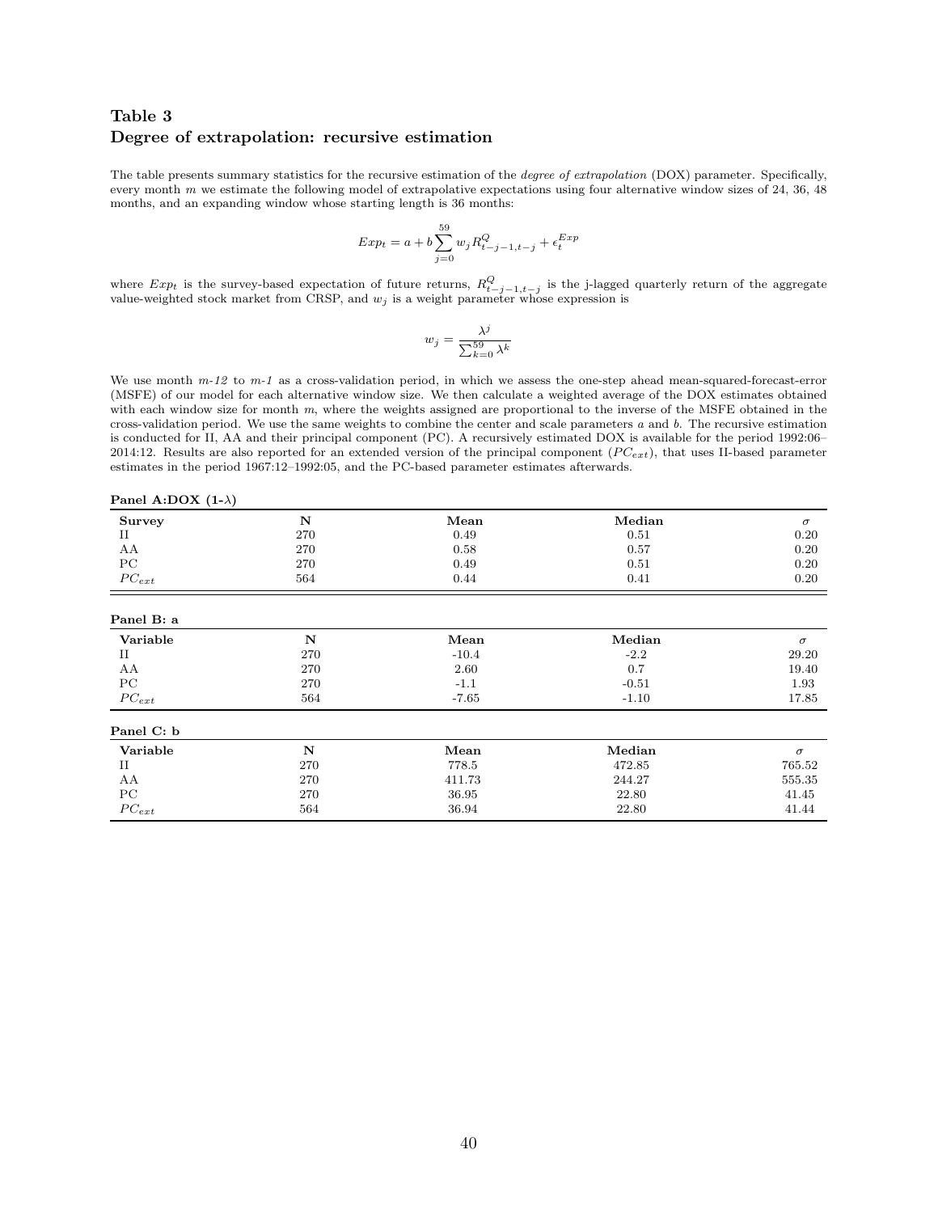## Table 3
## Degree of extrapolation: recursive estimation

The table presents summary statistics for the recursive estimation of the *degree of extrapolation* (DOX) parameter. Specifically, every month $m$ we estimate the following model of extrapolative expectations using four alternative window sizes of 24, 36, 48 months, and an expanding window whose starting length is 36 months:

$$Exp_t = a + b\sum_{j=0}^{59} w_j R^Q_{t-j-1,t-j} + \epsilon^{Exp}_t$$

where $Exp_t$ is the survey-based expectation of future returns, $R^Q_{t-j-1,t-j}$ is the j-lagged quarterly return of the aggregate value-weighted stock market from CRSP, and $w_j$ is a weight parameter whose expression is

$$w_j = \frac{\lambda^j}{\sum_{k=0}^{59}\lambda^k}$$

We use month *m-12* to *m-1* as a cross-validation period, in which we assess the one-step ahead mean-squared-forecast-error (MSFE) of our model for each alternative window size. We then calculate a weighted average of the DOX estimates obtained with each window size for month $m$, where the weights assigned are proportional to the inverse of the MSFE obtained in the cross-validation period. We use the same weights to combine the center and scale parameters $a$ and $b$. The recursive estimation is conducted for II, AA and their principal component (PC). A recursively estimated DOX is available for the period 1992:06–2014:12. Results are also reported for an extended version of the principal component ($PC_{ext}$), that uses II-based parameter estimates in the period 1967:12–1992:05, and the PC-based parameter estimates afterwards.

**Panel A:DOX (1-$\lambda$)**

| Survey | N | Mean | Median | $\sigma$ |
|---|---|---|---|---|
| II | 270 | 0.49 | 0.51 | 0.20 |
| AA | 270 | 0.58 | 0.57 | 0.20 |
| PC | 270 | 0.49 | 0.51 | 0.20 |
| $PC_{ext}$ | 564 | 0.44 | 0.41 | 0.20 |

**Panel B: a**

| Variable | N | Mean | Median | $\sigma$ |
|---|---|---|---|---|
| II | 270 | -10.4 | -2.2 | 29.20 |
| AA | 270 | 2.60 | 0.7 | 19.40 |
| PC | 270 | -1.1 | -0.51 | 1.93 |
| $PC_{ext}$ | 564 | -7.65 | -1.10 | 17.85 |

**Panel C: b**

| Variable | N | Mean | Median | $\sigma$ |
|---|---|---|---|---|
| II | 270 | 778.5 | 472.85 | 765.52 |
| AA | 270 | 411.73 | 244.27 | 555.35 |
| PC | 270 | 36.95 | 22.80 | 41.45 |
| $PC_{ext}$ | 564 | 36.94 | 22.80 | 41.44 |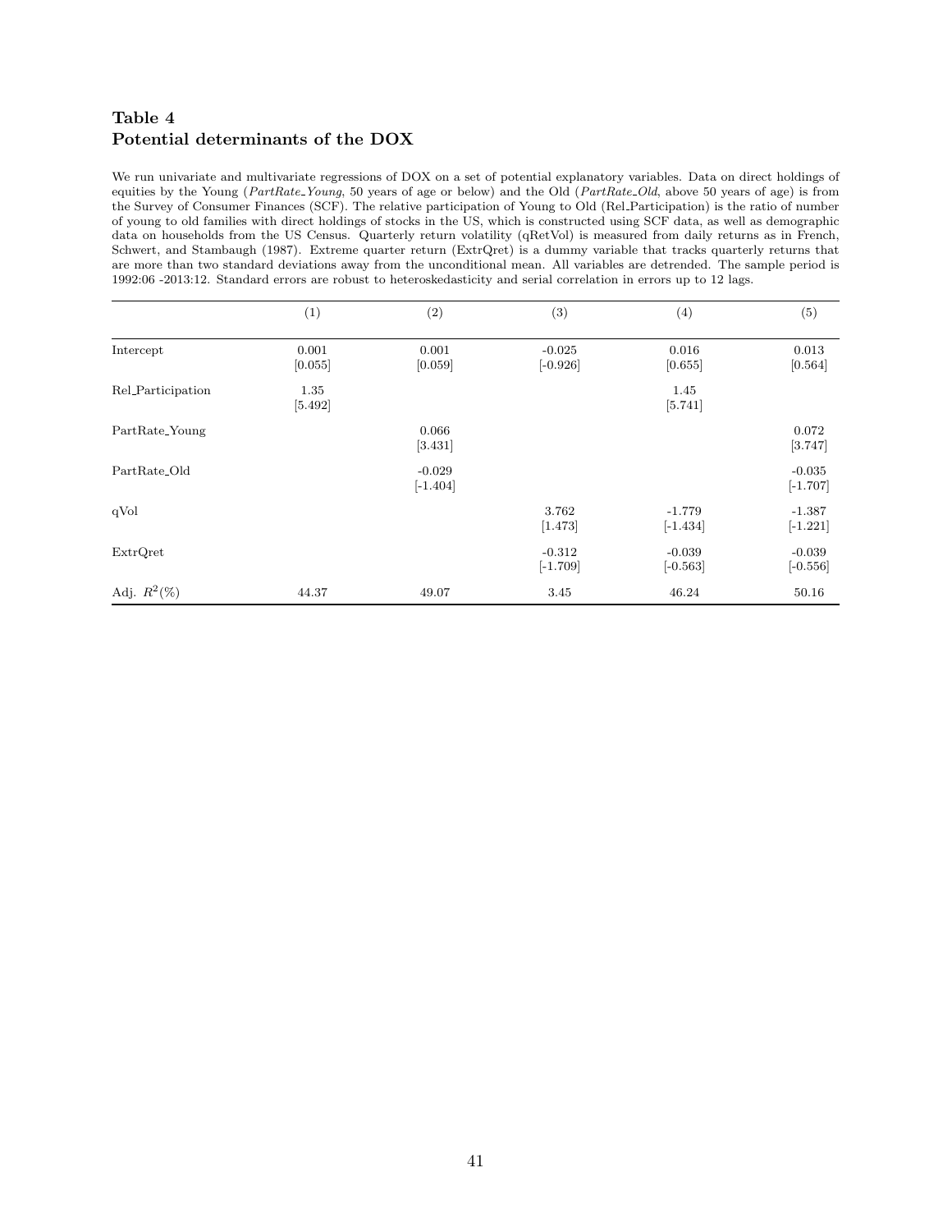## Table 4
## Potential determinants of the DOX

We run univariate and multivariate regressions of DOX on a set of potential explanatory variables. Data on direct holdings of equities by the Young (*PartRate_Young*, 50 years of age or below) and the Old (*PartRate_Old*, above 50 years of age) is from the Survey of Consumer Finances (SCF). The relative participation of Young to Old (Rel_Participation) is the ratio of number of young to old families with direct holdings of stocks in the US, which is constructed using SCF data, as well as demographic data on households from the US Census. Quarterly return volatility (qRetVol) is measured from daily returns as in French, Schwert, and Stambaugh (1987). Extreme quarter return (ExtrQret) is a dummy variable that tracks quarterly returns that are more than two standard deviations away from the unconditional mean. All variables are detrended. The sample period is 1992:06 -2013:12. Standard errors are robust to heteroskedasticity and serial correlation in errors up to 12 lags.

| | (1) | (2) | (3) | (4) | (5) |
|---|---|---|---|---|---|
| Intercept | 0.001 | 0.001 | -0.025 | 0.016 | 0.013 |
| | [0.055] | [0.059] | [-0.926] | [0.655] | [0.564] |
| Rel_Participation | 1.35 | | | 1.45 | |
| | [5.492] | | | [5.741] | |
| PartRate_Young | | 0.066 | | | 0.072 |
| | | [3.431] | | | [3.747] |
| PartRate_Old | | -0.029 | | | -0.035 |
| | | [-1.404] | | | [-1.707] |
| qVol | | | 3.762 | -1.779 | -1.387 |
| | | | [1.473] | [-1.434] | [-1.221] |
| ExtrQret | | | -0.312 | -0.039 | -0.039 |
| | | | [-1.709] | [-0.563] | [-0.556] |
| Adj. $R^2(\%)$ | 44.37 | 49.07 | 3.45 | 46.24 | 50.16 |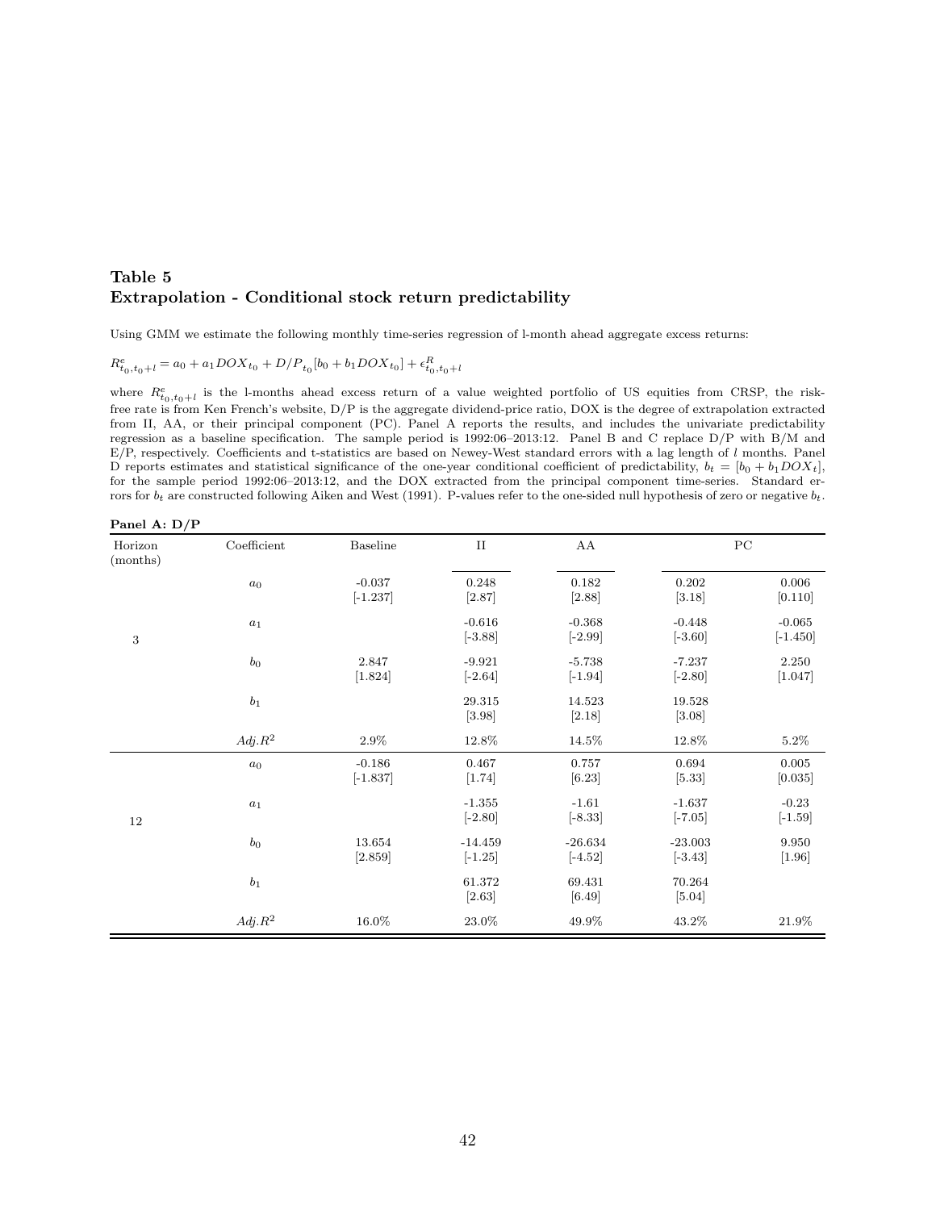## Table 5
## Extrapolation - Conditional stock return predictability

Using GMM we estimate the following monthly time-series regression of l-month ahead aggregate excess returns:

$$R^e_{t_0,t_0+l} = a_0 + a_1 DOX_{t_0} + D/P_{t_0}[b_0 + b_1 DOX_{t_0}] + \epsilon^R_{t_0,t_0+l}$$

where $R^e_{t_0,t_0+l}$ is the l-months ahead excess return of a value weighted portfolio of US equities from CRSP, the risk-free rate is from Ken French's website, D/P is the aggregate dividend-price ratio, DOX is the degree of extrapolation extracted from II, AA, or their principal component (PC). Panel A reports the results, and includes the univariate predictability regression as a baseline specification. The sample period is 1992:06–2013:12. Panel B and C replace D/P with B/M and E/P, respectively. Coefficients and t-statistics are based on Newey-West standard errors with a lag length of $l$ months. Panel D reports estimates and statistical significance of the one-year conditional coefficient of predictability, $b_t = [b_0 + b_1 DOX_t]$, for the sample period 1992:06–2013:12, and the DOX extracted from the principal component time-series. Standard errors for $b_t$ are constructed following Aiken and West (1991). P-values refer to the one-sided null hypothesis of zero or negative $b_t$.

**Panel A: D/P**

| Horizon (months) | Coefficient | Baseline | II | AA | PC | |
|---|---|---|---|---|---|---|
| 3 | $a_0$ | -0.037 [-1.237] | 0.248 [2.87] | 0.182 [2.88] | 0.202 [3.18] | 0.006 [0.110] |
| | $a_1$ | | -0.616 [-3.88] | -0.368 [-2.99] | -0.448 [-3.60] | -0.065 [-1.450] |
| | $b_0$ | 2.847 [1.824] | -9.921 [-2.64] | -5.738 [-1.94] | -7.237 [-2.80] | 2.250 [1.047] |
| | $b_1$ | | 29.315 [3.98] | 14.523 [2.18] | 19.528 [3.08] | |
| | $Adj.R^2$ | 2.9% | 12.8% | 14.5% | 12.8% | 5.2% |
| 12 | $a_0$ | -0.186 [-1.837] | 0.467 [1.74] | 0.757 [6.23] | 0.694 [5.33] | 0.005 [0.035] |
| | $a_1$ | | -1.355 [-2.80] | -1.61 [-8.33] | -1.637 [-7.05] | -0.23 [-1.59] |
| | $b_0$ | 13.654 [2.859] | -14.459 [-1.25] | -26.634 [-4.52] | -23.003 [-3.43] | 9.950 [1.96] |
| | $b_1$ | | 61.372 [2.63] | 69.431 [6.49] | 70.264 [5.04] | |
| | $Adj.R^2$ | 16.0% | 23.0% | 49.9% | 43.2% | 21.9% |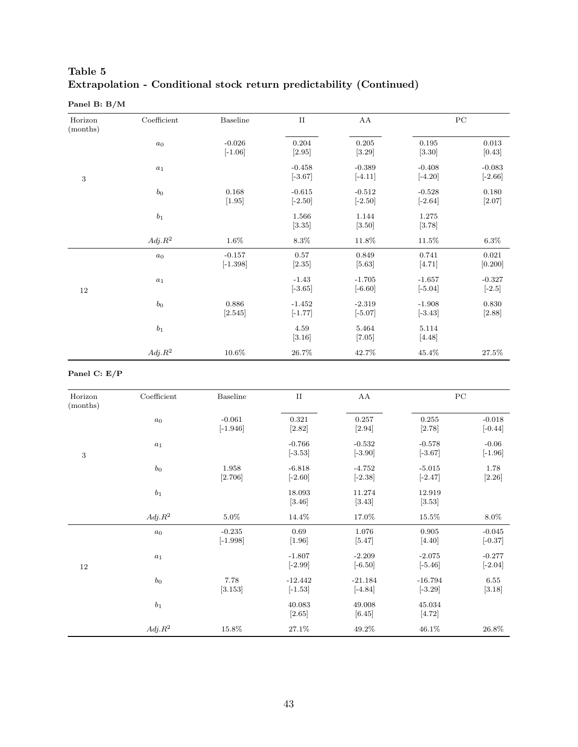**Table 5**
**Extrapolation - Conditional stock return predictability (Continued)**

**Panel B: B/M**

| Horizon (months) | Coefficient | Baseline | II | AA | PC | |
|---|---|---|---|---|---|---|
| 3 | $a_0$ | -0.026 | 0.204 | 0.205 | 0.195 | 0.013 |
| | | [-1.06] | [2.95] | [3.29] | [3.30] | [0.43] |
| | $a_1$ | | -0.458 | -0.389 | -0.408 | -0.083 |
| | | | [-3.67] | [-4.11] | [-4.20] | [-2.66] |
| | $b_0$ | 0.168 | -0.615 | -0.512 | -0.528 | 0.180 |
| | | [1.95] | [-2.50] | [-2.50] | [-2.64] | [2.07] |
| | $b_1$ | | 1.566 | 1.144 | 1.275 | |
| | | | [3.35] | [3.50] | [3.78] | |
| | $Adj.R^2$ | 1.6% | 8.3% | 11.8% | 11.5% | 6.3% |
| 12 | $a_0$ | -0.157 | 0.57 | 0.849 | 0.741 | 0.021 |
| | | [-1.398] | [2.35] | [5.63] | [4.71] | [0.200] |
| | $a_1$ | | -1.43 | -1.705 | -1.657 | -0.327 |
| | | | [-3.65] | [-6.60] | [-5.04] | [-2.5] |
| | $b_0$ | 0.886 | -1.452 | -2.319 | -1.908 | 0.830 |
| | | [2.545] | [-1.77] | [-5.07] | [-3.43] | [2.88] |
| | $b_1$ | | 4.59 | 5.464 | 5.114 | |
| | | | [3.16] | [7.05] | [4.48] | |
| | $Adj.R^2$ | 10.6% | 26.7% | 42.7% | 45.4% | 27.5% |

**Panel C: E/P**

| Horizon (months) | Coefficient | Baseline | II | AA | PC | |
|---|---|---|---|---|---|---|
| 3 | $a_0$ | -0.061 | 0.321 | 0.257 | 0.255 | -0.018 |
| | | [-1.946] | [2.82] | [2.94] | [2.78] | [-0.44] |
| | $a_1$ | | -0.766 | -0.532 | -0.578 | -0.06 |
| | | | [-3.53] | [-3.90] | [-3.67] | [-1.96] |
| | $b_0$ | 1.958 | -6.818 | -4.752 | -5.015 | 1.78 |
| | | [2.706] | [-2.60] | [-2.38] | [-2.47] | [2.26] |
| | $b_1$ | | 18.093 | 11.274 | 12.919 | |
| | | | [3.46] | [3.43] | [3.53] | |
| | $Adj.R^2$ | 5.0% | 14.4% | 17.0% | 15.5% | 8.0% |
| 12 | $a_0$ | -0.235 | 0.69 | 1.076 | 0.905 | -0.045 |
| | | [-1.998] | [1.96] | [5.47] | [4.40] | [-0.37] |
| | $a_1$ | | -1.807 | -2.209 | -2.075 | -0.277 |
| | | | [-2.99] | [-6.50] | [-5.46] | [-2.04] |
| | $b_0$ | 7.78 | -12.442 | -21.184 | -16.794 | 6.55 |
| | | [3.153] | [-1.53] | [-4.84] | [-3.29] | [3.18] |
| | $b_1$ | | 40.083 | 49.008 | 45.034 | |
| | | | [2.65] | [6.45] | [4.72] | |
| | $Adj.R^2$ | 15.8% | 27.1% | 49.2% | 46.1% | 26.8% |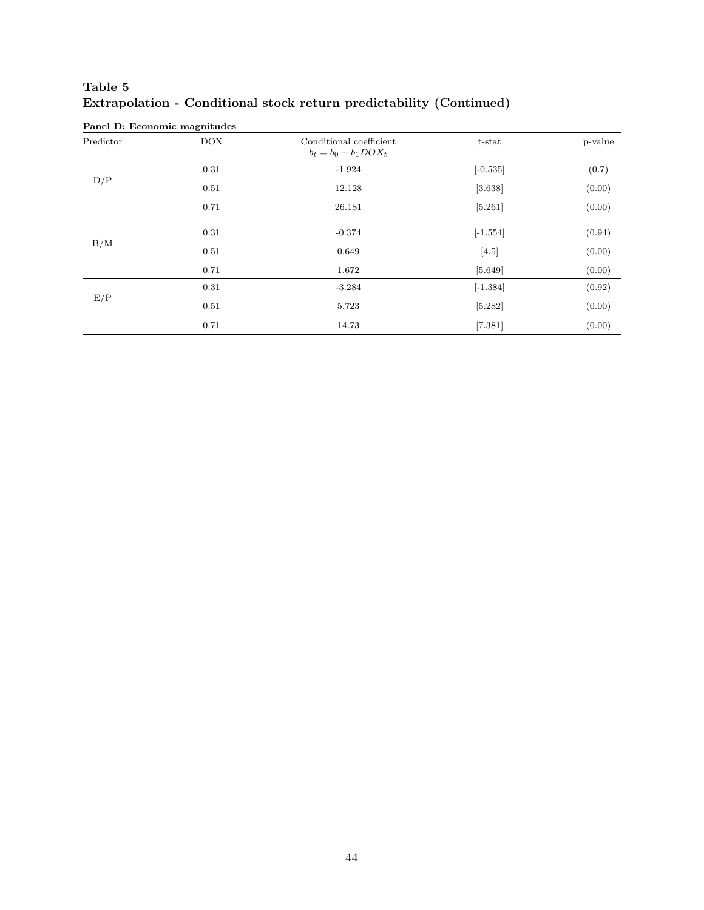**Table 5**
**Extrapolation - Conditional stock return predictability (Continued)**

**Panel D: Economic magnitudes**

| Predictor | DOX | Conditional coefficient $b_t = b_0 + b_1 DOX_t$ | t-stat | p-value |
|---|---|---|---|---|
| D/P | 0.31 | -1.924 | [-0.535] | (0.7) |
| | 0.51 | 12.128 | [3.638] | (0.00) |
| | 0.71 | 26.181 | [5.261] | (0.00) |
| B/M | 0.31 | -0.374 | [-1.554] | (0.94) |
| | 0.51 | 0.649 | [4.5] | (0.00) |
| | 0.71 | 1.672 | [5.649] | (0.00) |
| E/P | 0.31 | -3.284 | [-1.384] | (0.92) |
| | 0.51 | 5.723 | [5.282] | (0.00) |
| | 0.71 | 14.73 | [7.381] | (0.00) |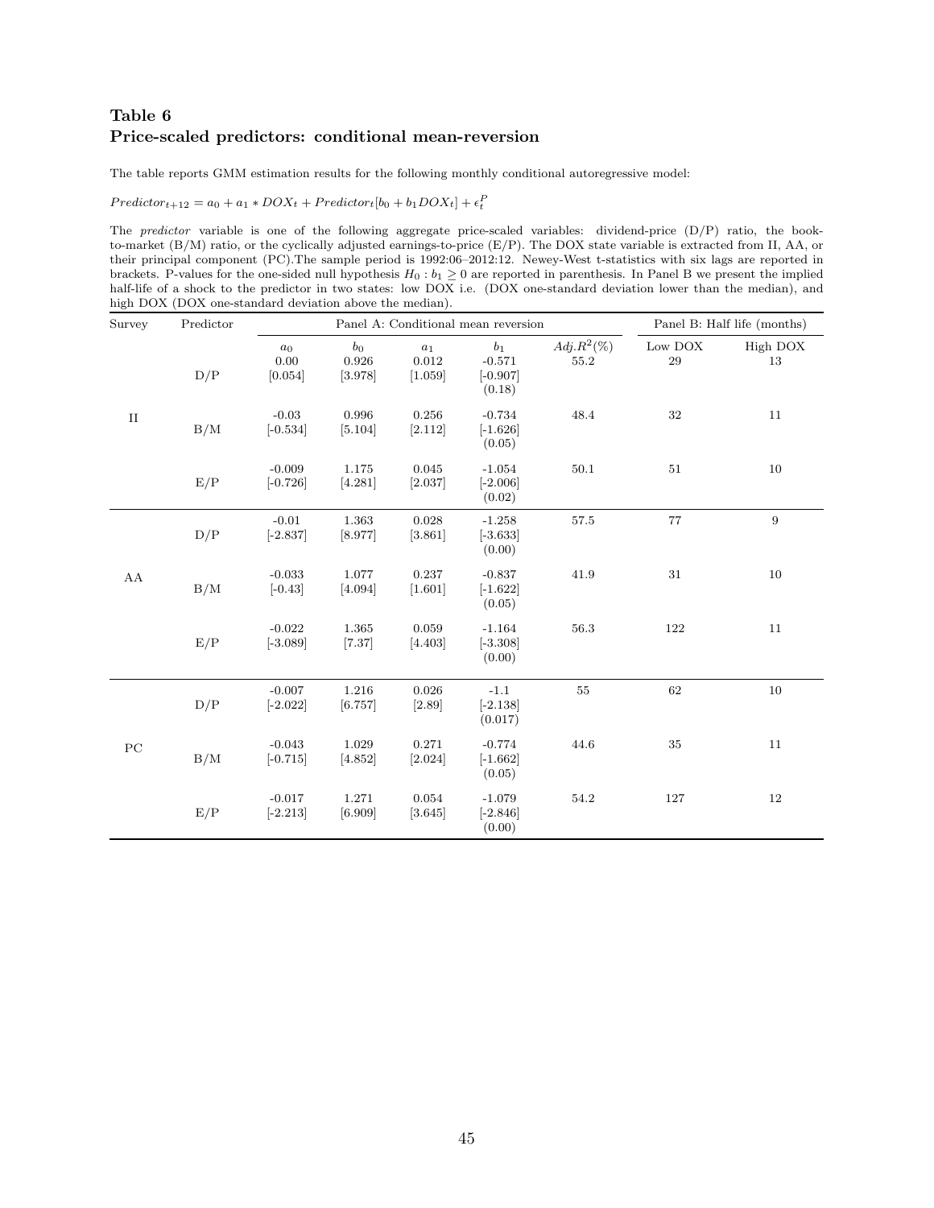## Table 6
## Price-scaled predictors: conditional mean-reversion

The table reports GMM estimation results for the following monthly conditional autoregressive model:

$Predictor_{t+12} = a_0 + a_1 * DOX_t + Predictor_t[b_0 + b_1 DOX_t] + \epsilon_t^P$

The *predictor* variable is one of the following aggregate price-scaled variables: dividend-price (D/P) ratio, the book-to-market (B/M) ratio, or the cyclically adjusted earnings-to-price (E/P). The DOX state variable is extracted from II, AA, or their principal component (PC).The sample period is 1992:06–2012:12. Newey-West t-statistics with six lags are reported in brackets. P-values for the one-sided null hypothesis $H_0 : b_1 \geq 0$ are reported in parenthesis. In Panel B we present the implied half-life of a shock to the predictor in two states: low DOX i.e. (DOX one-standard deviation lower than the median), and high DOX (DOX one-standard deviation above the median).

| Survey | Predictor | Panel A: Conditional mean reversion | | | | | Panel B: Half life (months) | |
|---|---|---|---|---|---|---|---|---|
| | | $a_0$ | $b_0$ | $a_1$ | $b_1$ | $Adj.R^2(\%)$ | Low DOX | High DOX |
| II | D/P | 0.00 [0.054] | 0.926 [3.978] | 0.012 [1.059] | -0.571 [-0.907] (0.18) | 55.2 | 29 | 13 |
| | B/M | -0.03 [-0.534] | 0.996 [5.104] | 0.256 [2.112] | -0.734 [-1.626] (0.05) | 48.4 | 32 | 11 |
| | E/P | -0.009 [-0.726] | 1.175 [4.281] | 0.045 [2.037] | -1.054 [-2.006] (0.02) | 50.1 | 51 | 10 |
| AA | D/P | -0.01 [-2.837] | 1.363 [8.977] | 0.028 [3.861] | -1.258 [-3.633] (0.00) | 57.5 | 77 | 9 |
| | B/M | -0.033 [-0.43] | 1.077 [4.094] | 0.237 [1.601] | -0.837 [-1.622] (0.05) | 41.9 | 31 | 10 |
| | E/P | -0.022 [-3.089] | 1.365 [7.37] | 0.059 [4.403] | -1.164 [-3.308] (0.00) | 56.3 | 122 | 11 |
| PC | D/P | -0.007 [-2.022] | 1.216 [6.757] | 0.026 [2.89] | -1.1 [-2.138] (0.017) | 55 | 62 | 10 |
| | B/M | -0.043 [-0.715] | 1.029 [4.852] | 0.271 [2.024] | -0.774 [-1.662] (0.05) | 44.6 | 35 | 11 |
| | E/P | -0.017 [-2.213] | 1.271 [6.909] | 0.054 [3.645] | -1.079 [-2.846] (0.00) | 54.2 | 127 | 12 |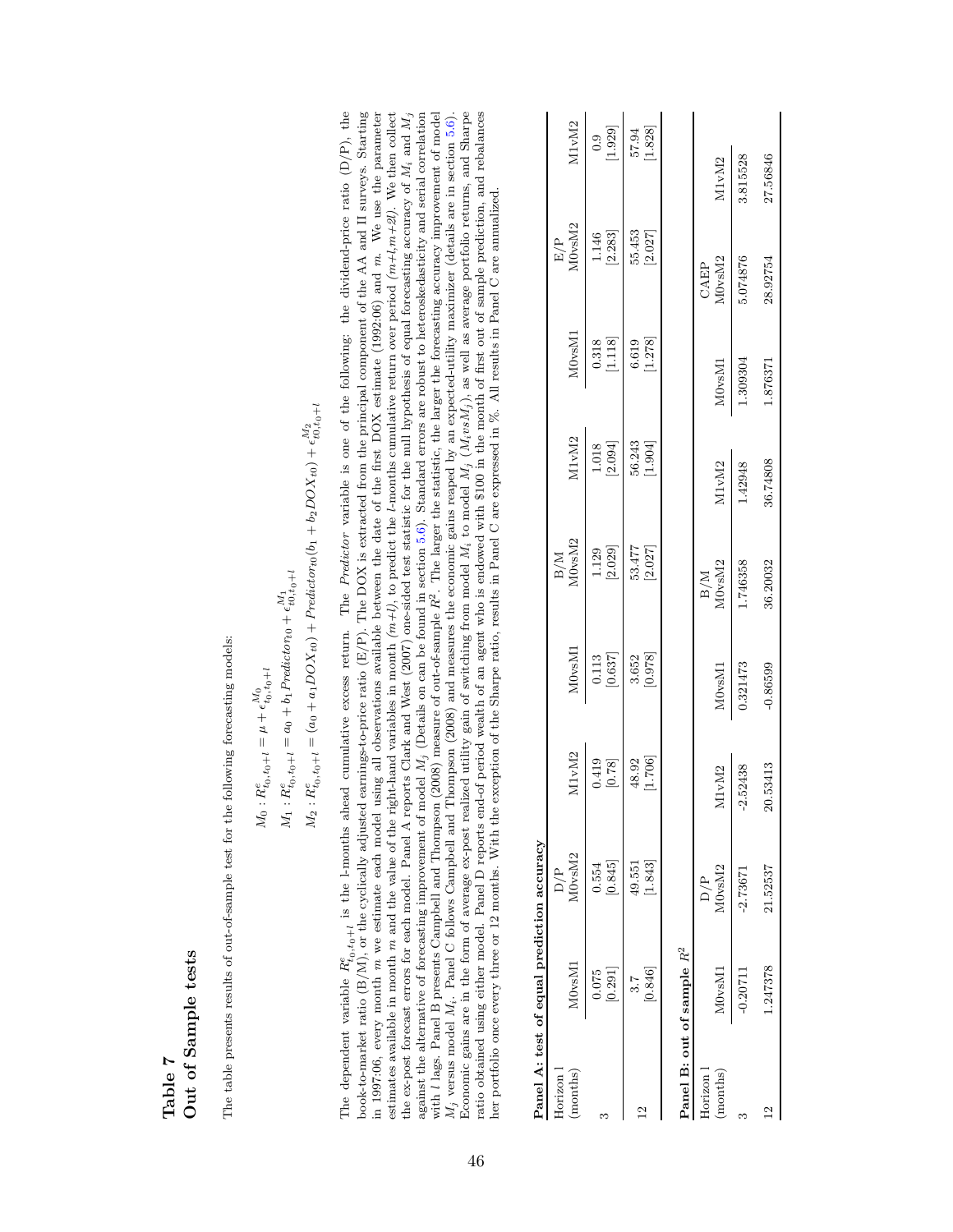# Table 7
## Out of Sample tests

The table presents results of out-of-sample test for the following forecasting models:

$$M_0 : R^e_{t_0,t_0+l} = \mu + \epsilon^{M_0}_{t_0,t_0+l}$$

$$M_1 : R^e_{t_0,t_0+l} = a_0 + b_1 Predictor_{t0} + \epsilon^{M_1}_{t_0,t_0+l}$$

$$M_2 : R^e_{t_0,t_0+l} = (a_0 + a_1 DOX_{t0}) + Predictor_{t0}(b_1 + b_2 DOX_{t0}) + \epsilon^{M_2}_{t0,t_0+l}$$

The dependent variable $R^e_{t_0,t_0+l}$ is the l-months ahead cumulative excess return. The *Predictor* variable is one of the following: the dividend-price ratio (D/P), the book-to-market ratio (B/M), or the cyclically adjusted earnings-to-price ratio (E/P). The DOX is extracted from the principal component of the AA and II surveys. Starting in 1997:06, every month *m* we estimate each model using all observations available between the date of the first DOX estimate (1992:06) and *m*. We use the parameter estimates available in month *m* and the value of the right-hand variables in month *(m+l)*, to predict the *l*-months cumulative return over period *(m+l,m+2l)*. We then collect the ex-post forecast errors for each model. Panel A reports Clark and West (2007) one-sided test statistic for the null hypothesis of equal forecasting accuracy of $M_i$ and $M_j$ against the alternative of forecasting improvement of model $M_j$ (Details on can be found in section 5.6). Standard errors are robust to heteroskedasticity and serial correlation with *l* lags. Panel B presents Campbell and Thompson (2008) measure of out-of-sample $R^2$. The larger the statistic, the larger the forecasting accuracy improvement of model $M_j$ versus model $M_i$. Panel C follows Campbell and Thompson (2008) and measures the economic gains reaped by an expected-utility maximizer (details are in section 5.6). Economic gains are in the form of average ex-post realized utility gain of switching from model $M_i$ to model $M_j$ ($M_i vs M_j$), as well as average portfolio returns, and Sharpe ratio obtained using either model. Panel D reports end-of period wealth of an agent who is endowed with \$100 in the month of first out of sample prediction, and rebalances her portfolio once every three or 12 months. With the exception of the Sharpe ratio, results in Panel C are expressed in %. All results in Panel C are annualized.

**Panel A: test of equal prediction accuracy**

| Horizon l (months) | D/P M0vsM1 | D/P M0vsM2 | D/P M1vM2 | B/M M0vsM1 | B/M M0vsM2 | B/M M1vM2 | E/P M0vsM1 | E/P M0vsM2 | E/P M1vM2 |
|---|---|---|---|---|---|---|---|---|---|
| 3 | 0.075 | 0.554 | 0.419 | 0.113 | 1.129 | 1.018 | 0.318 | 1.146 | 0.9 |
| | [0.291] | [0.845] | [0.78] | [0.637] | [2.029] | [2.094] | [1.118] | [2.283] | [1.929] |
| 12 | 3.7 | 49.551 | 48.92 | 3.652 | 53.477 | 56.243 | 6.619 | 55.453 | 57.94 |
| | [0.846] | [1.843] | [1.706] | [0.978] | [2.027] | [1.904] | [1.278] | [2.027] | [1.828] |

**Panel B: out of sample $R^2$**

| Horizon l (months) | D/P M0vsM1 | D/P M0vsM2 | D/P M1vM2 | B/M M0vsM1 | B/M M0vsM2 | B/M M1vM2 | CAEP M0vsM1 | CAEP M0vsM2 | CAEP M1vM2 |
|---|---|---|---|---|---|---|---|---|---|
| 3 | -0.20711 | -2.73671 | -2.52438 | 0.321473 | 1.746358 | 1.42948 | 1.309304 | 5.074876 | 3.815528 |
| 12 | 1.247378 | 21.52537 | 20.53413 | -0.86599 | 36.20032 | 36.74808 | 1.876371 | 28.92754 | 27.56846 |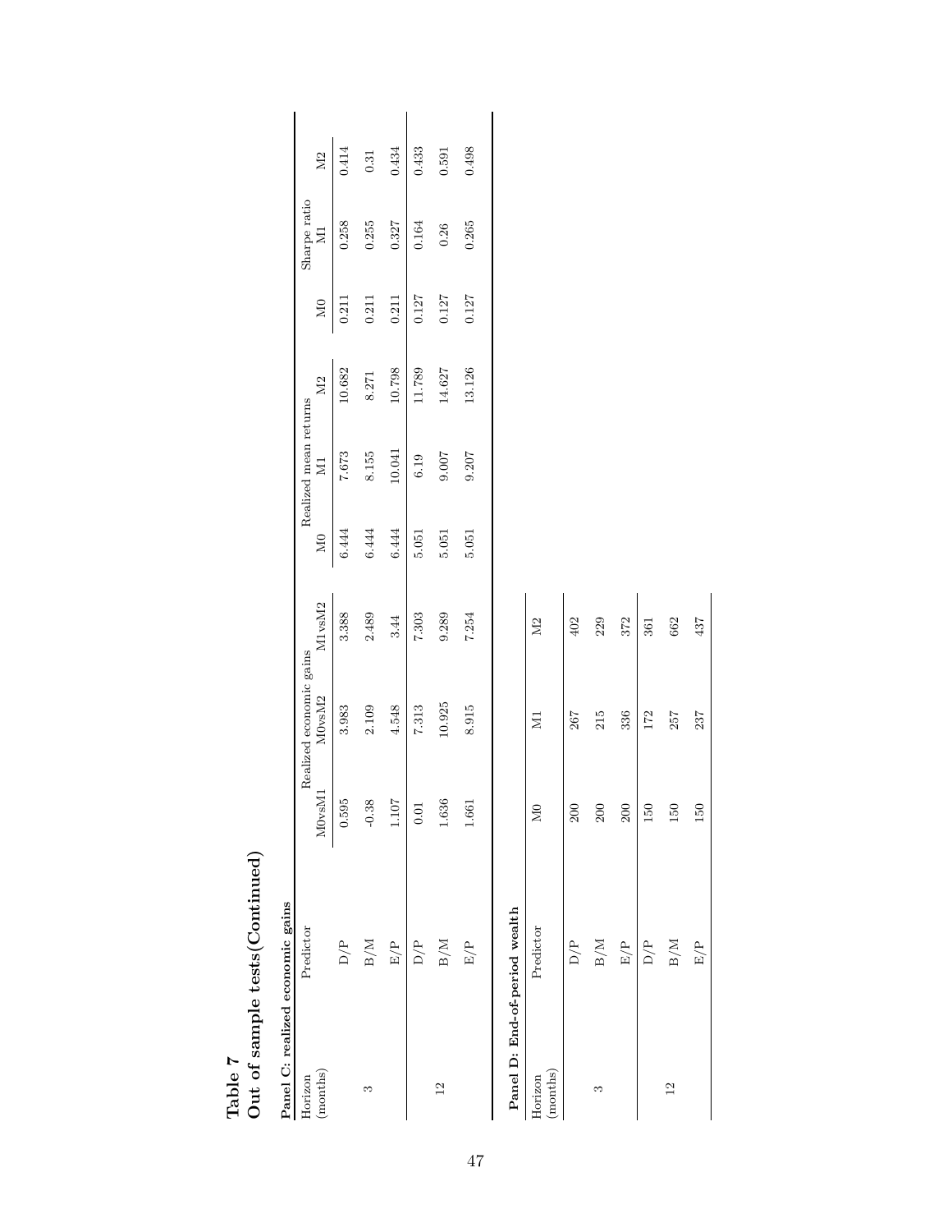**Table 7**
**Out of sample tests(Continued)**

**Panel C: realized economic gains**

| Horizon (months) | Predictor | Realized economic gains | | | Realized mean returns | | | Sharpe ratio | | |
|---|---|---|---|---|---|---|---|---|---|---|
| | | M0vsM1 | M0vsM2 | M1vsM2 | M0 | M1 | M2 | M0 | M1 | M2 |
| 3 | D/P | 0.595 | 3.983 | 3.388 | 6.444 | 7.673 | 10.682 | 0.211 | 0.258 | 0.414 |
| | B/M | -0.38 | 2.109 | 2.489 | 6.444 | 8.155 | 8.271 | 0.211 | 0.255 | 0.31 |
| | E/P | 1.107 | 4.548 | 3.44 | 6.444 | 10.041 | 10.798 | 0.211 | 0.327 | 0.434 |
| 12 | D/P | 0.01 | 7.313 | 7.303 | 5.051 | 6.19 | 11.789 | 0.127 | 0.164 | 0.433 |
| | B/M | 1.636 | 10.925 | 9.289 | 5.051 | 9.007 | 14.627 | 0.127 | 0.26 | 0.591 |
| | E/P | 1.661 | 8.915 | 7.254 | 5.051 | 9.207 | 13.126 | 0.127 | 0.265 | 0.498 |

**Panel D: End-of-period wealth**

| Horizon (months) | Predictor | M0 | M1 | M2 |
|---|---|---|---|---|
| 3 | D/P | 200 | 267 | 402 |
| | B/M | 200 | 215 | 229 |
| | E/P | 200 | 336 | 372 |
| 12 | D/P | 150 | 172 | 361 |
| | B/M | 150 | 257 | 662 |
| | E/P | 150 | 237 | 437 |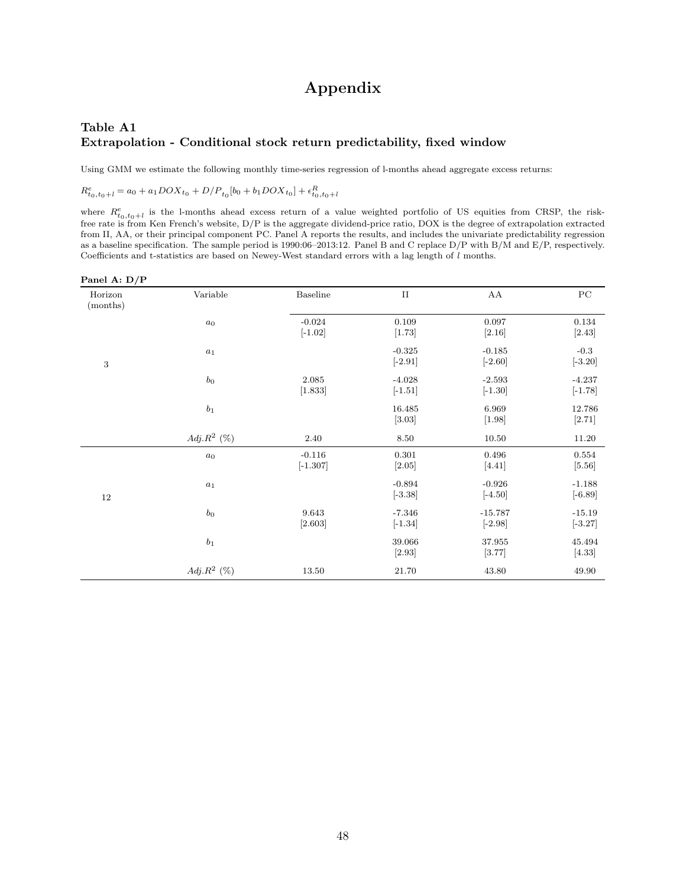# Appendix

## Table A1
## Extrapolation - Conditional stock return predictability, fixed window

Using GMM we estimate the following monthly time-series regression of l-months ahead aggregate excess returns:

$$R^e_{t_0,t_0+l} = a_0 + a_1 DOX_{t_0} + D/P_{t_0}[b_0 + b_1 DOX_{t_0}] + \epsilon^R_{t_0,t_0+l}$$

where $R^e_{t_0,t_0+l}$ is the l-months ahead excess return of a value weighted portfolio of US equities from CRSP, the risk-free rate is from Ken French's website, D/P is the aggregate dividend-price ratio, DOX is the degree of extrapolation extracted from II, AA, or their principal component PC. Panel A reports the results, and includes the univariate predictability regression as a baseline specification. The sample period is 1990:06–2013:12. Panel B and C replace D/P with B/M and E/P, respectively. Coefficients and t-statistics are based on Newey-West standard errors with a lag length of $l$ months.

**Panel A: D/P**

| Horizon (months) | Variable | Baseline | II | AA | PC |
|---|---|---|---|---|---|
| 3 | $a_0$ | -0.024 [-1.02] | 0.109 [1.73] | 0.097 [2.16] | 0.134 [2.43] |
| | $a_1$ | | -0.325 [-2.91] | -0.185 [-2.60] | -0.3 [-3.20] |
| | $b_0$ | 2.085 [1.833] | -4.028 [-1.51] | -2.593 [-1.30] | -4.237 [-1.78] |
| | $b_1$ | | 16.485 [3.03] | 6.969 [1.98] | 12.786 [2.71] |
| | $Adj.R^2$ (%) | 2.40 | 8.50 | 10.50 | 11.20 |
| 12 | $a_0$ | -0.116 [-1.307] | 0.301 [2.05] | 0.496 [4.41] | 0.554 [5.56] |
| | $a_1$ | | -0.894 [-3.38] | -0.926 [-4.50] | -1.188 [-6.89] |
| | $b_0$ | 9.643 [2.603] | -7.346 [-1.34] | -15.787 [-2.98] | -15.19 [-3.27] |
| | $b_1$ | | 39.066 [2.93] | 37.955 [3.77] | 45.494 [4.33] |
| | $Adj.R^2$ (%) | 13.50 | 21.70 | 43.80 | 49.90 |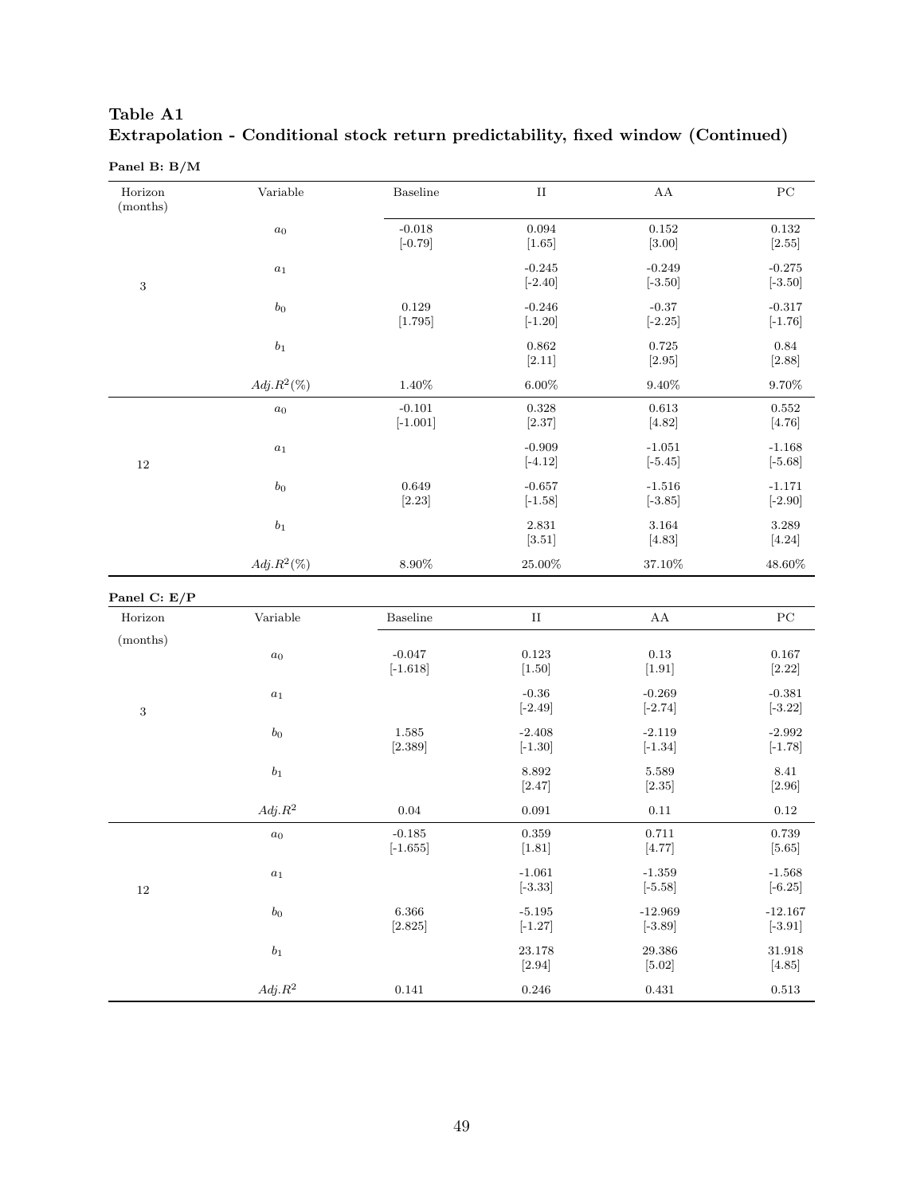**Table A1**
**Extrapolation - Conditional stock return predictability, fixed window (Continued)**

**Panel B: B/M**

| Horizon (months) | Variable | Baseline | II | AA | PC |
|---|---|---|---|---|---|
| 3 | $a_0$ | -0.018<br>[-0.79] | 0.094<br>[1.65] | 0.152<br>[3.00] | 0.132<br>[2.55] |
| | $a_1$ | | -0.245<br>[-2.40] | -0.249<br>[-3.50] | -0.275<br>[-3.50] |
| | $b_0$ | 0.129<br>[1.795] | -0.246<br>[-1.20] | -0.37<br>[-2.25] | -0.317<br>[-1.76] |
| | $b_1$ | | 0.862<br>[2.11] | 0.725<br>[2.95] | 0.84<br>[2.88] |
| | $Adj.R^2(\%)$ | 1.40% | 6.00% | 9.40% | 9.70% |
| 12 | $a_0$ | -0.101<br>[-1.001] | 0.328<br>[2.37] | 0.613<br>[4.82] | 0.552<br>[4.76] |
| | $a_1$ | | -0.909<br>[-4.12] | -1.051<br>[-5.45] | -1.168<br>[-5.68] |
| | $b_0$ | 0.649<br>[2.23] | -0.657<br>[-1.58] | -1.516<br>[-3.85] | -1.171<br>[-2.90] |
| | $b_1$ | | 2.831<br>[3.51] | 3.164<br>[4.83] | 3.289<br>[4.24] |
| | $Adj.R^2(\%)$ | 8.90% | 25.00% | 37.10% | 48.60% |

**Panel C: E/P**

| Horizon (months) | Variable | Baseline | II | AA | PC |
|---|---|---|---|---|---|
| 3 | $a_0$ | -0.047<br>[-1.618] | 0.123<br>[1.50] | 0.13<br>[1.91] | 0.167<br>[2.22] |
| | $a_1$ | | -0.36<br>[-2.49] | -0.269<br>[-2.74] | -0.381<br>[-3.22] |
| | $b_0$ | 1.585<br>[2.389] | -2.408<br>[-1.30] | -2.119<br>[-1.34] | -2.992<br>[-1.78] |
| | $b_1$ | | 8.892<br>[2.47] | 5.589<br>[2.35] | 8.41<br>[2.96] |
| | $Adj.R^2$ | 0.04 | 0.091 | 0.11 | 0.12 |
| 12 | $a_0$ | -0.185<br>[-1.655] | 0.359<br>[1.81] | 0.711<br>[4.77] | 0.739<br>[5.65] |
| | $a_1$ | | -1.061<br>[-3.33] | -1.359<br>[-5.58] | -1.568<br>[-6.25] |
| | $b_0$ | 6.366<br>[2.825] | -5.195<br>[-1.27] | -12.969<br>[-3.89] | -12.167<br>[-3.91] |
| | $b_1$ | | 23.178<br>[2.94] | 29.386<br>[5.02] | 31.918<br>[4.85] |
| | $Adj.R^2$ | 0.141 | 0.246 | 0.431 | 0.513 |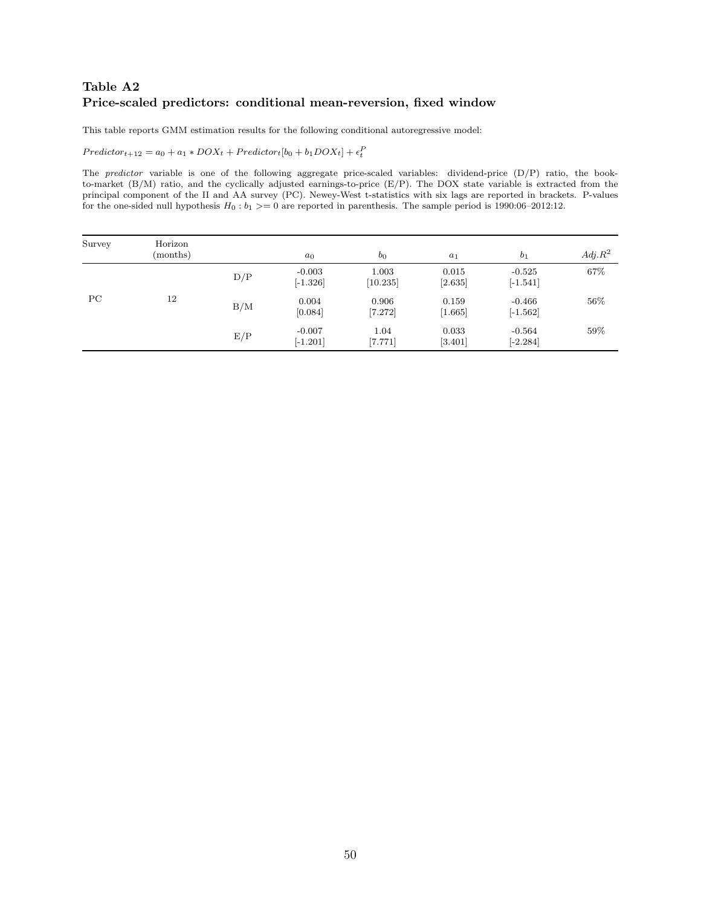**Table A2**
**Price-scaled predictors: conditional mean-reversion, fixed window**

This table reports GMM estimation results for the following conditional autoregressive model:

$Predictor_{t+12} = a_0 + a_1 * DOX_t + Predictor_t[b_0 + b_1 DOX_t] + \epsilon_t^P$

The *predictor* variable is one of the following aggregate price-scaled variables: dividend-price (D/P) ratio, the book-to-market (B/M) ratio, and the cyclically adjusted earnings-to-price (E/P). The DOX state variable is extracted from the principal component of the II and AA survey (PC). Newey-West t-statistics with six lags are reported in brackets. P-values for the one-sided null hypothesis $H_0 : b_1 >= 0$ are reported in parenthesis. The sample period is 1990:06–2012:12.

| Survey | Horizon (months) | | $a_0$ | $b_0$ | $a_1$ | $b_1$ | $Adj.R^2$ |
|---|---|---|---|---|---|---|---|
| PC | 12 | D/P | -0.003 | 1.003 | 0.015 | -0.525 | 67% |
| | | | [-1.326] | [10.235] | [2.635] | [-1.541] | |
| | | B/M | 0.004 | 0.906 | 0.159 | -0.466 | 56% |
| | | | [0.084] | [7.272] | [1.665] | [-1.562] | |
| | | E/P | -0.007 | 1.04 | 0.033 | -0.564 | 59% |
| | | | [-1.201] | [7.771] | [3.401] | [-2.284] | |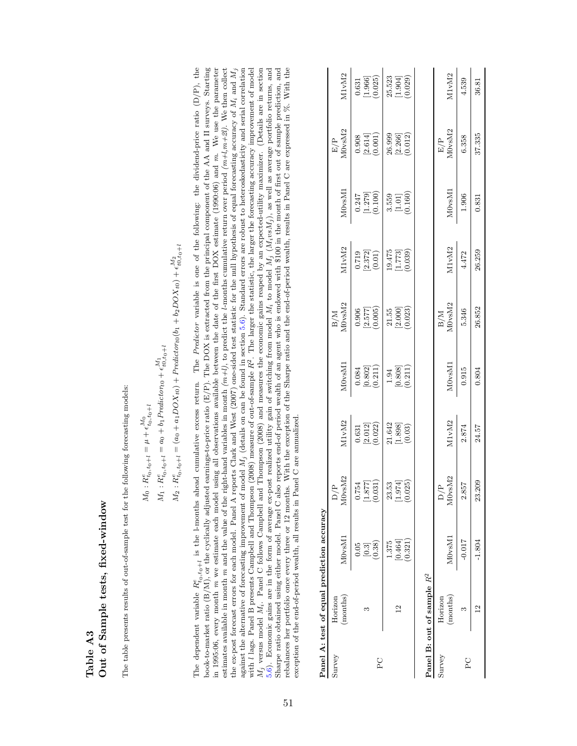# Table A3

## Out of Sample tests, fixed-window

The table presents results of out-of-sample test for the following forecasting models:

$$M_0 : R^e_{t_0,t_0+l} = \mu + \epsilon^{M_0}_{t_0,t_0+l}$$

$$M_1 : R^e_{t_0,t_0+l} = a_0 + b_1 Predictor_{t0} + \epsilon^{M_1}_{t0,t_0+l}$$

$$M_2 : R^e_{t_0,t_0+l} = (a_0 + a_1 DOX_{t0}) + Predictor_{t0}(b_1 + b_2 DOX_{t0}) + \epsilon^{M_2}_{t0,t_0+l}$$

The dependent variable $R^e_{t_0,t_0+l}$ is the l-months ahead cumulative excess return. The *Predictor* variable is one of the following: the dividend-price ratio (D/P), the book-to-market ratio (B/M), or the cyclically adjusted earnings-to-price ratio (E/P). The DOX is extracted from the principal component of the AA and II surveys. Starting in 1995:06, every month $m$ we estimate each model using all observations available between the date of the first DOX estimate (1990:06) and $m$. We use the parameter estimates available in month $m$ and the value of the right-hand variables in month $(m+l)$, to predict the $l$-months cumulative return over period $(m+l,m+2l)$. We then collect the ex-post forecast errors for each model. Panel A reports Clark and West (2007) one-sided test statistic for the null hypothesis of equal forecasting accuracy of $M_i$ and $M_j$ against the alternative of forecasting improvement of model $M_j$ (details on can be found in section 5.6). Standard errors are robust to heteroskedasticity and serial correlation with $l$ lags. Panel B presents Campbell and Thompson (2008) measure of out-of-sample $R^2$. The larger the statistic, the larger the forecasting accuracy improvement of model $M_j$ versus model $M_i$. Panel C follows Campbell and Thompson (2008) and measures the economic gains reaped by an expected-utility maximizer. (Details are in section 5.6). Economic gains are in the form of average ex-post realized utility gain of switching from model $M_i$ to model $M_j$ ($M_i vs M_j$), as well as average portfolio returns, and Sharpe ratio obtained using either model. Panel C also reports end-of period wealth of an agent who is endowed with \$100 in the month of first out of sample prediction, and rebalances her portfolio once every three or 12 months. With the exception of the Sharpe ratio and the end-of-period wealth, results in Panel C are expressed in %. With the exception of the end-of-period wealth, all results in Panel C are annualized.

**Panel A: test of equal prediction accuracy**

| Survey | Horizon (months) | D/P M0vsM1 | D/P M0vsM2 | D/P M1vM2 | B/M M0vsM1 | B/M M0vsM2 | B/M M1vM2 | E/P M0vsM1 | E/P M0vsM2 | E/P M1vM2 |
|---|---|---|---|---|---|---|---|---|---|---|
| PC | 3 | 0.05 | 0.754 | 0.631 | 0.084 | 0.906 | 0.719 | 0.247 | 0.908 | 0.631 |
| | | [0.3] | [1.877] | [2.012] | [0.802] | [2.577] | [2.372] | [1.279] | [2.614] | [1.966] |
| | | (0.38) | (0.031) | (0.022) | (0.211) | (0.005) | (0.01) | (0.100) | (0.001) | (0.025) |
| | 12 | 1.375 | 23.53 | 21.642 | 1.94 | 21.55 | 19.475 | 3.559 | 26.999 | 25.523 |
| | | [0.464] | [1.974] | [1.898] | [0.808] | [2.000] | [1.773] | [1.01] | [2.266] | [1.904] |
| | | (0.321) | (0.025) | (0.03) | (0.211) | (0.023) | (0.039) | (0.160) | (0.012) | (0.029) |

**Panel B: out of sample $R^2$**

| Survey | Horizon (months) | D/P M0vsM1 | D/P M0vsM2 | D/P M1vM2 | B/M M0vsM1 | B/M M0vsM2 | B/M M1vM2 | E/P M0vsM1 | E/P M0vsM2 | E/P M1vM2 |
|---|---|---|---|---|---|---|---|---|---|---|
| PC | 3 | -0.017 | 2.857 | 2.874 | 0.915 | 5.346 | 4.472 | 1.906 | 6.358 | 4.539 |
| | 12 | -1.804 | 23.209 | 24.57 | 0.804 | 26.852 | 26.259 | 0.831 | 37.335 | 36.81 |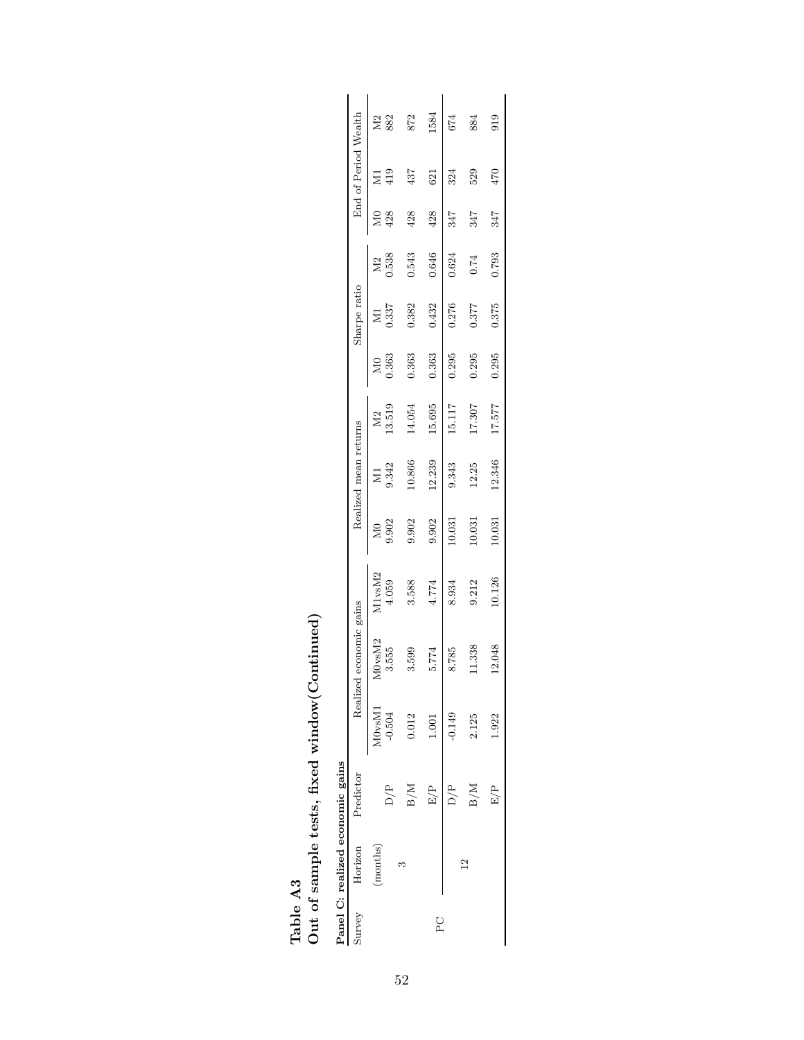**Table A3**

**Out of sample tests, fixed window(Continued)**

**Panel C: realized economic gains**

| Survey | Horizon | Predictor | Realized economic gains | | | Realized mean returns | | | Sharpe ratio | | | End of Period Wealth | | |
|---|---|---|---|---|---|---|---|---|---|---|---|---|---|---|
| | (months) | | M0vsM1 | M0vsM2 | M1vsM2 | M0 | M1 | M2 | M0 | M1 | M2 | M0 | M1 | M2 |
| PC | 3 | D/P | -0.504 | 3.555 | 4.059 | 9.902 | 9.342 | 13.519 | 0.363 | 0.337 | 0.538 | 428 | 419 | 882 |
| | | B/M | 0.012 | 3.599 | 3.588 | 9.902 | 10.866 | 14.054 | 0.363 | 0.382 | 0.543 | 428 | 437 | 872 |
| | | E/P | 1.001 | 5.774 | 4.774 | 9.902 | 12.239 | 15.695 | 0.363 | 0.432 | 0.646 | 428 | 621 | 1584 |
| | 12 | D/P | -0.149 | 8.785 | 8.934 | 10.031 | 9.343 | 15.117 | 0.295 | 0.276 | 0.624 | 347 | 324 | 674 |
| | | B/M | 2.125 | 11.338 | 9.212 | 10.031 | 12.25 | 17.307 | 0.295 | 0.377 | 0.74 | 347 | 529 | 884 |
| | | E/P | 1.922 | 12.048 | 10.126 | 10.031 | 12.346 | 17.577 | 0.295 | 0.375 | 0.793 | 347 | 470 | 919 |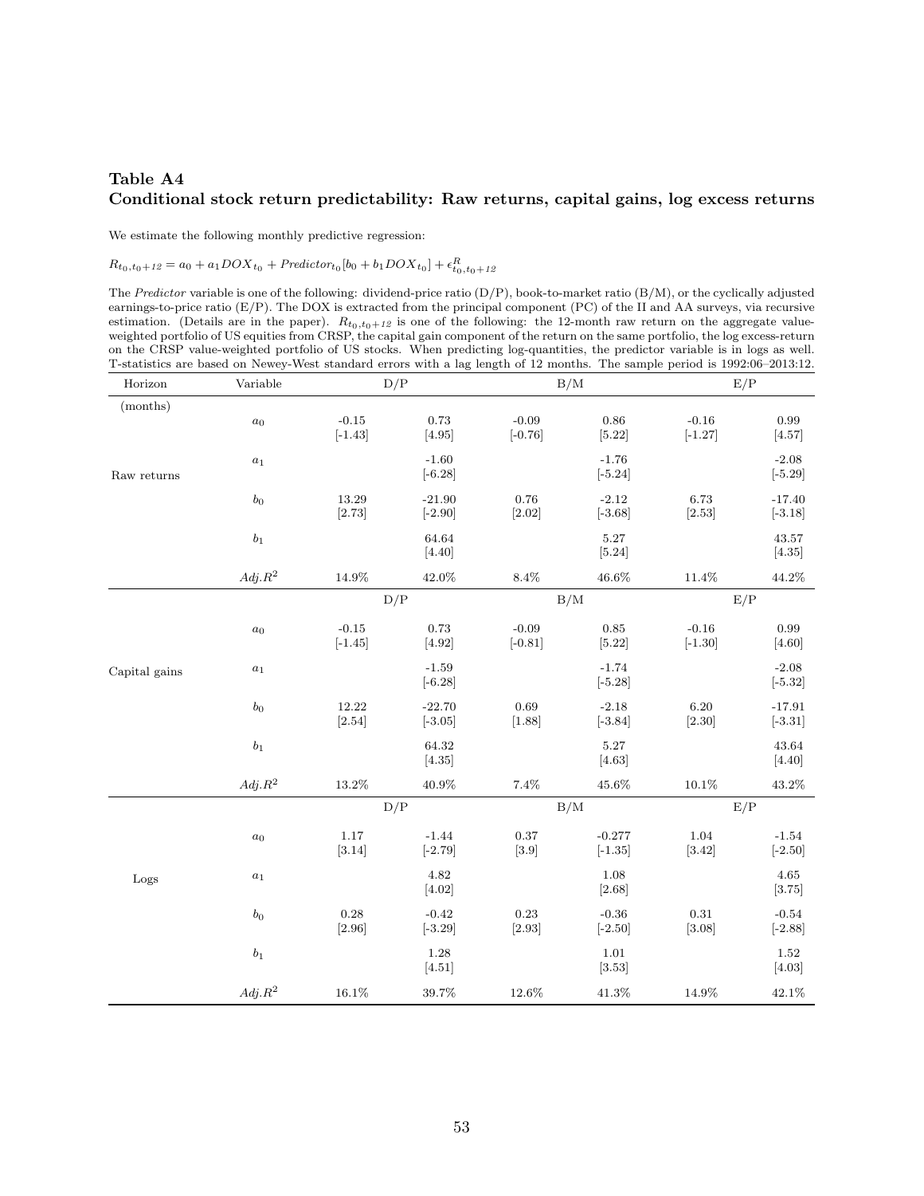## Table A4
## Conditional stock return predictability: Raw returns, capital gains, log excess returns

We estimate the following monthly predictive regression:

$$R_{t_0,t_0+12} = a_0 + a_1 DOX_{t_0} + Predictor_{t_0}[b_0 + b_1 DOX_{t_0}] + \epsilon^R_{t_0,t_0+12}$$

The *Predictor* variable is one of the following: dividend-price ratio (D/P), book-to-market ratio (B/M), or the cyclically adjusted earnings-to-price ratio (E/P). The DOX is extracted from the principal component (PC) of the II and AA surveys, via recursive estimation. (Details are in the paper). $R_{t_0,t_0+12}$ is one of the following: the 12-month raw return on the aggregate value-weighted portfolio of US equities from CRSP, the capital gain component of the return on the same portfolio, the log excess-return on the CRSP value-weighted portfolio of US stocks. When predicting log-quantities, the predictor variable is in logs as well. T-statistics are based on Newey-West standard errors with a lag length of 12 months. The sample period is 1992:06–2013:12.

| Horizon | Variable | D/P | | B/M | | E/P | |
|---|---|---|---|---|---|---|---|
| (months) | | | | | | | |
| | $a_0$ | -0.15 | 0.73 | -0.09 | 0.86 | -0.16 | 0.99 |
| | | [-1.43] | [4.95] | [-0.76] | [5.22] | [-1.27] | [4.57] |
| | $a_1$ | | -1.60 | | -1.76 | | -2.08 |
| Raw returns | | | [-6.28] | | [-5.24] | | [-5.29] |
| | $b_0$ | 13.29 | -21.90 | 0.76 | -2.12 | 6.73 | -17.40 |
| | | [2.73] | [-2.90] | [2.02] | [-3.68] | [2.53] | [-3.18] |
| | $b_1$ | | 64.64 | | 5.27 | | 43.57 |
| | | | [4.40] | | [5.24] | | [4.35] |
| | $Adj.R^2$ | 14.9% | 42.0% | 8.4% | 46.6% | 11.4% | 44.2% |
| | | D/P | | B/M | | E/P | |
| | $a_0$ | -0.15 | 0.73 | -0.09 | 0.85 | -0.16 | 0.99 |
| | | [-1.45] | [4.92] | [-0.81] | [5.22] | [-1.30] | [4.60] |
| Capital gains | $a_1$ | | -1.59 | | -1.74 | | -2.08 |
| | | | [-6.28] | | [-5.28] | | [-5.32] |
| | $b_0$ | 12.22 | -22.70 | 0.69 | -2.18 | 6.20 | -17.91 |
| | | [2.54] | [-3.05] | [1.88] | [-3.84] | [2.30] | [-3.31] |
| | $b_1$ | | 64.32 | | 5.27 | | 43.64 |
| | | | [4.35] | | [4.63] | | [4.40] |
| | $Adj.R^2$ | 13.2% | 40.9% | 7.4% | 45.6% | 10.1% | 43.2% |
| | | D/P | | B/M | | E/P | |
| | $a_0$ | 1.17 | -1.44 | 0.37 | -0.277 | 1.04 | -1.54 |
| | | [3.14] | [-2.79] | [3.9] | [-1.35] | [3.42] | [-2.50] |
| Logs | $a_1$ | | 4.82 | | 1.08 | | 4.65 |
| | | | [4.02] | | [2.68] | | [3.75] |
| | $b_0$ | 0.28 | -0.42 | 0.23 | -0.36 | 0.31 | -0.54 |
| | | [2.96] | [-3.29] | [2.93] | [-2.50] | [3.08] | [-2.88] |
| | $b_1$ | | 1.28 | | 1.01 | | 1.52 |
| | | | [4.51] | | [3.53] | | [4.03] |
| | $Adj.R^2$ | 16.1% | 39.7% | 12.6% | 41.3% | 14.9% | 42.1% |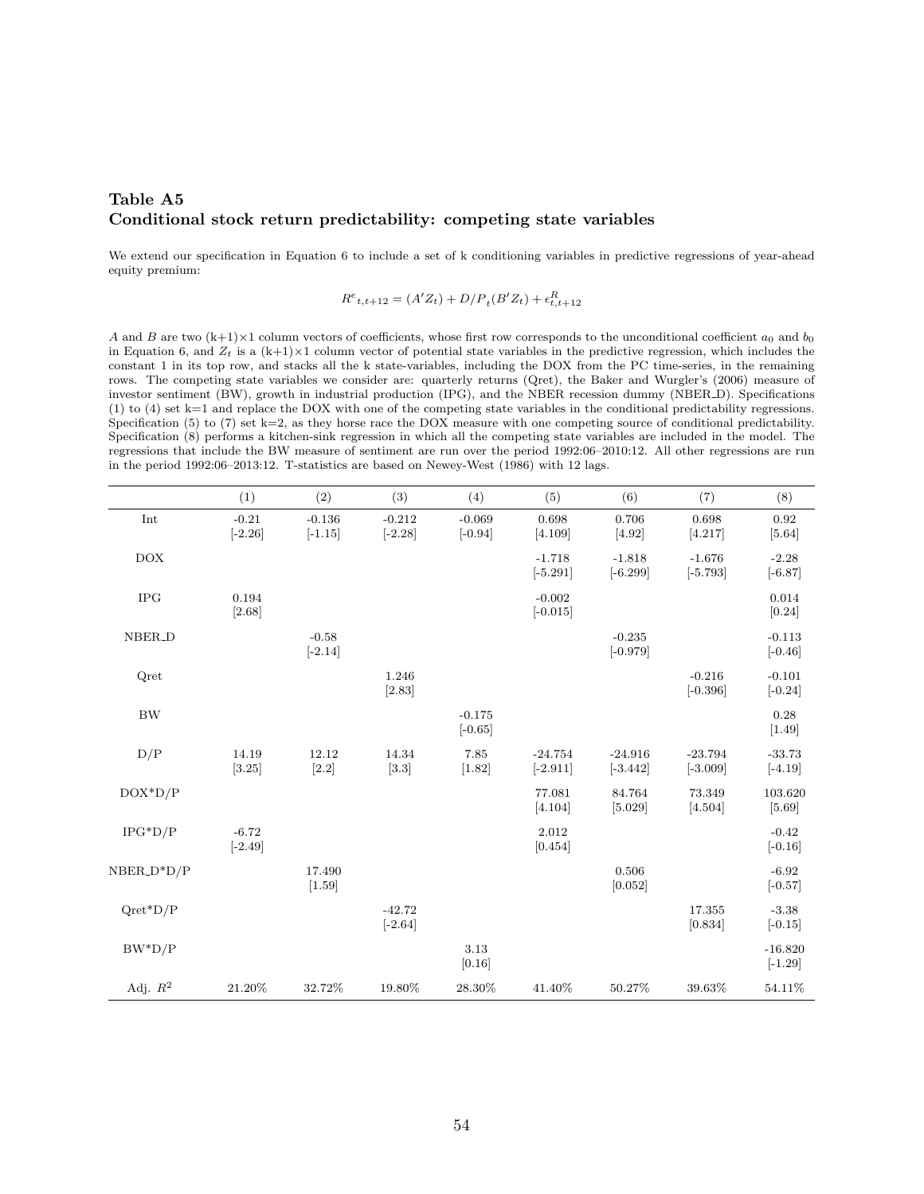## Table A5
## Conditional stock return predictability: competing state variables

We extend our specification in Equation 6 to include a set of k conditioning variables in predictive regressions of year-ahead equity premium:

$$R^e{}_{t,t+12} = (A'Z_t) + D/P_t(B'Z_t) + \epsilon^R_{t,t+12}$$

$A$ and $B$ are two (k+1)×1 column vectors of coefficients, whose first row corresponds to the unconditional coefficient $a_0$ and $b_0$ in Equation 6, and $Z_t$ is a (k+1)×1 column vector of potential state variables in the predictive regression, which includes the constant 1 in its top row, and stacks all the k state-variables, including the DOX from the PC time-series, in the remaining rows. The competing state variables we consider are: quarterly returns (Qret), the Baker and Wurgler's (2006) measure of investor sentiment (BW), growth in industrial production (IPG), and the NBER recession dummy (NBER_D). Specifications (1) to (4) set k=1 and replace the DOX with one of the competing state variables in the conditional predictability regressions. Specification (5) to (7) set k=2, as they horse race the DOX measure with one competing source of conditional predictability. Specification (8) performs a kitchen-sink regression in which all the competing state variables are included in the model. The regressions that include the BW measure of sentiment are run over the period 1992:06–2010:12. All other regressions are run in the period 1992:06–2013:12. T-statistics are based on Newey-West (1986) with 12 lags.

| | (1) | (2) | (3) | (4) | (5) | (6) | (7) | (8) |
|---|---|---|---|---|---|---|---|---|
| Int | -0.21 | -0.136 | -0.212 | -0.069 | 0.698 | 0.706 | 0.698 | 0.92 |
| | [-2.26] | [-1.15] | [-2.28] | [-0.94] | [4.109] | [4.92] | [4.217] | [5.64] |
| DOX | | | | | -1.718 | -1.818 | -1.676 | -2.28 |
| | | | | | [-5.291] | [-6.299] | [-5.793] | [-6.87] |
| IPG | 0.194 | | | | -0.002 | | | 0.014 |
| | [2.68] | | | | [-0.015] | | | [0.24] |
| NBER_D | | -0.58 | | | | -0.235 | | -0.113 |
| | | [-2.14] | | | | [-0.979] | | [-0.46] |
| Qret | | | 1.246 | | | | -0.216 | -0.101 |
| | | | [2.83] | | | | [-0.396] | [-0.24] |
| BW | | | | -0.175 | | | | 0.28 |
| | | | | [-0.65] | | | | [1.49] |
| D/P | 14.19 | 12.12 | 14.34 | 7.85 | -24.754 | -24.916 | -23.794 | -33.73 |
| | [3.25] | [2.2] | [3.3] | [1.82] | [-2.911] | [-3.442] | [-3.009] | [-4.19] |
| DOX*D/P | | | | | 77.081 | 84.764 | 73.349 | 103.620 |
| | | | | | [4.104] | [5.029] | [4.504] | [5.69] |
| IPG*D/P | -6.72 | | | | 2.012 | | | -0.42 |
| | [-2.49] | | | | [0.454] | | | [-0.16] |
| NBER_D*D/P | | 17.490 | | | | 0.506 | | -6.92 |
| | | [1.59] | | | | [0.052] | | [-0.57] |
| Qret*D/P | | | -42.72 | | | | 17.355 | -3.38 |
| | | | [-2.64] | | | | [0.834] | [-0.15] |
| BW*D/P | | | | 3.13 | | | | -16.820 |
| | | | | [0.16] | | | | [-1.29] |
| Adj. $R^2$ | 21.20% | 32.72% | 19.80% | 28.30% | 41.40% | 50.27% | 39.63% | 54.11% |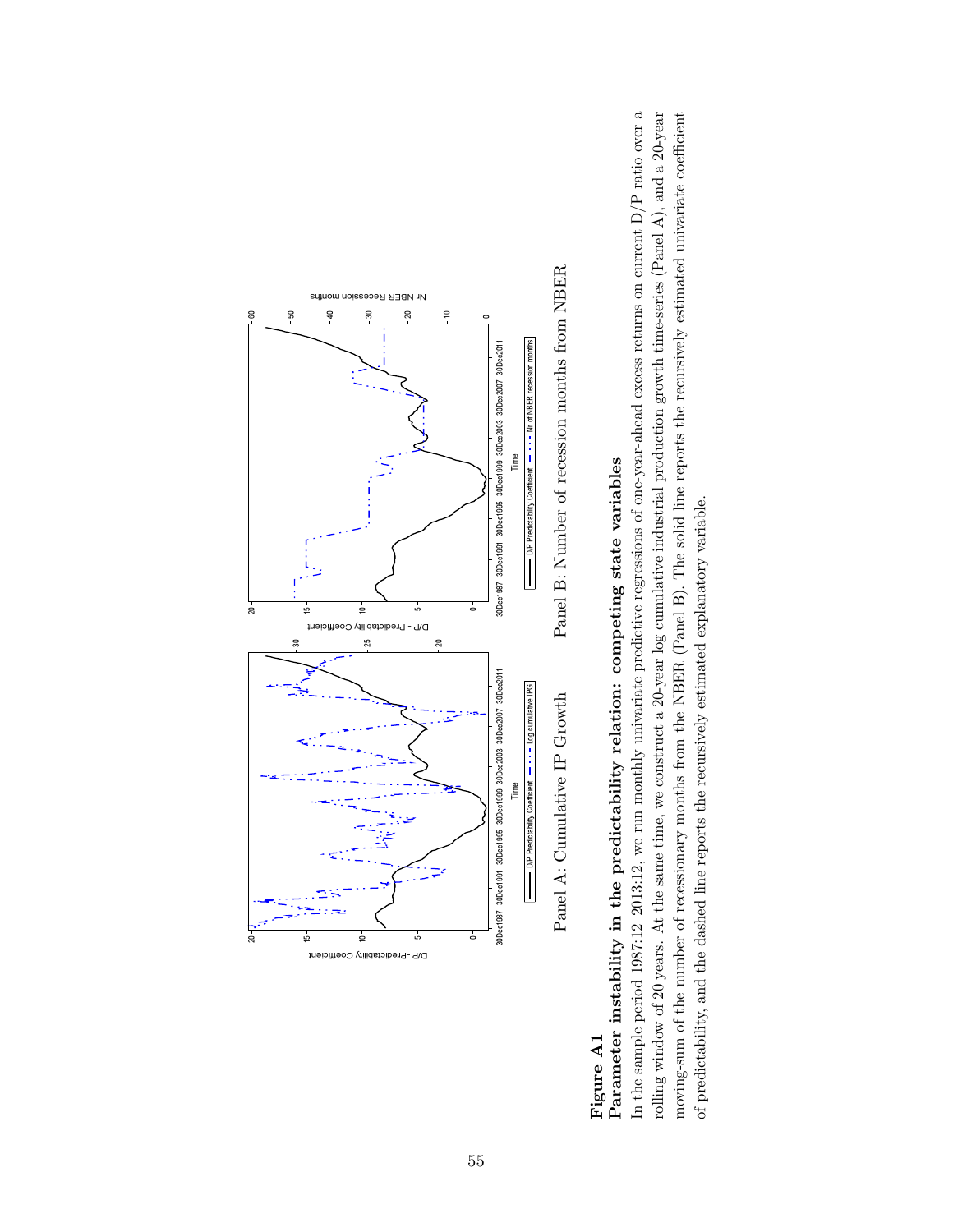Panel A: Cumulative IP Growth

Panel B: Number of recession months from NBER

**Figure A1**

**Parameter instability in the predictability relation: competing state variables**

In the sample period 1987:12–2013:12, we run monthly univariate predictive regressions of one-year-ahead excess returns on current D/P ratio over a rolling window of 20 years. At the same time, we construct a 20-year log cumulative industrial production growth time-series (Panel A), and a 20-year moving-sum of the number of recessionary months from the NBER (Panel B). The solid line reports the recursively estimated univariate coefficient of predictability, and the dashed line reports the recursively estimated explanatory variable.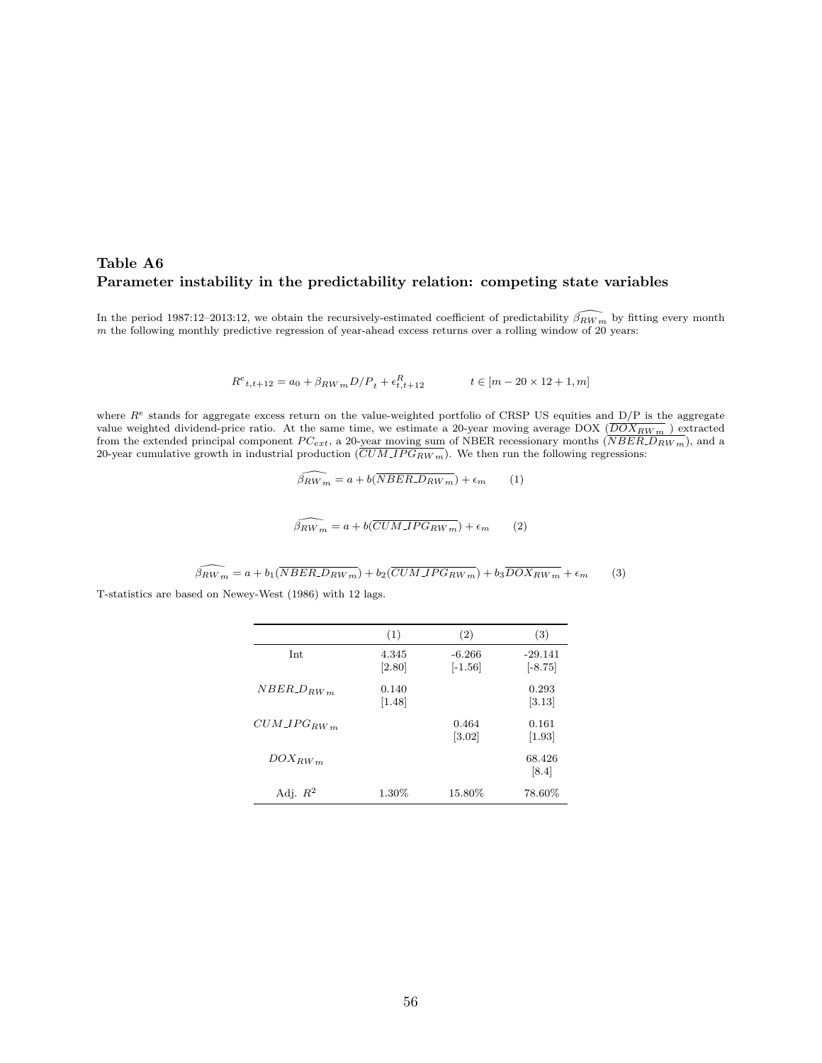**Table A6**
**Parameter instability in the predictability relation: competing state variables**

In the period 1987:12–2013:12, we obtain the recursively-estimated coefficient of predictability $\widehat{\beta_{RW\,m}}$ by fitting every month $m$ the following monthly predictive regression of year-ahead excess returns over a rolling window of 20 years:

$$R^e{}_{t,t+12} = a_0 + \beta_{RW\,m} D/P_t + \epsilon^R_{t,t+12} \qquad\qquad t \in [m - 20 \times 12 + 1, m]$$

where $R^e$ stands for aggregate excess return on the value-weighted portfolio of CRSP US equities and D/P is the aggregate value weighted dividend-price ratio. At the same time, we estimate a 20-year moving average DOX ($\overline{DOX_{RW\,m}}$ ) extracted from the extended principal component $PC_{ext}$, a 20-year moving sum of NBER recessionary months ($\overline{NBER\_D_{RW\,m}}$), and a 20-year cumulative growth in industrial production ($\overline{CUM\_IPG_{RW\,m}}$). We then run the following regressions:

$$\widehat{\beta_{RW\,m}} = a + b(\overline{NBER\_D_{RW\,m}}) + \epsilon_m \qquad (1)$$

$$\widehat{\beta_{RW\,m}} = a + b(\overline{CUM\_IPG_{RW\,m}}) + \epsilon_m \qquad (2)$$

$$\widehat{\beta_{RW\,m}} = a + b_1(\overline{NBER\_D_{RW\,m}}) + b_2(\overline{CUM\_IPG_{RW\,m}}) + b_3\overline{DOX_{RW\,m}} + \epsilon_m \qquad (3)$$

T-statistics are based on Newey-West (1986) with 12 lags.

| | (1) | (2) | (3) |
|---|---|---|---|
| Int | 4.345 | -6.266 | -29.141 |
| | [2.80] | [-1.56] | [-8.75] |
| $NBER\_D_{RW\,m}$ | 0.140 | | 0.293 |
| | [1.48] | | [3.13] |
| $CUM\_IPG_{RW\,m}$ | | 0.464 | 0.161 |
| | | [3.02] | [1.93] |
| $DOX_{RW\,m}$ | | | 68.426 |
| | | | [8.4] |
| Adj. $R^2$ | 1.30% | 15.80% | 78.60% |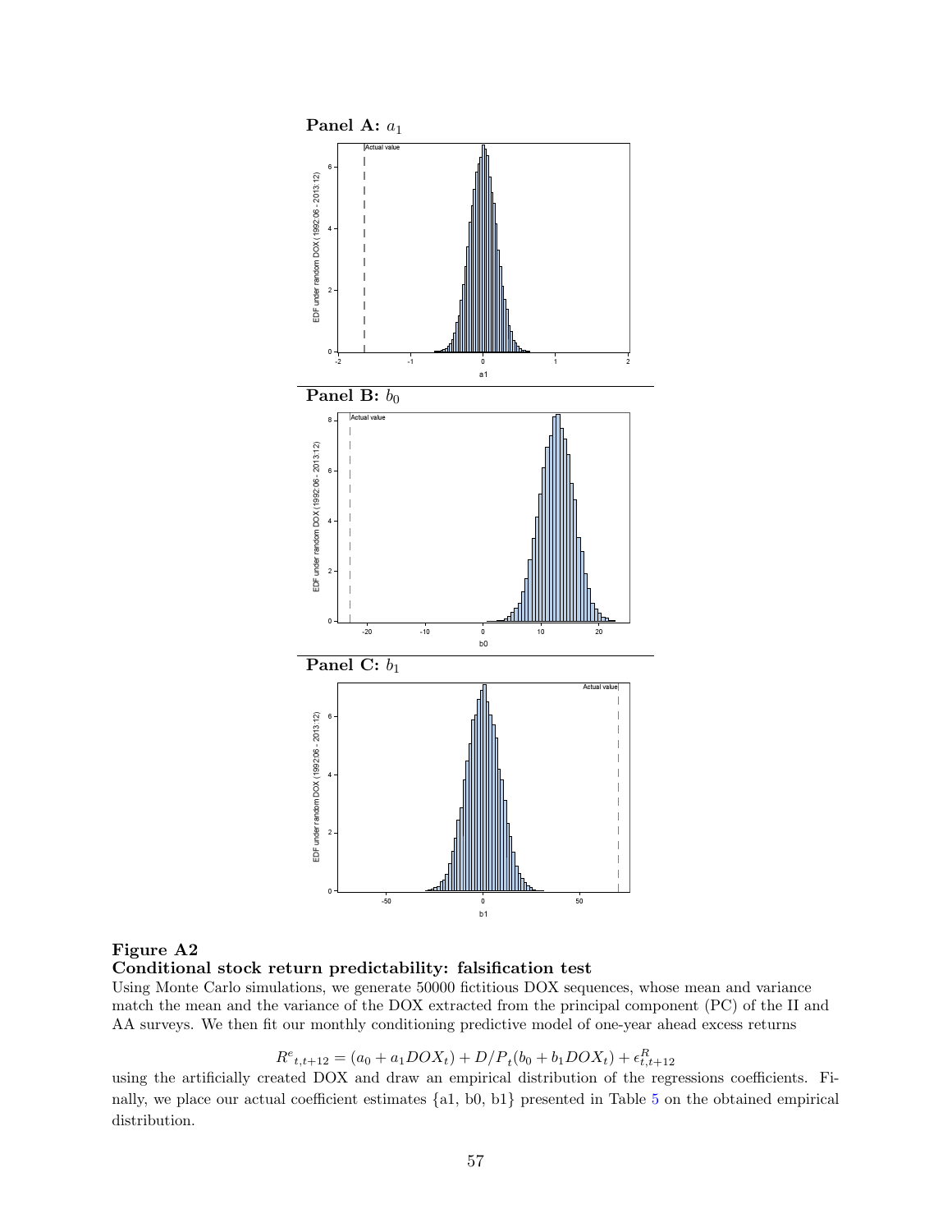**Panel A:** $a_1$

Actual value

EDF under random DOX (1992:06 - 2013:12)

0
2
4
6

-2
-1
0
1
2

a1

**Panel B:** $b_0$

Actual value

EDF under random DOX (1992:06 - 2013:12)

0
2
4
6
8

-20
-10
0
10
20

b0

**Panel C:** $b_1$

Actual value

EDF under random DOX (1992:06 - 2013:12)

0
2
4
6

-50
0
50

b1

**Figure A2**
**Conditional stock return predictability: falsification test**
Using Monte Carlo simulations, we generate 50000 fictitious DOX sequences, whose mean and variance match the mean and the variance of the DOX extracted from the principal component (PC) of the II and AA surveys. We then fit our monthly conditioning predictive model of one-year ahead excess returns

$$R^e{}_{t,t+12} = (a_0 + a_1 DOX_t) + D/P_t(b_0 + b_1 DOX_t) + \epsilon^R_{t,t+12}$$

using the artificially created DOX and draw an empirical distribution of the regressions coefficients. Finally, we place our actual coefficient estimates {a1, b0, b1} presented in Table 5 on the obtained empirical distribution.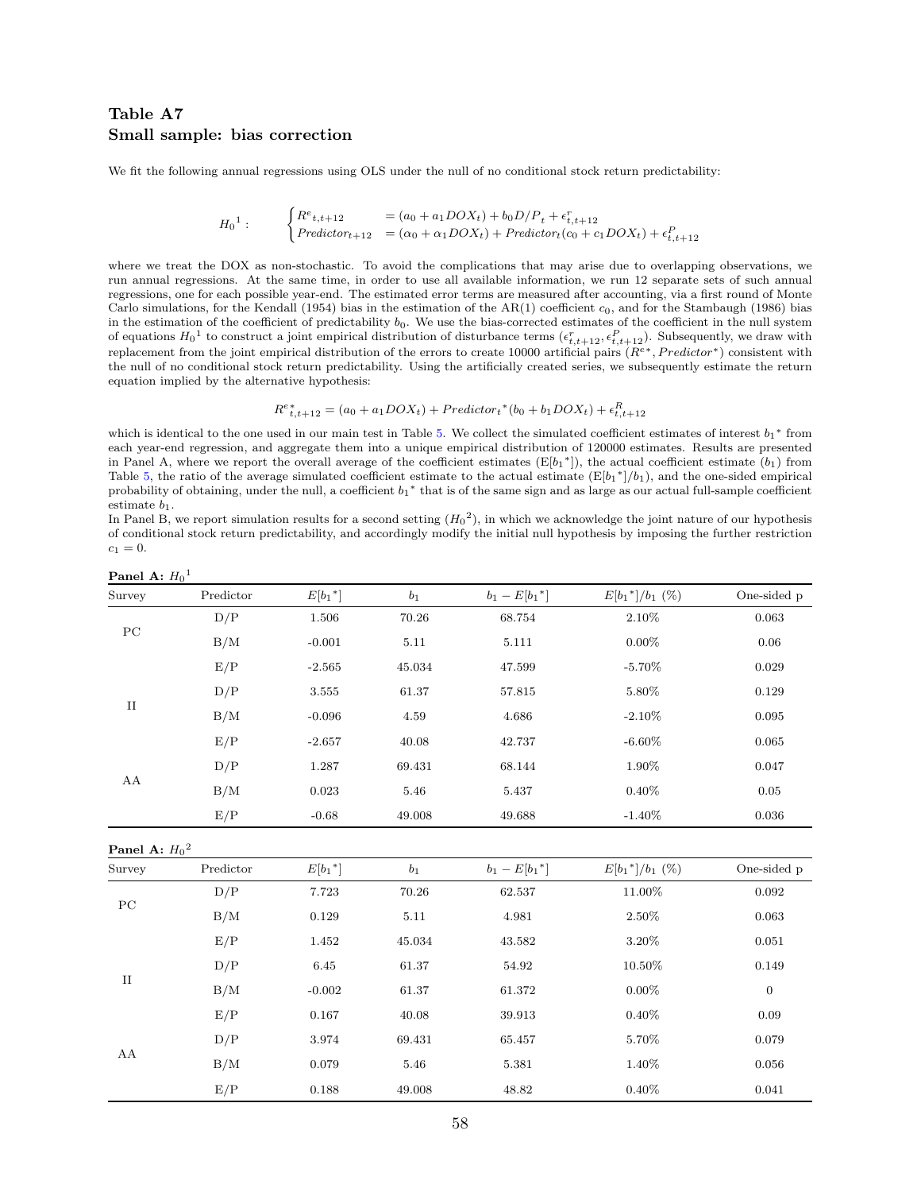## Table A7
## Small sample: bias correction

We fit the following annual regressions using OLS under the null of no conditional stock return predictability:

$$H_0{}^1: \quad \begin{cases} R^e{}_{t,t+12} & = (a_0 + a_1 DOX_t) + b_0 D/P_t + \epsilon^r_{t,t+12} \\ Predictor_{t+12} & = (\alpha_0 + \alpha_1 DOX_t) + Predictor_t(c_0 + c_1 DOX_t) + \epsilon^P_{t,t+12} \end{cases}$$

where we treat the DOX as non-stochastic. To avoid the complications that may arise due to overlapping observations, we run annual regressions. At the same time, in order to use all available information, we run 12 separate sets of such annual regressions, one for each possible year-end. The estimated error terms are measured after accounting, via a first round of Monte Carlo simulations, for the Kendall (1954) bias in the estimation of the AR(1) coefficient $c_0$, and for the Stambaugh (1986) bias in the estimation of the coefficient of predictability $b_0$. We use the bias-corrected estimates of the coefficient in the null system of equations $H_0{}^1$ to construct a joint empirical distribution of disturbance terms $(\epsilon^r_{t,t+12}, \epsilon^P_{t,t+12})$. Subsequently, we draw with replacement from the joint empirical distribution of the errors to create 10000 artificial pairs $(R^{e*}, Predictor^*)$ consistent with the null of no conditional stock return predictability. Using the artificially created series, we subsequently estimate the return equation implied by the alternative hypothesis:

$$R^{e*}_{t,t+12} = (a_0 + a_1 DOX_t) + Predictor_t{}^*(b_0 + b_1 DOX_t) + \epsilon^R_{t,t+12}$$

which is identical to the one used in our main test in Table 5. We collect the simulated coefficient estimates of interest $b_1{}^*$ from each year-end regression, and aggregate them into a unique empirical distribution of 120000 estimates. Results are presented in Panel A, where we report the overall average of the coefficient estimates ($\mathrm{E}[b_1{}^*]$), the actual coefficient estimate ($b_1$) from Table 5, the ratio of the average simulated coefficient estimate to the actual estimate ($\mathrm{E}[b_1{}^*]/b_1$), and the one-sided empirical probability of obtaining, under the null, a coefficient $b_1{}^*$ that is of the same sign and as large as our actual full-sample coefficient estimate $b_1$.

In Panel B, we report simulation results for a second setting ($H_0{}^2$), in which we acknowledge the joint nature of our hypothesis of conditional stock return predictability, and accordingly modify the initial null hypothesis by imposing the further restriction $c_1 = 0$.

**Panel A: $H_0{}^1$**

| Survey | Predictor | $E[b_1{}^*]$ | $b_1$ | $b_1 - E[b_1{}^*]$ | $E[b_1{}^*]/b_1$ (%) | One-sided p |
|---|---|---|---|---|---|---|
| PC | D/P | 1.506 | 70.26 | 68.754 | 2.10% | 0.063 |
| | B/M | -0.001 | 5.11 | 5.111 | 0.00% | 0.06 |
| | E/P | -2.565 | 45.034 | 47.599 | -5.70% | 0.029 |
| II | D/P | 3.555 | 61.37 | 57.815 | 5.80% | 0.129 |
| | B/M | -0.096 | 4.59 | 4.686 | -2.10% | 0.095 |
| | E/P | -2.657 | 40.08 | 42.737 | -6.60% | 0.065 |
| AA | D/P | 1.287 | 69.431 | 68.144 | 1.90% | 0.047 |
| | B/M | 0.023 | 5.46 | 5.437 | 0.40% | 0.05 |
| | E/P | -0.68 | 49.008 | 49.688 | -1.40% | 0.036 |

**Panel A: $H_0{}^2$**

| Survey | Predictor | $E[b_1{}^*]$ | $b_1$ | $b_1 - E[b_1{}^*]$ | $E[b_1{}^*]/b_1$ (%) | One-sided p |
|---|---|---|---|---|---|---|
| PC | D/P | 7.723 | 70.26 | 62.537 | 11.00% | 0.092 |
| | B/M | 0.129 | 5.11 | 4.981 | 2.50% | 0.063 |
| | E/P | 1.452 | 45.034 | 43.582 | 3.20% | 0.051 |
| II | D/P | 6.45 | 61.37 | 54.92 | 10.50% | 0.149 |
| | B/M | -0.002 | 61.37 | 61.372 | 0.00% | 0 |
| | E/P | 0.167 | 40.08 | 39.913 | 0.40% | 0.09 |
| AA | D/P | 3.974 | 69.431 | 65.457 | 5.70% | 0.079 |
| | B/M | 0.079 | 5.46 | 5.381 | 1.40% | 0.056 |
| | E/P | 0.188 | 49.008 | 48.82 | 0.40% | 0.041 |